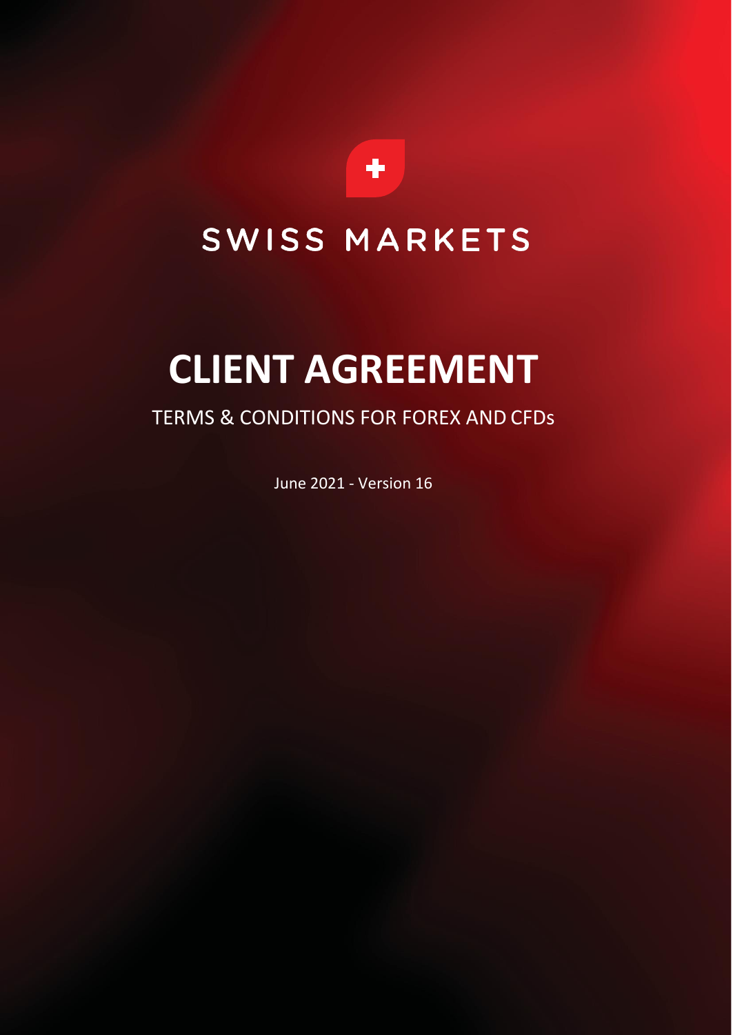SWISS MARKETS

# CLIENT AGREEMENT

TERMS & CONDITIONS FOR FOREX AND CFDs

June 2021 - Version 16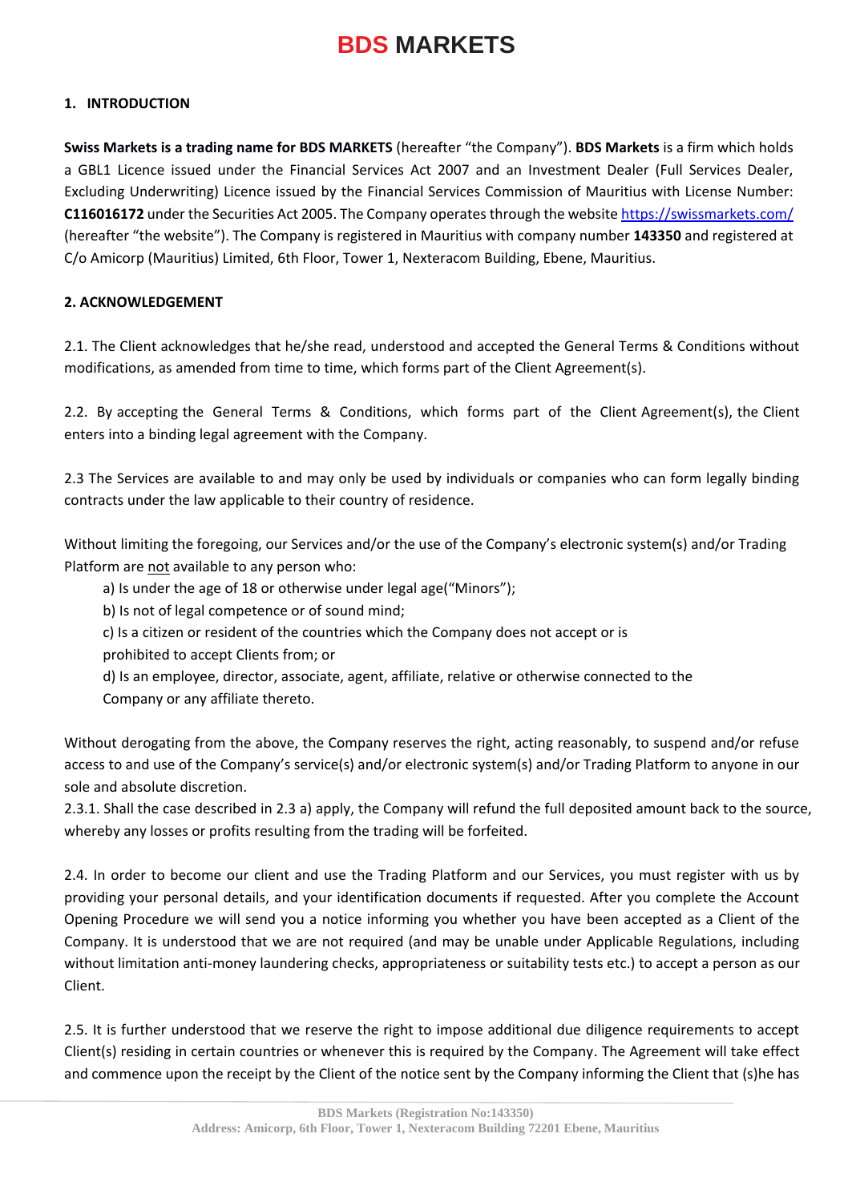# BDS MARKETS

## 1. INTRODUCTION

**Swiss Markets is a trading name for BDS MARKETS** (hereafter "the Company"). **BDS Markets** is a firm which holds a GBL1 Licence issued under the Financial Services Act 2007 and an Investment Dealer (Full Services Dealer, Excluding Underwriting) Licence issued by the Financial Services Commission of Mauritius with License Number: **C116016172** under the Securities Act 2005. The Company operates through the website https://swissmarkets.com/ (hereafter "the website"). The Company is registered in Mauritius with company number **143350** and registered at C/o Amicorp (Mauritius) Limited, 6th Floor, Tower 1, Nexteracom Building, Ebene, Mauritius.

## 2. ACKNOWLEDGEMENT

2.1. The Client acknowledges that he/she read, understood and accepted the General Terms & Conditions without modifications, as amended from time to time, which forms part of the Client Agreement(s).

2.2. By accepting the General Terms & Conditions, which forms part of the Client Agreement(s), the Client enters into a binding legal agreement with the Company.

2.3 The Services are available to and may only be used by individuals or companies who can form legally binding contracts under the law applicable to their country of residence.

Without limiting the foregoing, our Services and/or the use of the Company's electronic system(s) and/or Trading Platform are not available to any person who:

a) Is under the age of 18 or otherwise under legal age("Minors");

b) Is not of legal competence or of sound mind;

c) Is a citizen or resident of the countries which the Company does not accept or is prohibited to accept Clients from; or

d) Is an employee, director, associate, agent, affiliate, relative or otherwise connected to the Company or any affiliate thereto.

Without derogating from the above, the Company reserves the right, acting reasonably, to suspend and/or refuse access to and use of the Company's service(s) and/or electronic system(s) and/or Trading Platform to anyone in our sole and absolute discretion.

2.3.1. Shall the case described in 2.3 a) apply, the Company will refund the full deposited amount back to the source, whereby any losses or profits resulting from the trading will be forfeited.

2.4. In order to become our client and use the Trading Platform and our Services, you must register with us by providing your personal details, and your identification documents if requested. After you complete the Account Opening Procedure we will send you a notice informing you whether you have been accepted as a Client of the Company. It is understood that we are not required (and may be unable under Applicable Regulations, including without limitation anti-money laundering checks, appropriateness or suitability tests etc.) to accept a person as our Client.

2.5. It is further understood that we reserve the right to impose additional due diligence requirements to accept Client(s) residing in certain countries or whenever this is required by the Company. The Agreement will take effect and commence upon the receipt by the Client of the notice sent by the Company informing the Client that (s)he has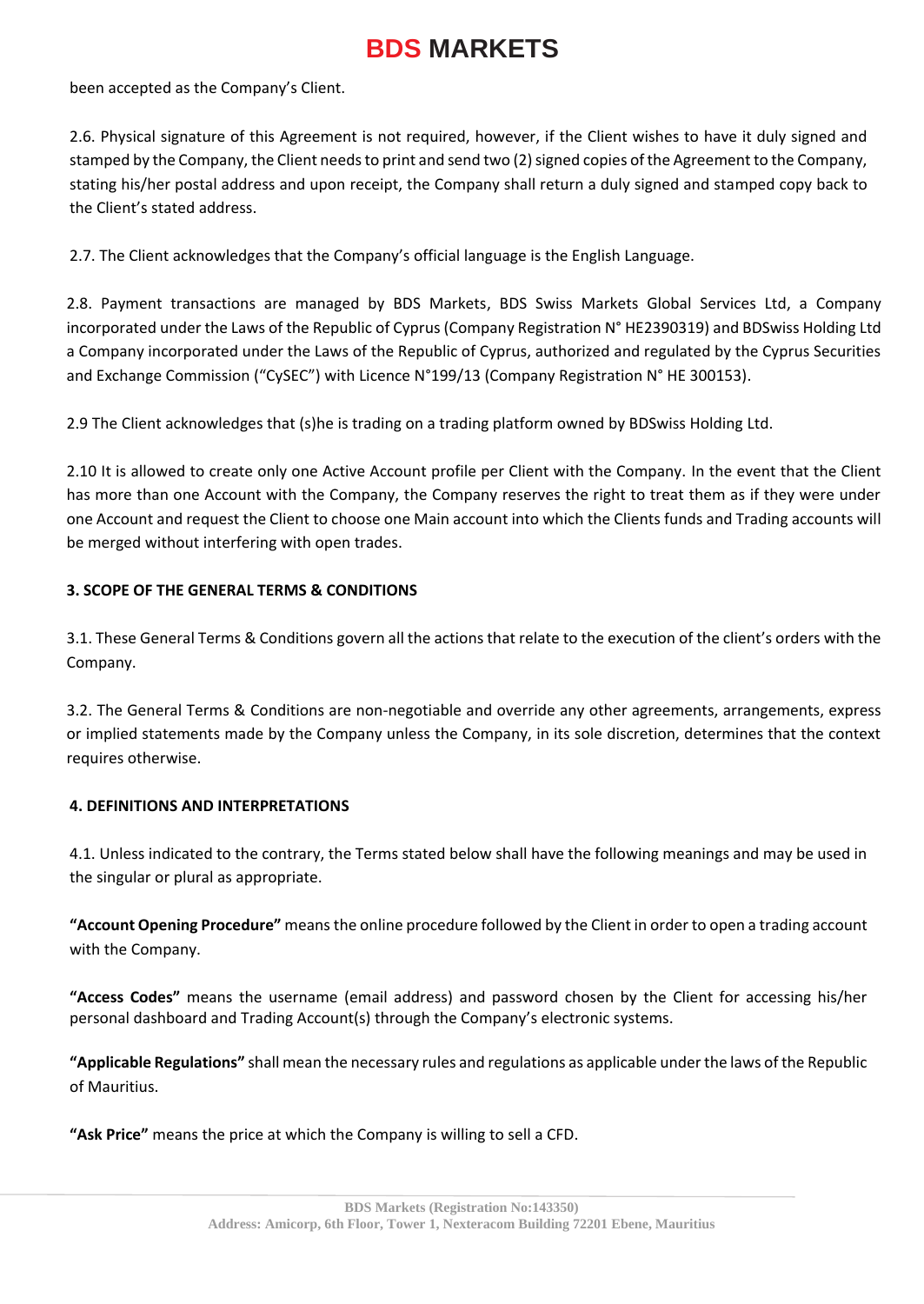been accepted as the Company's Client.

2.6. Physical signature of this Agreement is not required, however, if the Client wishes to have it duly signed and stamped by the Company, the Client needs to print and send two (2) signed copies of the Agreement to the Company, stating his/her postal address and upon receipt, the Company shall return a duly signed and stamped copy back to the Client's stated address.

2.7. The Client acknowledges that the Company's official language is the English Language.

2.8. Payment transactions are managed by BDS Markets, BDS Swiss Markets Global Services Ltd, a Company incorporated under the Laws of the Republic of Cyprus (Company Registration N° HE2390319) and BDSwiss Holding Ltd a Company incorporated under the Laws of the Republic of Cyprus, authorized and regulated by the Cyprus Securities and Exchange Commission ("CySEC") with Licence N°199/13 (Company Registration N° HE 300153).

2.9 The Client acknowledges that (s)he is trading on a trading platform owned by BDSwiss Holding Ltd.

2.10 It is allowed to create only one Active Account profile per Client with the Company. In the event that the Client has more than one Account with the Company, the Company reserves the right to treat them as if they were under one Account and request the Client to choose one Main account into which the Clients funds and Trading accounts will be merged without interfering with open trades.

## 3. SCOPE OF THE GENERAL TERMS & CONDITIONS

3.1. These General Terms & Conditions govern all the actions that relate to the execution of the client's orders with the Company.

3.2. The General Terms & Conditions are non-negotiable and override any other agreements, arrangements, express or implied statements made by the Company unless the Company, in its sole discretion, determines that the context requires otherwise.

## 4. DEFINITIONS AND INTERPRETATIONS

4.1. Unless indicated to the contrary, the Terms stated below shall have the following meanings and may be used in the singular or plural as appropriate.

**"Account Opening Procedure"** means the online procedure followed by the Client in order to open a trading account with the Company.

**"Access Codes"** means the username (email address) and password chosen by the Client for accessing his/her personal dashboard and Trading Account(s) through the Company's electronic systems.

**"Applicable Regulations"** shall mean the necessary rules and regulations as applicable under the laws of the Republic of Mauritius.

**"Ask Price"** means the price at which the Company is willing to sell a CFD.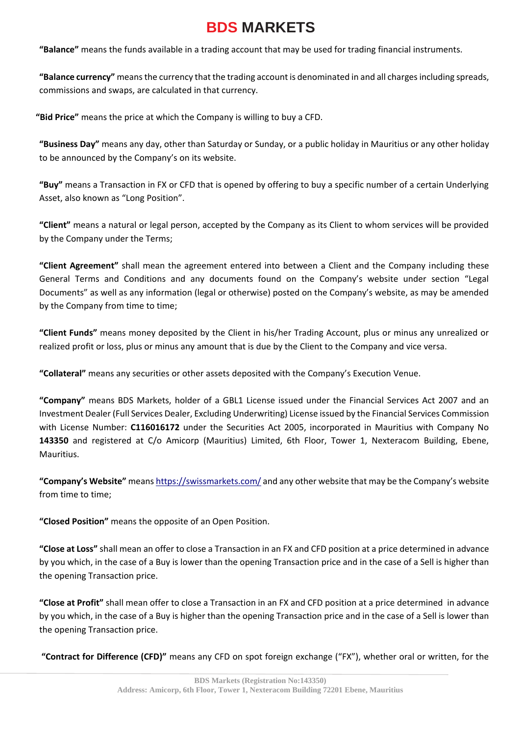**"Balance"** means the funds available in a trading account that may be used for trading financial instruments.

**"Balance currency"** means the currency that the trading account is denominated in and all charges including spreads, commissions and swaps, are calculated in that currency.

**"Bid Price"** means the price at which the Company is willing to buy a CFD.

**"Business Day"** means any day, other than Saturday or Sunday, or a public holiday in Mauritius or any other holiday to be announced by the Company's on its website.

**"Buy"** means a Transaction in FX or CFD that is opened by offering to buy a specific number of a certain Underlying Asset, also known as "Long Position".

**"Client"** means a natural or legal person, accepted by the Company as its Client to whom services will be provided by the Company under the Terms;

**"Client Agreement"** shall mean the agreement entered into between a Client and the Company including these General Terms and Conditions and any documents found on the Company's website under section "Legal Documents" as well as any information (legal or otherwise) posted on the Company's website, as may be amended by the Company from time to time;

**"Client Funds"** means money deposited by the Client in his/her Trading Account, plus or minus any unrealized or realized profit or loss, plus or minus any amount that is due by the Client to the Company and vice versa.

**"Collateral"** means any securities or other assets deposited with the Company's Execution Venue.

**"Company"** means BDS Markets, holder of a GBL1 License issued under the Financial Services Act 2007 and an Investment Dealer (Full Services Dealer, Excluding Underwriting) License issued by the Financial Services Commission with License Number: **C116016172** under the Securities Act 2005, incorporated in Mauritius with Company No **143350** and registered at C/o Amicorp (Mauritius) Limited, 6th Floor, Tower 1, Nexteracom Building, Ebene, Mauritius.

**"Company's Website"** means https://swissmarkets.com/ and any other website that may be the Company's website from time to time;

**"Closed Position"** means the opposite of an Open Position.

**"Close at Loss"** shall mean an offer to close a Transaction in an FX and CFD position at a price determined in advance by you which, in the case of a Buy is lower than the opening Transaction price and in the case of a Sell is higher than the opening Transaction price.

**"Close at Profit"** shall mean offer to close a Transaction in an FX and CFD position at a price determined in advance by you which, in the case of a Buy is higher than the opening Transaction price and in the case of a Sell is lower than the opening Transaction price.

**"Contract for Difference (CFD)"** means any CFD on spot foreign exchange ("FX"), whether oral or written, for the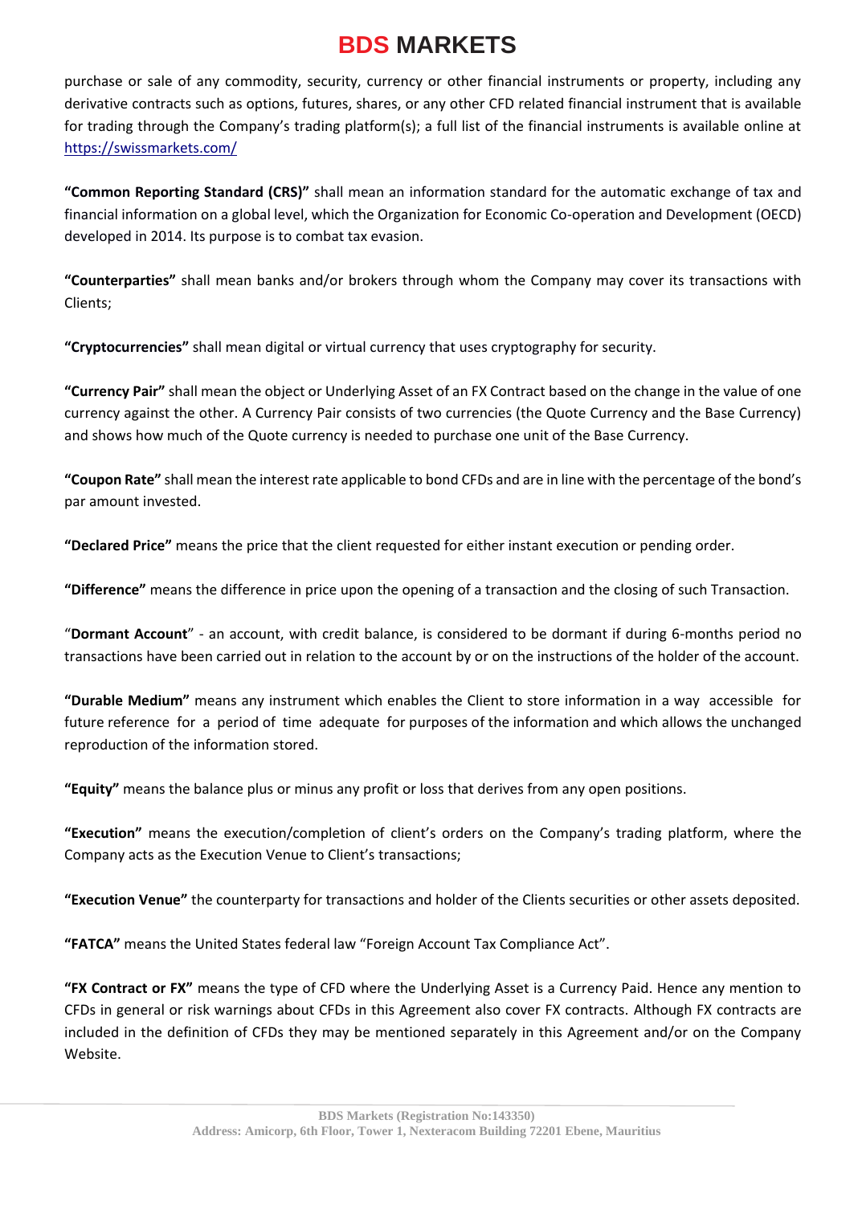purchase or sale of any commodity, security, currency or other financial instruments or property, including any derivative contracts such as options, futures, shares, or any other CFD related financial instrument that is available for trading through the Company's trading platform(s); a full list of the financial instruments is available online at https://swissmarkets.com/

**"Common Reporting Standard (CRS)"** shall mean an information standard for the automatic exchange of tax and financial information on a global level, which the Organization for Economic Co-operation and Development (OECD) developed in 2014. Its purpose is to combat tax evasion.

**"Counterparties"** shall mean banks and/or brokers through whom the Company may cover its transactions with Clients;

**"Cryptocurrencies"** shall mean digital or virtual currency that uses cryptography for security.

**"Currency Pair"** shall mean the object or Underlying Asset of an FX Contract based on the change in the value of one currency against the other. A Currency Pair consists of two currencies (the Quote Currency and the Base Currency) and shows how much of the Quote currency is needed to purchase one unit of the Base Currency.

**"Coupon Rate"** shall mean the interest rate applicable to bond CFDs and are in line with the percentage of the bond's par amount invested.

**"Declared Price"** means the price that the client requested for either instant execution or pending order.

**"Difference"** means the difference in price upon the opening of a transaction and the closing of such Transaction.

"**Dormant Account**" - an account, with credit balance, is considered to be dormant if during 6-months period no transactions have been carried out in relation to the account by or on the instructions of the holder of the account.

**"Durable Medium"** means any instrument which enables the Client to store information in a way accessible for future reference for a period of time adequate for purposes of the information and which allows the unchanged reproduction of the information stored.

**"Equity"** means the balance plus or minus any profit or loss that derives from any open positions.

**"Execution"** means the execution/completion of client's orders on the Company's trading platform, where the Company acts as the Execution Venue to Client's transactions;

**"Execution Venue"** the counterparty for transactions and holder of the Clients securities or other assets deposited.

**"FATCA"** means the United States federal law "Foreign Account Tax Compliance Act".

**"FX Contract or FX"** means the type of CFD where the Underlying Asset is a Currency Paid. Hence any mention to CFDs in general or risk warnings about CFDs in this Agreement also cover FX contracts. Although FX contracts are included in the definition of CFDs they may be mentioned separately in this Agreement and/or on the Company Website.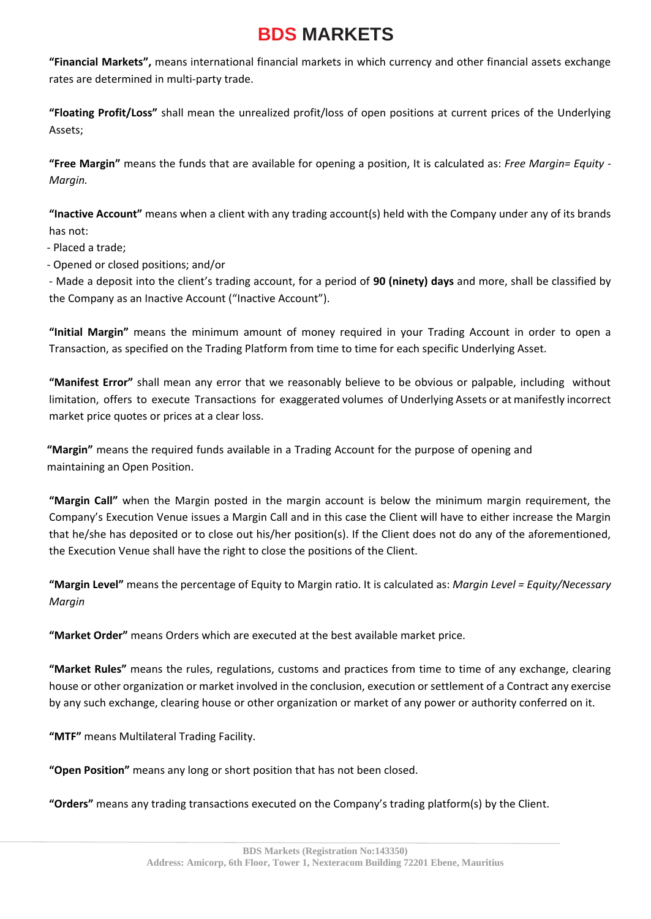**"Financial Markets",** means international financial markets in which currency and other financial assets exchange rates are determined in multi-party trade.

**"Floating Profit/Loss"** shall mean the unrealized profit/loss of open positions at current prices of the Underlying Assets;

**"Free Margin"** means the funds that are available for opening a position, It is calculated as: *Free Margin= Equity - Margin.*

**"Inactive Account"** means when a client with any trading account(s) held with the Company under any of its brands has not:

- Placed a trade;
- Opened or closed positions; and/or
- Made a deposit into the client's trading account, for a period of **90 (ninety) days** and more, shall be classified by the Company as an Inactive Account ("Inactive Account").

**"Initial Margin"** means the minimum amount of money required in your Trading Account in order to open a Transaction, as specified on the Trading Platform from time to time for each specific Underlying Asset.

**"Manifest Error"** shall mean any error that we reasonably believe to be obvious or palpable, including without limitation, offers to execute Transactions for exaggerated volumes of Underlying Assets or at manifestly incorrect market price quotes or prices at a clear loss.

**"Margin"** means the required funds available in a Trading Account for the purpose of opening and maintaining an Open Position.

**"Margin Call"** when the Margin posted in the margin account is below the minimum margin requirement, the Company's Execution Venue issues a Margin Call and in this case the Client will have to either increase the Margin that he/she has deposited or to close out his/her position(s). If the Client does not do any of the aforementioned, the Execution Venue shall have the right to close the positions of the Client.

**"Margin Level"** means the percentage of Equity to Margin ratio. It is calculated as: *Margin Level = Equity/Necessary Margin*

**"Market Order"** means Orders which are executed at the best available market price.

**"Market Rules"** means the rules, regulations, customs and practices from time to time of any exchange, clearing house or other organization or market involved in the conclusion, execution or settlement of a Contract any exercise by any such exchange, clearing house or other organization or market of any power or authority conferred on it.

**"MTF"** means Multilateral Trading Facility.

**"Open Position"** means any long or short position that has not been closed.

**"Orders"** means any trading transactions executed on the Company's trading platform(s) by the Client.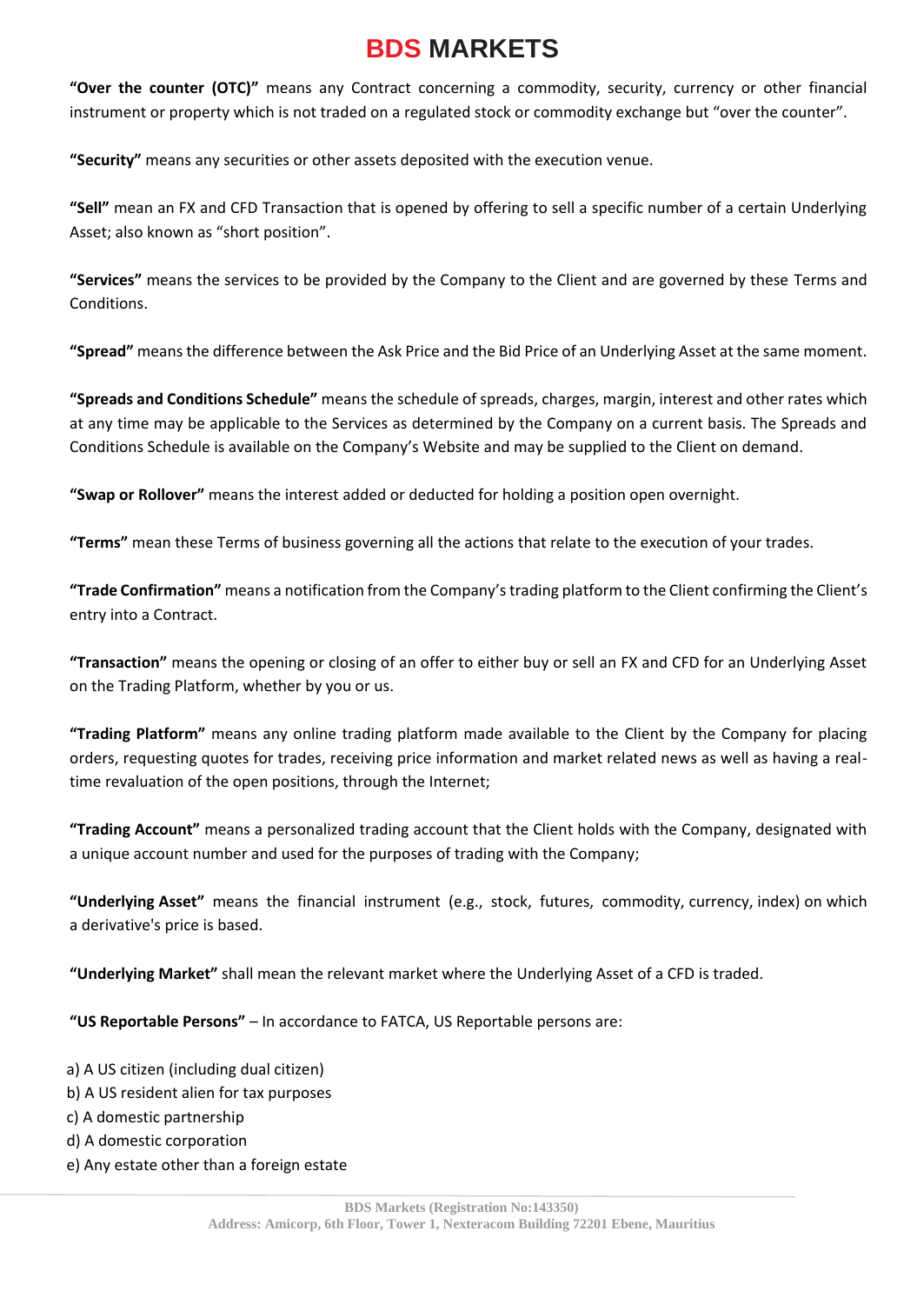**"Over the counter (OTC)"** means any Contract concerning a commodity, security, currency or other financial instrument or property which is not traded on a regulated stock or commodity exchange but "over the counter".

**"Security"** means any securities or other assets deposited with the execution venue.

**"Sell"** mean an FX and CFD Transaction that is opened by offering to sell a specific number of a certain Underlying Asset; also known as "short position".

**"Services"** means the services to be provided by the Company to the Client and are governed by these Terms and Conditions.

**"Spread"** means the difference between the Ask Price and the Bid Price of an Underlying Asset at the same moment.

**"Spreads and Conditions Schedule"** means the schedule of spreads, charges, margin, interest and other rates which at any time may be applicable to the Services as determined by the Company on a current basis. The Spreads and Conditions Schedule is available on the Company's Website and may be supplied to the Client on demand.

**"Swap or Rollover"** means the interest added or deducted for holding a position open overnight.

**"Terms"** mean these Terms of business governing all the actions that relate to the execution of your trades.

**"Trade Confirmation"** means a notification from the Company's trading platform to the Client confirming the Client's entry into a Contract.

**"Transaction"** means the opening or closing of an offer to either buy or sell an FX and CFD for an Underlying Asset on the Trading Platform, whether by you or us.

**"Trading Platform"** means any online trading platform made available to the Client by the Company for placing orders, requesting quotes for trades, receiving price information and market related news as well as having a real-time revaluation of the open positions, through the Internet;

**"Trading Account"** means a personalized trading account that the Client holds with the Company, designated with a unique account number and used for the purposes of trading with the Company;

**"Underlying Asset"** means the financial instrument (e.g., stock, futures, commodity, currency, index) on which a derivative's price is based.

**"Underlying Market"** shall mean the relevant market where the Underlying Asset of a CFD is traded.

**"US Reportable Persons"** – In accordance to FATCA, US Reportable persons are:

a) A US citizen (including dual citizen)
b) A US resident alien for tax purposes
c) A domestic partnership
d) A domestic corporation
e) Any estate other than a foreign estate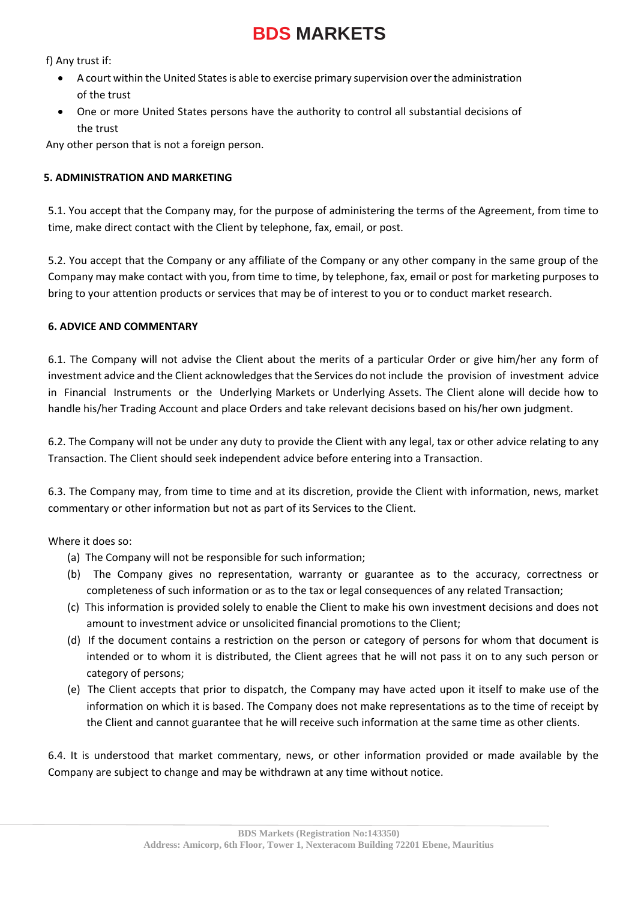f) Any trust if:

- A court within the United States is able to exercise primary supervision over the administration of the trust
- One or more United States persons have the authority to control all substantial decisions of the trust

Any other person that is not a foreign person.

**5. ADMINISTRATION AND MARKETING**

5.1. You accept that the Company may, for the purpose of administering the terms of the Agreement, from time to time, make direct contact with the Client by telephone, fax, email, or post.

5.2. You accept that the Company or any affiliate of the Company or any other company in the same group of the Company may make contact with you, from time to time, by telephone, fax, email or post for marketing purposes to bring to your attention products or services that may be of interest to you or to conduct market research.

**6. ADVICE AND COMMENTARY**

6.1. The Company will not advise the Client about the merits of a particular Order or give him/her any form of investment advice and the Client acknowledges that the Services do not include the provision of investment advice in Financial Instruments or the Underlying Markets or Underlying Assets. The Client alone will decide how to handle his/her Trading Account and place Orders and take relevant decisions based on his/her own judgment.

6.2. The Company will not be under any duty to provide the Client with any legal, tax or other advice relating to any Transaction. The Client should seek independent advice before entering into a Transaction.

6.3. The Company may, from time to time and at its discretion, provide the Client with information, news, market commentary or other information but not as part of its Services to the Client.

Where it does so:

(a) The Company will not be responsible for such information;

(b) The Company gives no representation, warranty or guarantee as to the accuracy, correctness or completeness of such information or as to the tax or legal consequences of any related Transaction;

(c) This information is provided solely to enable the Client to make his own investment decisions and does not amount to investment advice or unsolicited financial promotions to the Client;

(d) If the document contains a restriction on the person or category of persons for whom that document is intended or to whom it is distributed, the Client agrees that he will not pass it on to any such person or category of persons;

(e) The Client accepts that prior to dispatch, the Company may have acted upon it itself to make use of the information on which it is based. The Company does not make representations as to the time of receipt by the Client and cannot guarantee that he will receive such information at the same time as other clients.

6.4. It is understood that market commentary, news, or other information provided or made available by the Company are subject to change and may be withdrawn at any time without notice.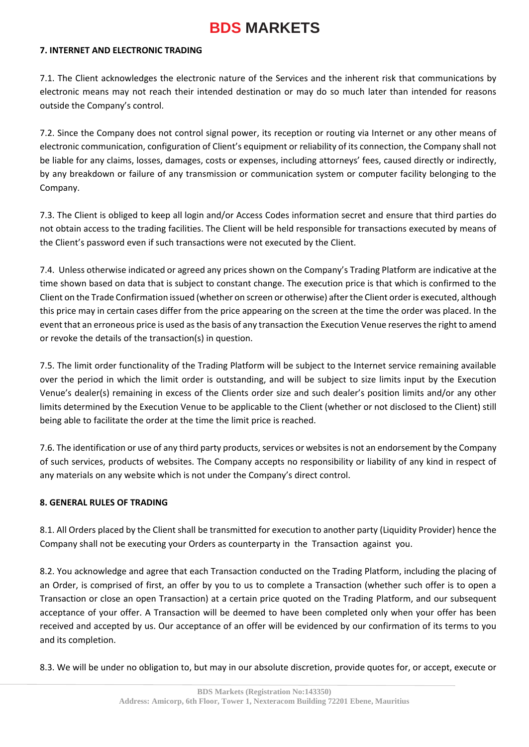## 7. INTERNET AND ELECTRONIC TRADING

7.1. The Client acknowledges the electronic nature of the Services and the inherent risk that communications by electronic means may not reach their intended destination or may do so much later than intended for reasons outside the Company's control.

7.2. Since the Company does not control signal power, its reception or routing via Internet or any other means of electronic communication, configuration of Client's equipment or reliability of its connection, the Company shall not be liable for any claims, losses, damages, costs or expenses, including attorneys' fees, caused directly or indirectly, by any breakdown or failure of any transmission or communication system or computer facility belonging to the Company.

7.3. The Client is obliged to keep all login and/or Access Codes information secret and ensure that third parties do not obtain access to the trading facilities. The Client will be held responsible for transactions executed by means of the Client's password even if such transactions were not executed by the Client.

7.4. Unless otherwise indicated or agreed any prices shown on the Company's Trading Platform are indicative at the time shown based on data that is subject to constant change. The execution price is that which is confirmed to the Client on the Trade Confirmation issued (whether on screen or otherwise) after the Client order is executed, although this price may in certain cases differ from the price appearing on the screen at the time the order was placed. In the event that an erroneous price is used as the basis of any transaction the Execution Venue reserves the right to amend or revoke the details of the transaction(s) in question.

7.5. The limit order functionality of the Trading Platform will be subject to the Internet service remaining available over the period in which the limit order is outstanding, and will be subject to size limits input by the Execution Venue's dealer(s) remaining in excess of the Clients order size and such dealer's position limits and/or any other limits determined by the Execution Venue to be applicable to the Client (whether or not disclosed to the Client) still being able to facilitate the order at the time the limit price is reached.

7.6. The identification or use of any third party products, services or websites is not an endorsement by the Company of such services, products of websites. The Company accepts no responsibility or liability of any kind in respect of any materials on any website which is not under the Company's direct control.

## 8. GENERAL RULES OF TRADING

8.1. All Orders placed by the Client shall be transmitted for execution to another party (Liquidity Provider) hence the Company shall not be executing your Orders as counterparty in the Transaction against you.

8.2. You acknowledge and agree that each Transaction conducted on the Trading Platform, including the placing of an Order, is comprised of first, an offer by you to us to complete a Transaction (whether such offer is to open a Transaction or close an open Transaction) at a certain price quoted on the Trading Platform, and our subsequent acceptance of your offer. A Transaction will be deemed to have been completed only when your offer has been received and accepted by us. Our acceptance of an offer will be evidenced by our confirmation of its terms to you and its completion.

8.3. We will be under no obligation to, but may in our absolute discretion, provide quotes for, or accept, execute or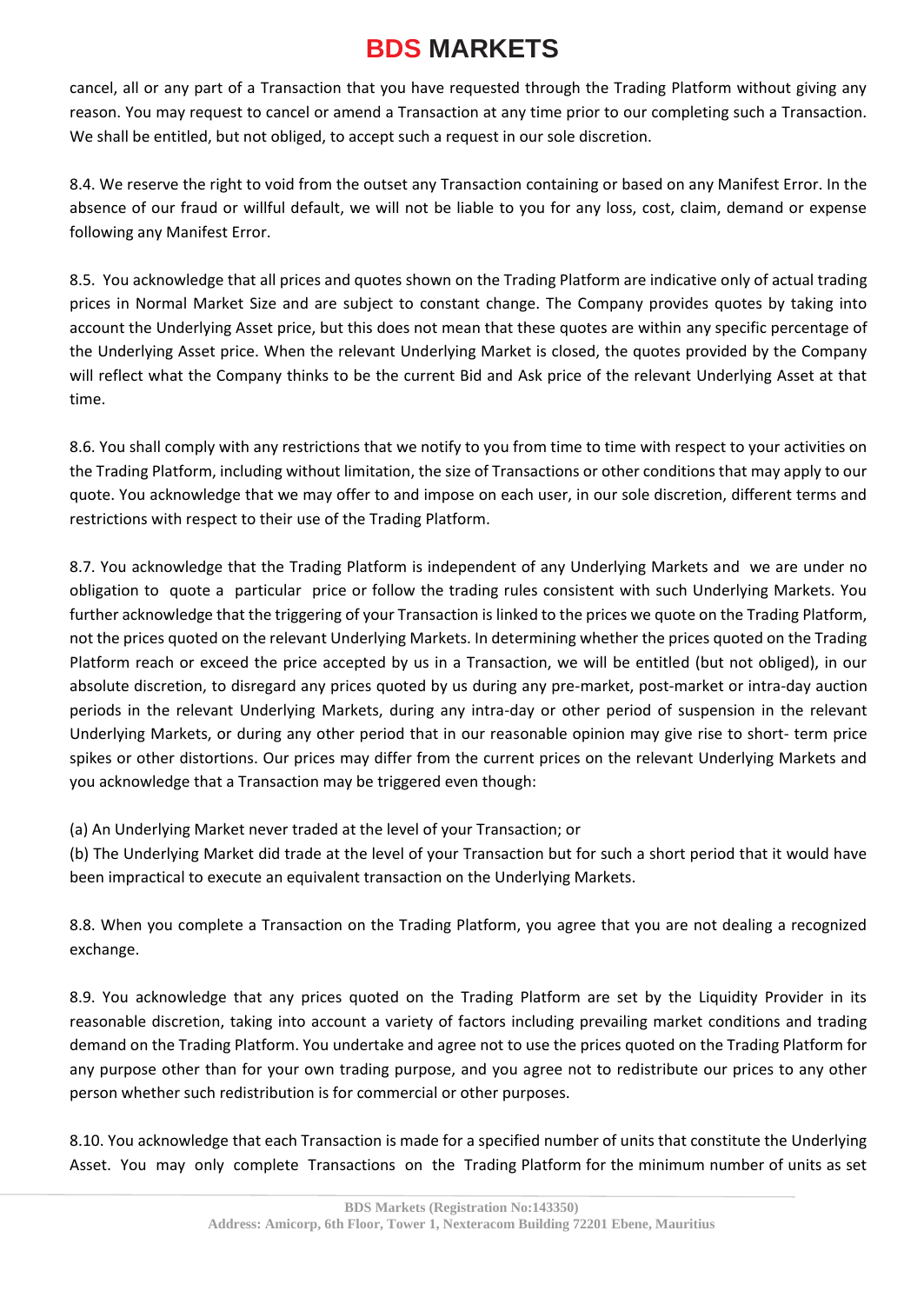cancel, all or any part of a Transaction that you have requested through the Trading Platform without giving any reason. You may request to cancel or amend a Transaction at any time prior to our completing such a Transaction. We shall be entitled, but not obliged, to accept such a request in our sole discretion.

8.4. We reserve the right to void from the outset any Transaction containing or based on any Manifest Error. In the absence of our fraud or willful default, we will not be liable to you for any loss, cost, claim, demand or expense following any Manifest Error.

8.5. You acknowledge that all prices and quotes shown on the Trading Platform are indicative only of actual trading prices in Normal Market Size and are subject to constant change. The Company provides quotes by taking into account the Underlying Asset price, but this does not mean that these quotes are within any specific percentage of the Underlying Asset price. When the relevant Underlying Market is closed, the quotes provided by the Company will reflect what the Company thinks to be the current Bid and Ask price of the relevant Underlying Asset at that time.

8.6. You shall comply with any restrictions that we notify to you from time to time with respect to your activities on the Trading Platform, including without limitation, the size of Transactions or other conditions that may apply to our quote. You acknowledge that we may offer to and impose on each user, in our sole discretion, different terms and restrictions with respect to their use of the Trading Platform.

8.7. You acknowledge that the Trading Platform is independent of any Underlying Markets and we are under no obligation to quote a particular price or follow the trading rules consistent with such Underlying Markets. You further acknowledge that the triggering of your Transaction is linked to the prices we quote on the Trading Platform, not the prices quoted on the relevant Underlying Markets. In determining whether the prices quoted on the Trading Platform reach or exceed the price accepted by us in a Transaction, we will be entitled (but not obliged), in our absolute discretion, to disregard any prices quoted by us during any pre-market, post-market or intra-day auction periods in the relevant Underlying Markets, during any intra-day or other period of suspension in the relevant Underlying Markets, or during any other period that in our reasonable opinion may give rise to short- term price spikes or other distortions. Our prices may differ from the current prices on the relevant Underlying Markets and you acknowledge that a Transaction may be triggered even though:

(a) An Underlying Market never traded at the level of your Transaction; or
(b) The Underlying Market did trade at the level of your Transaction but for such a short period that it would have been impractical to execute an equivalent transaction on the Underlying Markets.

8.8. When you complete a Transaction on the Trading Platform, you agree that you are not dealing a recognized exchange.

8.9. You acknowledge that any prices quoted on the Trading Platform are set by the Liquidity Provider in its reasonable discretion, taking into account a variety of factors including prevailing market conditions and trading demand on the Trading Platform. You undertake and agree not to use the prices quoted on the Trading Platform for any purpose other than for your own trading purpose, and you agree not to redistribute our prices to any other person whether such redistribution is for commercial or other purposes.

8.10. You acknowledge that each Transaction is made for a specified number of units that constitute the Underlying Asset. You may only complete Transactions on the Trading Platform for the minimum number of units as set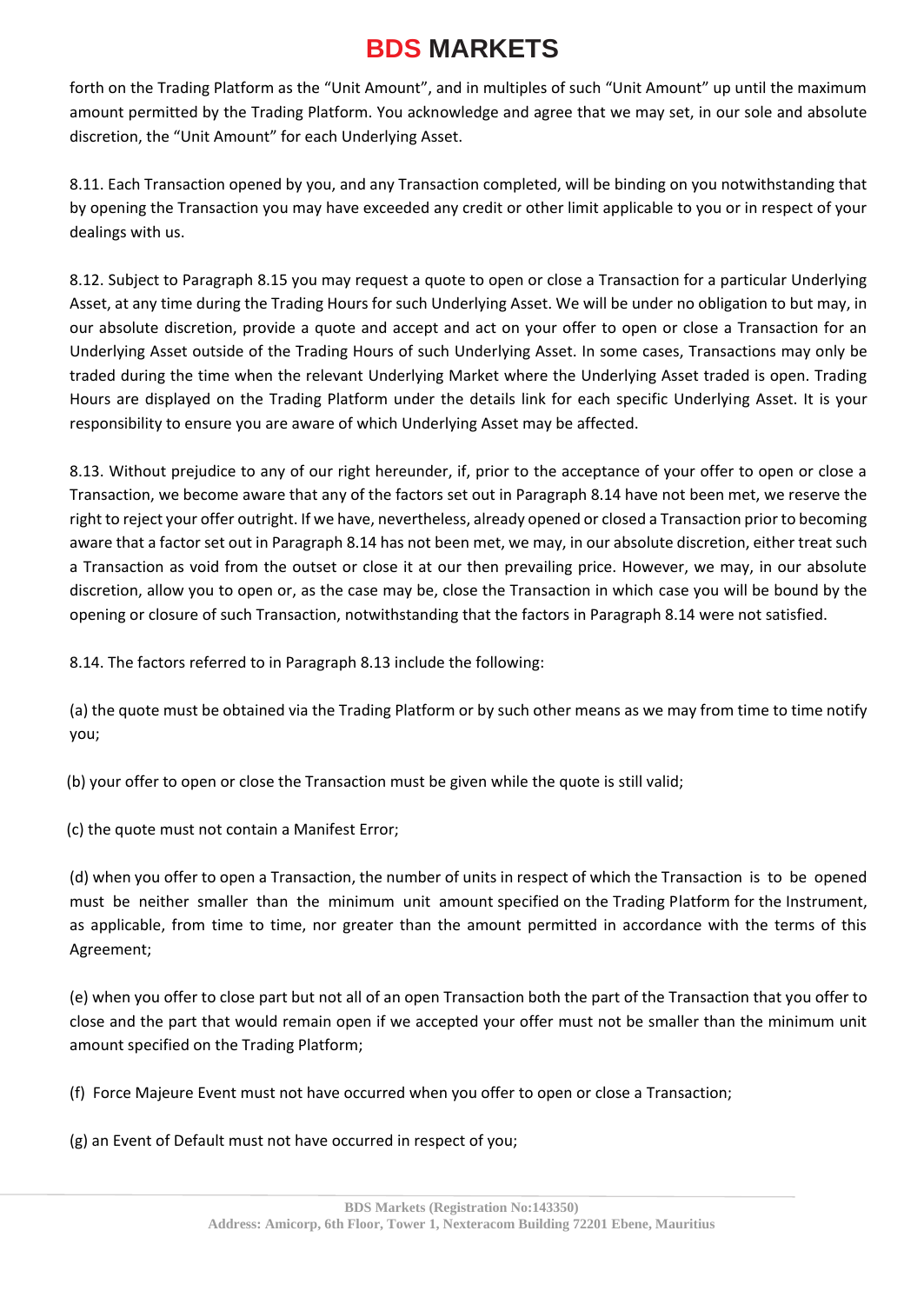forth on the Trading Platform as the "Unit Amount", and in multiples of such "Unit Amount" up until the maximum amount permitted by the Trading Platform. You acknowledge and agree that we may set, in our sole and absolute discretion, the "Unit Amount" for each Underlying Asset.

8.11. Each Transaction opened by you, and any Transaction completed, will be binding on you notwithstanding that by opening the Transaction you may have exceeded any credit or other limit applicable to you or in respect of your dealings with us.

8.12. Subject to Paragraph 8.15 you may request a quote to open or close a Transaction for a particular Underlying Asset, at any time during the Trading Hours for such Underlying Asset. We will be under no obligation to but may, in our absolute discretion, provide a quote and accept and act on your offer to open or close a Transaction for an Underlying Asset outside of the Trading Hours of such Underlying Asset. In some cases, Transactions may only be traded during the time when the relevant Underlying Market where the Underlying Asset traded is open. Trading Hours are displayed on the Trading Platform under the details link for each specific Underlying Asset. It is your responsibility to ensure you are aware of which Underlying Asset may be affected.

8.13. Without prejudice to any of our right hereunder, if, prior to the acceptance of your offer to open or close a Transaction, we become aware that any of the factors set out in Paragraph 8.14 have not been met, we reserve the right to reject your offer outright. If we have, nevertheless, already opened or closed a Transaction prior to becoming aware that a factor set out in Paragraph 8.14 has not been met, we may, in our absolute discretion, either treat such a Transaction as void from the outset or close it at our then prevailing price. However, we may, in our absolute discretion, allow you to open or, as the case may be, close the Transaction in which case you will be bound by the opening or closure of such Transaction, notwithstanding that the factors in Paragraph 8.14 were not satisfied.

8.14. The factors referred to in Paragraph 8.13 include the following:

(a) the quote must be obtained via the Trading Platform or by such other means as we may from time to time notify you;

(b) your offer to open or close the Transaction must be given while the quote is still valid;

(c) the quote must not contain a Manifest Error;

(d) when you offer to open a Transaction, the number of units in respect of which the Transaction is to be opened must be neither smaller than the minimum unit amount specified on the Trading Platform for the Instrument, as applicable, from time to time, nor greater than the amount permitted in accordance with the terms of this Agreement;

(e) when you offer to close part but not all of an open Transaction both the part of the Transaction that you offer to close and the part that would remain open if we accepted your offer must not be smaller than the minimum unit amount specified on the Trading Platform;

(f) Force Majeure Event must not have occurred when you offer to open or close a Transaction;

(g) an Event of Default must not have occurred in respect of you;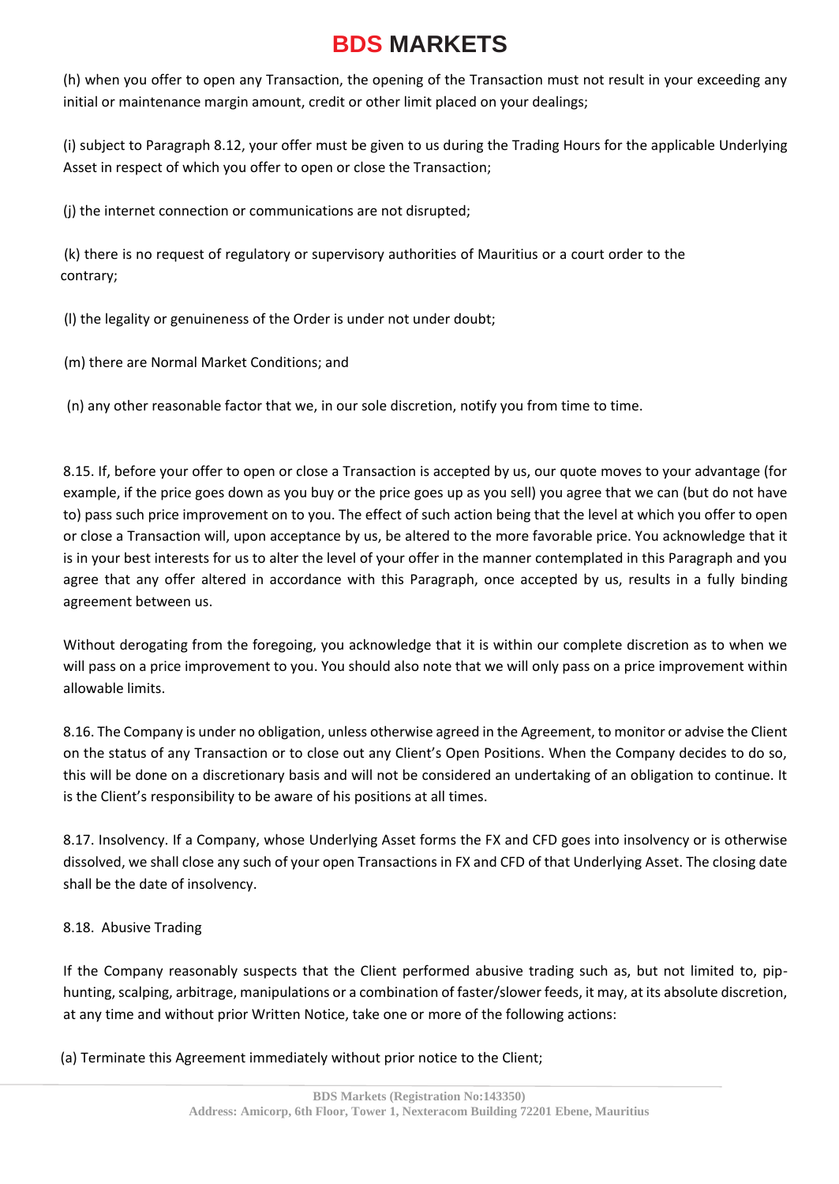(h) when you offer to open any Transaction, the opening of the Transaction must not result in your exceeding any initial or maintenance margin amount, credit or other limit placed on your dealings;

(i) subject to Paragraph 8.12, your offer must be given to us during the Trading Hours for the applicable Underlying Asset in respect of which you offer to open or close the Transaction;

(j) the internet connection or communications are not disrupted;

(k) there is no request of regulatory or supervisory authorities of Mauritius or a court order to the contrary;

(l) the legality or genuineness of the Order is under not under doubt;

(m) there are Normal Market Conditions; and

(n) any other reasonable factor that we, in our sole discretion, notify you from time to time.

8.15. If, before your offer to open or close a Transaction is accepted by us, our quote moves to your advantage (for example, if the price goes down as you buy or the price goes up as you sell) you agree that we can (but do not have to) pass such price improvement on to you. The effect of such action being that the level at which you offer to open or close a Transaction will, upon acceptance by us, be altered to the more favorable price. You acknowledge that it is in your best interests for us to alter the level of your offer in the manner contemplated in this Paragraph and you agree that any offer altered in accordance with this Paragraph, once accepted by us, results in a fully binding agreement between us.

Without derogating from the foregoing, you acknowledge that it is within our complete discretion as to when we will pass on a price improvement to you. You should also note that we will only pass on a price improvement within allowable limits.

8.16. The Company is under no obligation, unless otherwise agreed in the Agreement, to monitor or advise the Client on the status of any Transaction or to close out any Client's Open Positions. When the Company decides to do so, this will be done on a discretionary basis and will not be considered an undertaking of an obligation to continue. It is the Client's responsibility to be aware of his positions at all times.

8.17. Insolvency. If a Company, whose Underlying Asset forms the FX and CFD goes into insolvency or is otherwise dissolved, we shall close any such of your open Transactions in FX and CFD of that Underlying Asset. The closing date shall be the date of insolvency.

8.18. Abusive Trading

If the Company reasonably suspects that the Client performed abusive trading such as, but not limited to, pip-hunting, scalping, arbitrage, manipulations or a combination of faster/slower feeds, it may, at its absolute discretion, at any time and without prior Written Notice, take one or more of the following actions:

(a) Terminate this Agreement immediately without prior notice to the Client;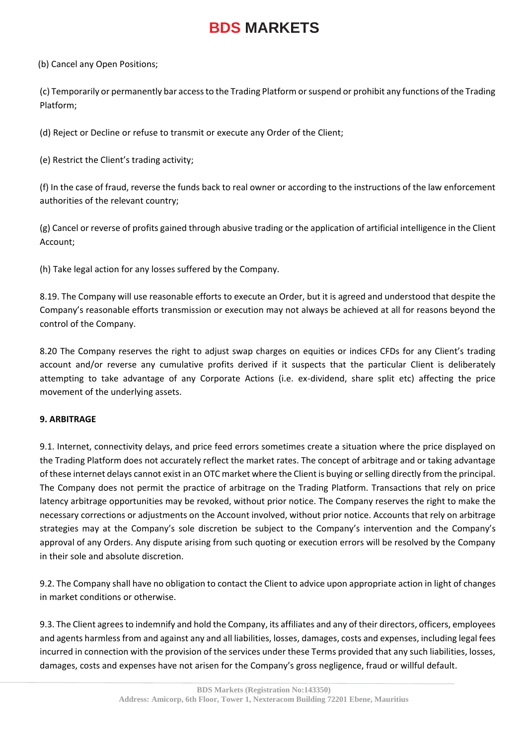(b) Cancel any Open Positions;

(c) Temporarily or permanently bar access to the Trading Platform or suspend or prohibit any functions of the Trading Platform;

(d) Reject or Decline or refuse to transmit or execute any Order of the Client;

(e) Restrict the Client's trading activity;

(f) In the case of fraud, reverse the funds back to real owner or according to the instructions of the law enforcement authorities of the relevant country;

(g) Cancel or reverse of profits gained through abusive trading or the application of artificial intelligence in the Client Account;

(h) Take legal action for any losses suffered by the Company.

8.19. The Company will use reasonable efforts to execute an Order, but it is agreed and understood that despite the Company's reasonable efforts transmission or execution may not always be achieved at all for reasons beyond the control of the Company.

8.20 The Company reserves the right to adjust swap charges on equities or indices CFDs for any Client's trading account and/or reverse any cumulative profits derived if it suspects that the particular Client is deliberately attempting to take advantage of any Corporate Actions (i.e. ex-dividend, share split etc) affecting the price movement of the underlying assets.

**9. ARBITRAGE**

9.1. Internet, connectivity delays, and price feed errors sometimes create a situation where the price displayed on the Trading Platform does not accurately reflect the market rates. The concept of arbitrage and or taking advantage of these internet delays cannot exist in an OTC market where the Client is buying or selling directly from the principal. The Company does not permit the practice of arbitrage on the Trading Platform. Transactions that rely on price latency arbitrage opportunities may be revoked, without prior notice. The Company reserves the right to make the necessary corrections or adjustments on the Account involved, without prior notice. Accounts that rely on arbitrage strategies may at the Company's sole discretion be subject to the Company's intervention and the Company's approval of any Orders. Any dispute arising from such quoting or execution errors will be resolved by the Company in their sole and absolute discretion.

9.2. The Company shall have no obligation to contact the Client to advice upon appropriate action in light of changes in market conditions or otherwise.

9.3. The Client agrees to indemnify and hold the Company, its affiliates and any of their directors, officers, employees and agents harmless from and against any and all liabilities, losses, damages, costs and expenses, including legal fees incurred in connection with the provision of the services under these Terms provided that any such liabilities, losses, damages, costs and expenses have not arisen for the Company's gross negligence, fraud or willful default.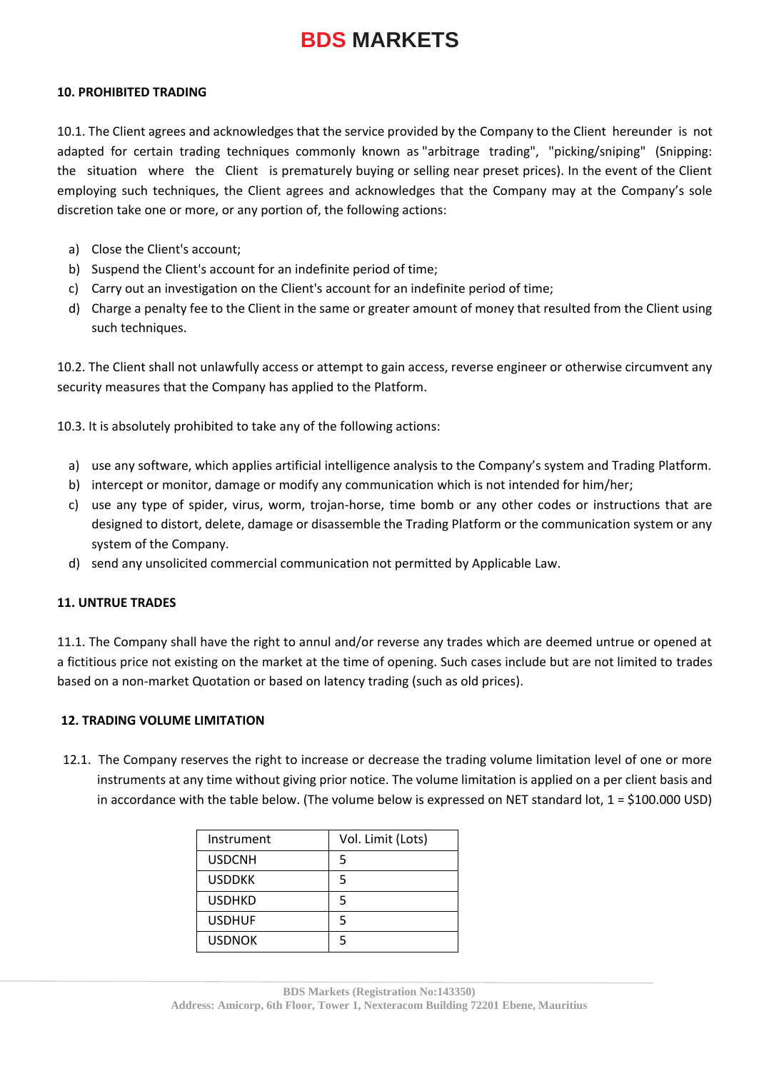### 10. PROHIBITED TRADING

10.1. The Client agrees and acknowledges that the service provided by the Company to the Client hereunder is not adapted for certain trading techniques commonly known as "arbitrage trading", "picking/sniping" (Snipping: the situation where the Client is prematurely buying or selling near preset prices). In the event of the Client employing such techniques, the Client agrees and acknowledges that the Company may at the Company's sole discretion take one or more, or any portion of, the following actions:

a) Close the Client's account;
b) Suspend the Client's account for an indefinite period of time;
c) Carry out an investigation on the Client's account for an indefinite period of time;
d) Charge a penalty fee to the Client in the same or greater amount of money that resulted from the Client using such techniques.

10.2. The Client shall not unlawfully access or attempt to gain access, reverse engineer or otherwise circumvent any security measures that the Company has applied to the Platform.

10.3. It is absolutely prohibited to take any of the following actions:

a) use any software, which applies artificial intelligence analysis to the Company's system and Trading Platform.
b) intercept or monitor, damage or modify any communication which is not intended for him/her;
c) use any type of spider, virus, worm, trojan-horse, time bomb or any other codes or instructions that are designed to distort, delete, damage or disassemble the Trading Platform or the communication system or any system of the Company.
d) send any unsolicited commercial communication not permitted by Applicable Law.

### 11. UNTRUE TRADES

11.1. The Company shall have the right to annul and/or reverse any trades which are deemed untrue or opened at a fictitious price not existing on the market at the time of opening. Such cases include but are not limited to trades based on a non-market Quotation or based on latency trading (such as old prices).

### 12. TRADING VOLUME LIMITATION

12.1. The Company reserves the right to increase or decrease the trading volume limitation level of one or more instruments at any time without giving prior notice. The volume limitation is applied on a per client basis and in accordance with the table below. (The volume below is expressed on NET standard lot, 1 = $100.000 USD)

| Instrument | Vol. Limit (Lots) |
|---|---|
| USDCNH | 5 |
| USDDKK | 5 |
| USDHKD | 5 |
| USDHUF | 5 |
| USDNOK | 5 |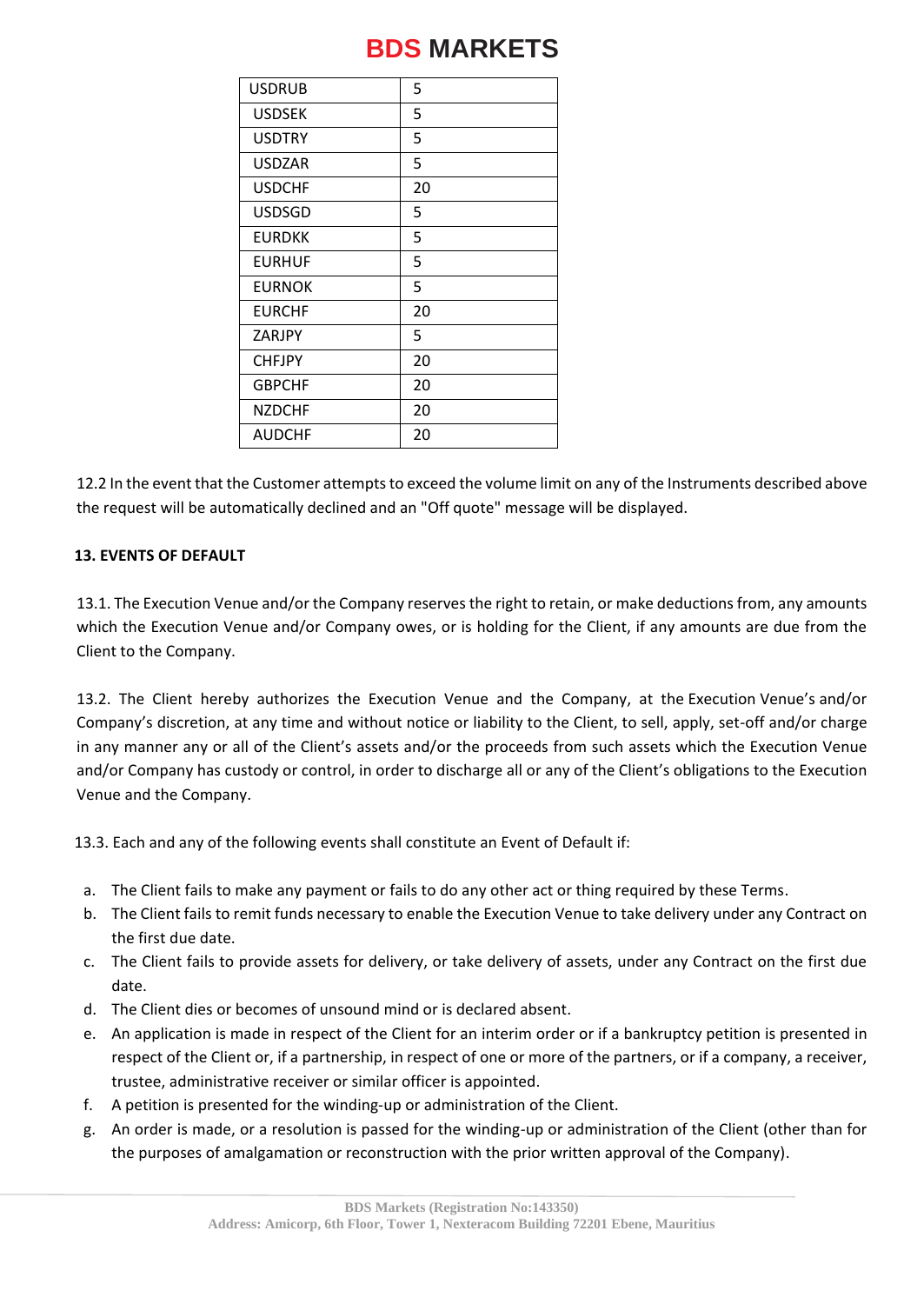| USDRUB | 5 |
|---|---|
| USDSEK | 5 |
| USDTRY | 5 |
| USDZAR | 5 |
| USDCHF | 20 |
| USDSGD | 5 |
| EURDKK | 5 |
| EURHUF | 5 |
| EURNOK | 5 |
| EURCHF | 20 |
| ZARJPY | 5 |
| CHFJPY | 20 |
| GBPCHF | 20 |
| NZDCHF | 20 |
| AUDCHF | 20 |

12.2 In the event that the Customer attempts to exceed the volume limit on any of the Instruments described above the request will be automatically declined and an "Off quote" message will be displayed.

**13. EVENTS OF DEFAULT**

13.1. The Execution Venue and/or the Company reserves the right to retain, or make deductions from, any amounts which the Execution Venue and/or Company owes, or is holding for the Client, if any amounts are due from the Client to the Company.

13.2. The Client hereby authorizes the Execution Venue and the Company, at the Execution Venue's and/or Company's discretion, at any time and without notice or liability to the Client, to sell, apply, set-off and/or charge in any manner any or all of the Client's assets and/or the proceeds from such assets which the Execution Venue and/or Company has custody or control, in order to discharge all or any of the Client's obligations to the Execution Venue and the Company.

13.3. Each and any of the following events shall constitute an Event of Default if:

a. The Client fails to make any payment or fails to do any other act or thing required by these Terms.
b. The Client fails to remit funds necessary to enable the Execution Venue to take delivery under any Contract on the first due date.
c. The Client fails to provide assets for delivery, or take delivery of assets, under any Contract on the first due date.
d. The Client dies or becomes of unsound mind or is declared absent.
e. An application is made in respect of the Client for an interim order or if a bankruptcy petition is presented in respect of the Client or, if a partnership, in respect of one or more of the partners, or if a company, a receiver, trustee, administrative receiver or similar officer is appointed.
f. A petition is presented for the winding-up or administration of the Client.
g. An order is made, or a resolution is passed for the winding-up or administration of the Client (other than for the purposes of amalgamation or reconstruction with the prior written approval of the Company).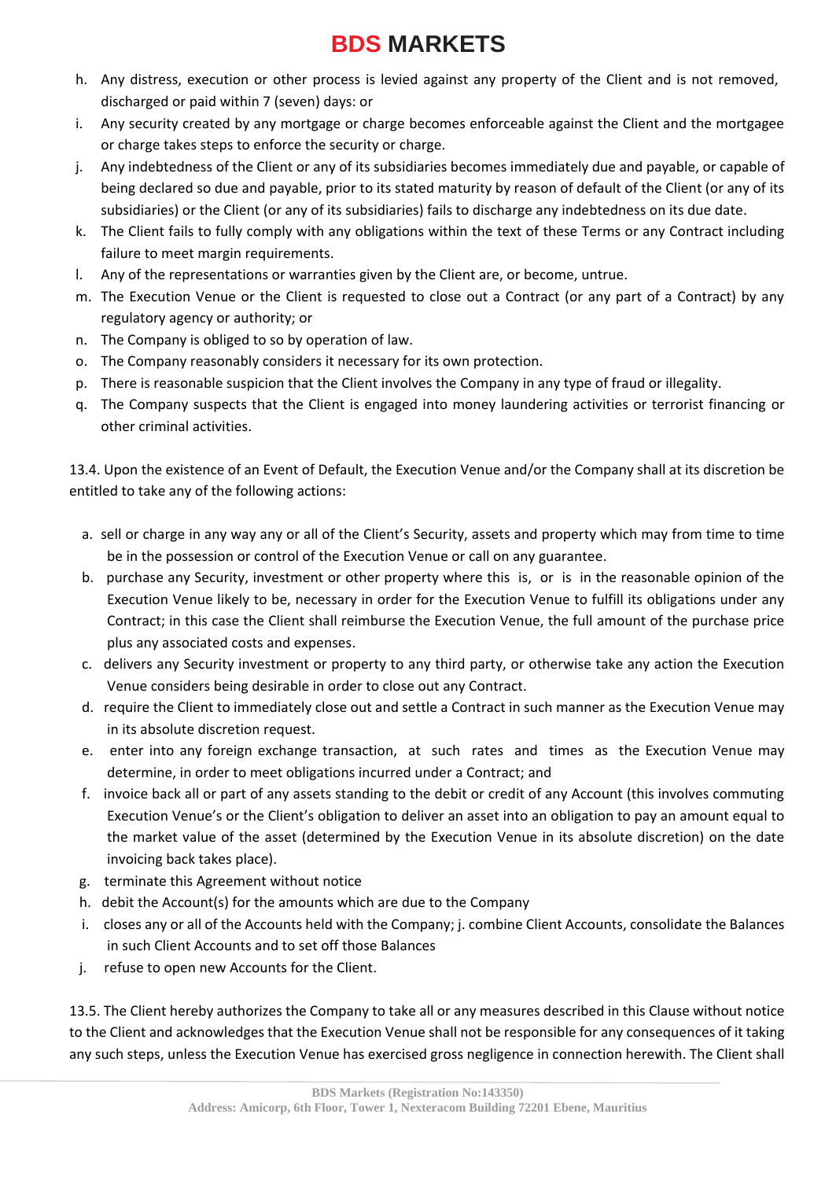h. Any distress, execution or other process is levied against any property of the Client and is not removed, discharged or paid within 7 (seven) days: or

i. Any security created by any mortgage or charge becomes enforceable against the Client and the mortgagee or charge takes steps to enforce the security or charge.

j. Any indebtedness of the Client or any of its subsidiaries becomes immediately due and payable, or capable of being declared so due and payable, prior to its stated maturity by reason of default of the Client (or any of its subsidiaries) or the Client (or any of its subsidiaries) fails to discharge any indebtedness on its due date.

k. The Client fails to fully comply with any obligations within the text of these Terms or any Contract including failure to meet margin requirements.

l. Any of the representations or warranties given by the Client are, or become, untrue.

m. The Execution Venue or the Client is requested to close out a Contract (or any part of a Contract) by any regulatory agency or authority; or

n. The Company is obliged to so by operation of law.

o. The Company reasonably considers it necessary for its own protection.

p. There is reasonable suspicion that the Client involves the Company in any type of fraud or illegality.

q. The Company suspects that the Client is engaged into money laundering activities or terrorist financing or other criminal activities.

13.4. Upon the existence of an Event of Default, the Execution Venue and/or the Company shall at its discretion be entitled to take any of the following actions:

a. sell or charge in any way any or all of the Client's Security, assets and property which may from time to time be in the possession or control of the Execution Venue or call on any guarantee.

b. purchase any Security, investment or other property where this is, or is in the reasonable opinion of the Execution Venue likely to be, necessary in order for the Execution Venue to fulfill its obligations under any Contract; in this case the Client shall reimburse the Execution Venue, the full amount of the purchase price plus any associated costs and expenses.

c. delivers any Security investment or property to any third party, or otherwise take any action the Execution Venue considers being desirable in order to close out any Contract.

d. require the Client to immediately close out and settle a Contract in such manner as the Execution Venue may in its absolute discretion request.

e. enter into any foreign exchange transaction, at such rates and times as the Execution Venue may determine, in order to meet obligations incurred under a Contract; and

f. invoice back all or part of any assets standing to the debit or credit of any Account (this involves commuting Execution Venue's or the Client's obligation to deliver an asset into an obligation to pay an amount equal to the market value of the asset (determined by the Execution Venue in its absolute discretion) on the date invoicing back takes place).

g. terminate this Agreement without notice

h. debit the Account(s) for the amounts which are due to the Company

i. closes any or all of the Accounts held with the Company; j. combine Client Accounts, consolidate the Balances in such Client Accounts and to set off those Balances

j. refuse to open new Accounts for the Client.

13.5. The Client hereby authorizes the Company to take all or any measures described in this Clause without notice to the Client and acknowledges that the Execution Venue shall not be responsible for any consequences of it taking any such steps, unless the Execution Venue has exercised gross negligence in connection herewith. The Client shall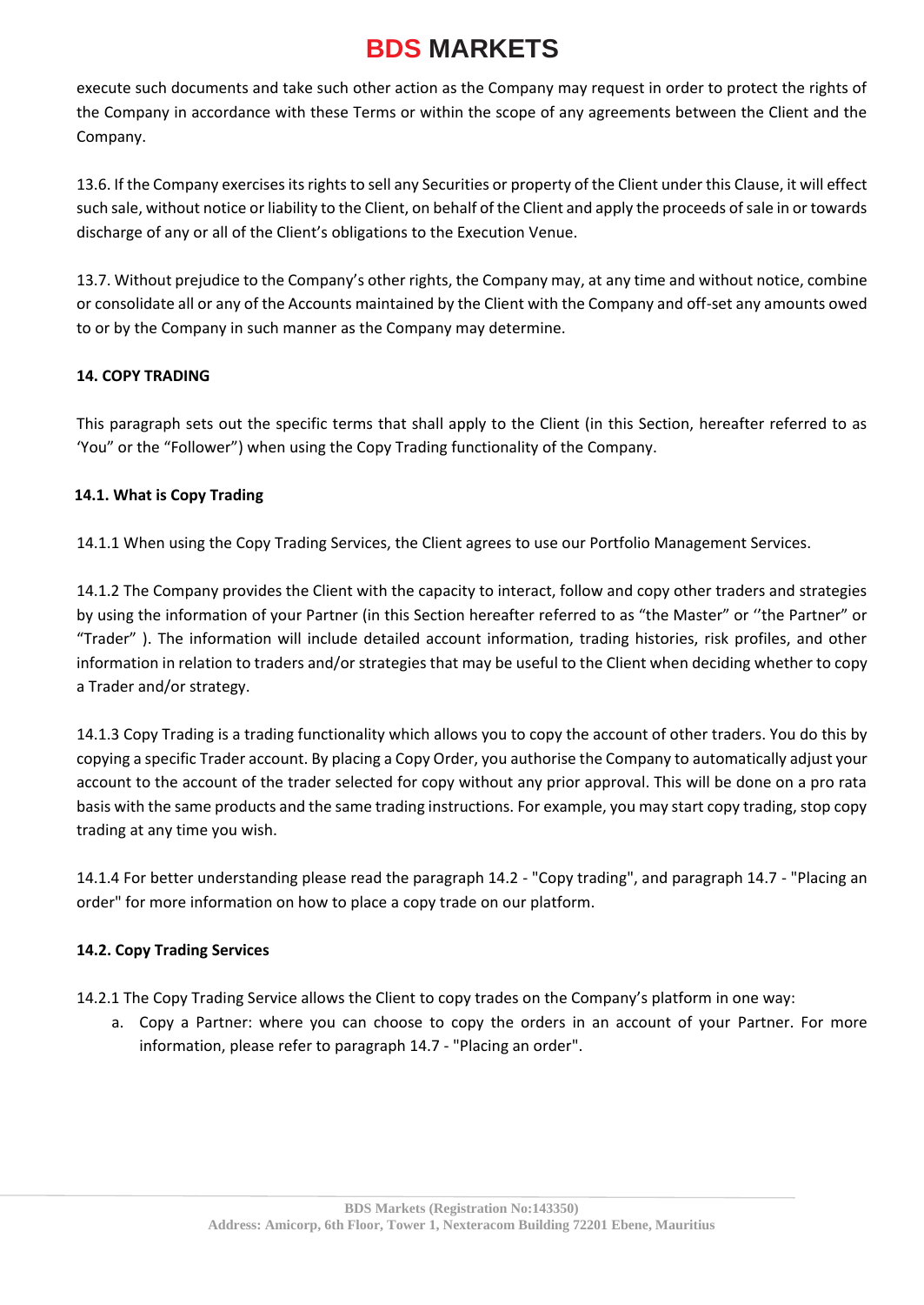execute such documents and take such other action as the Company may request in order to protect the rights of the Company in accordance with these Terms or within the scope of any agreements between the Client and the Company.

13.6. If the Company exercises its rights to sell any Securities or property of the Client under this Clause, it will effect such sale, without notice or liability to the Client, on behalf of the Client and apply the proceeds of sale in or towards discharge of any or all of the Client's obligations to the Execution Venue.

13.7. Without prejudice to the Company's other rights, the Company may, at any time and without notice, combine or consolidate all or any of the Accounts maintained by the Client with the Company and off-set any amounts owed to or by the Company in such manner as the Company may determine.

## 14. COPY TRADING

This paragraph sets out the specific terms that shall apply to the Client (in this Section, hereafter referred to as 'You" or the "Follower") when using the Copy Trading functionality of the Company.

### 14.1. What is Copy Trading

14.1.1 When using the Copy Trading Services, the Client agrees to use our Portfolio Management Services.

14.1.2 The Company provides the Client with the capacity to interact, follow and copy other traders and strategies by using the information of your Partner (in this Section hereafter referred to as "the Master" or ''the Partner" or "Trader" ). The information will include detailed account information, trading histories, risk profiles, and other information in relation to traders and/or strategies that may be useful to the Client when deciding whether to copy a Trader and/or strategy.

14.1.3 Copy Trading is a trading functionality which allows you to copy the account of other traders. You do this by copying a specific Trader account. By placing a Copy Order, you authorise the Company to automatically adjust your account to the account of the trader selected for copy without any prior approval. This will be done on a pro rata basis with the same products and the same trading instructions. For example, you may start copy trading, stop copy trading at any time you wish.

14.1.4 For better understanding please read the paragraph 14.2 - "Copy trading", and paragraph 14.7 - "Placing an order" for more information on how to place a copy trade on our platform.

### 14.2. Copy Trading Services

14.2.1 The Copy Trading Service allows the Client to copy trades on the Company's platform in one way:

a. Copy a Partner: where you can choose to copy the orders in an account of your Partner. For more information, please refer to paragraph 14.7 - "Placing an order".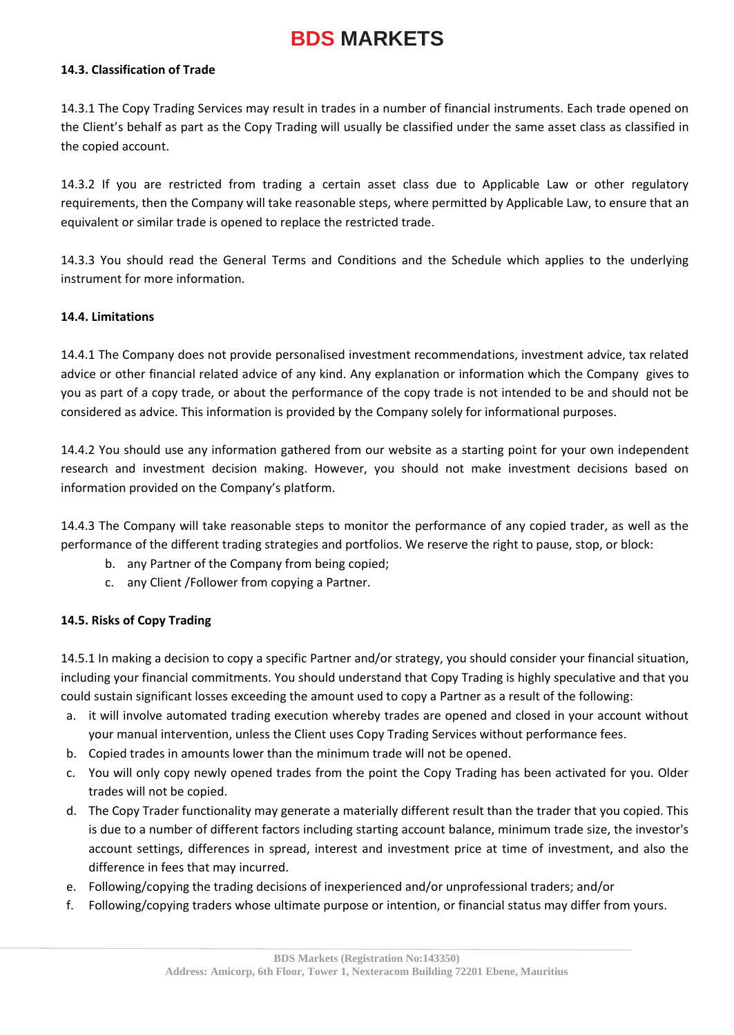#### 14.3. Classification of Trade

14.3.1 The Copy Trading Services may result in trades in a number of financial instruments. Each trade opened on the Client's behalf as part as the Copy Trading will usually be classified under the same asset class as classified in the copied account.

14.3.2 If you are restricted from trading a certain asset class due to Applicable Law or other regulatory requirements, then the Company will take reasonable steps, where permitted by Applicable Law, to ensure that an equivalent or similar trade is opened to replace the restricted trade.

14.3.3 You should read the General Terms and Conditions and the Schedule which applies to the underlying instrument for more information.

#### 14.4. Limitations

14.4.1 The Company does not provide personalised investment recommendations, investment advice, tax related advice or other financial related advice of any kind. Any explanation or information which the Company gives to you as part of a copy trade, or about the performance of the copy trade is not intended to be and should not be considered as advice. This information is provided by the Company solely for informational purposes.

14.4.2 You should use any information gathered from our website as a starting point for your own independent research and investment decision making. However, you should not make investment decisions based on information provided on the Company's platform.

14.4.3 The Company will take reasonable steps to monitor the performance of any copied trader, as well as the performance of the different trading strategies and portfolios. We reserve the right to pause, stop, or block:

b. any Partner of the Company from being copied;
c. any Client /Follower from copying a Partner.

#### 14.5. Risks of Copy Trading

14.5.1 In making a decision to copy a specific Partner and/or strategy, you should consider your financial situation, including your financial commitments. You should understand that Copy Trading is highly speculative and that you could sustain significant losses exceeding the amount used to copy a Partner as a result of the following:

a. it will involve automated trading execution whereby trades are opened and closed in your account without your manual intervention, unless the Client uses Copy Trading Services without performance fees.
b. Copied trades in amounts lower than the minimum trade will not be opened.
c. You will only copy newly opened trades from the point the Copy Trading has been activated for you. Older trades will not be copied.
d. The Copy Trader functionality may generate a materially different result than the trader that you copied. This is due to a number of different factors including starting account balance, minimum trade size, the investor's account settings, differences in spread, interest and investment price at time of investment, and also the difference in fees that may incurred.
e. Following/copying the trading decisions of inexperienced and/or unprofessional traders; and/or
f. Following/copying traders whose ultimate purpose or intention, or financial status may differ from yours.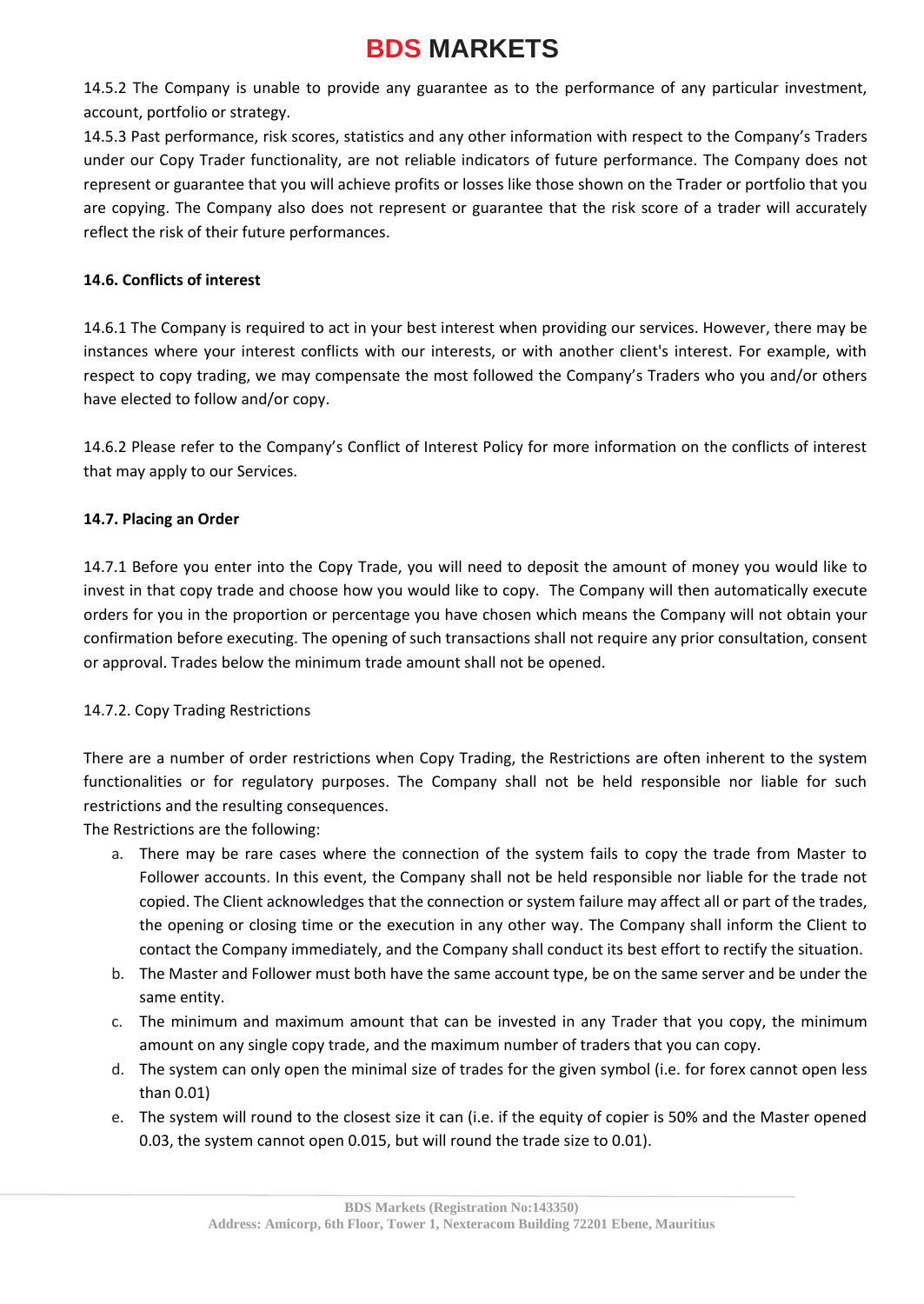14.5.2 The Company is unable to provide any guarantee as to the performance of any particular investment, account, portfolio or strategy.

14.5.3 Past performance, risk scores, statistics and any other information with respect to the Company's Traders under our Copy Trader functionality, are not reliable indicators of future performance. The Company does not represent or guarantee that you will achieve profits or losses like those shown on the Trader or portfolio that you are copying. The Company also does not represent or guarantee that the risk score of a trader will accurately reflect the risk of their future performances.

**14.6. Conflicts of interest**

14.6.1 The Company is required to act in your best interest when providing our services. However, there may be instances where your interest conflicts with our interests, or with another client's interest. For example, with respect to copy trading, we may compensate the most followed the Company's Traders who you and/or others have elected to follow and/or copy.

14.6.2 Please refer to the Company's Conflict of Interest Policy for more information on the conflicts of interest that may apply to our Services.

**14.7. Placing an Order**

14.7.1 Before you enter into the Copy Trade, you will need to deposit the amount of money you would like to invest in that copy trade and choose how you would like to copy. The Company will then automatically execute orders for you in the proportion or percentage you have chosen which means the Company will not obtain your confirmation before executing. The opening of such transactions shall not require any prior consultation, consent or approval. Trades below the minimum trade amount shall not be opened.

14.7.2. Copy Trading Restrictions

There are a number of order restrictions when Copy Trading, the Restrictions are often inherent to the system functionalities or for regulatory purposes. The Company shall not be held responsible nor liable for such restrictions and the resulting consequences.

The Restrictions are the following:

a. There may be rare cases where the connection of the system fails to copy the trade from Master to Follower accounts. In this event, the Company shall not be held responsible nor liable for the trade not copied. The Client acknowledges that the connection or system failure may affect all or part of the trades, the opening or closing time or the execution in any other way. The Company shall inform the Client to contact the Company immediately, and the Company shall conduct its best effort to rectify the situation.
b. The Master and Follower must both have the same account type, be on the same server and be under the same entity.
c. The minimum and maximum amount that can be invested in any Trader that you copy, the minimum amount on any single copy trade, and the maximum number of traders that you can copy.
d. The system can only open the minimal size of trades for the given symbol (i.e. for forex cannot open less than 0.01)
e. The system will round to the closest size it can (i.e. if the equity of copier is 50% and the Master opened 0.03, the system cannot open 0.015, but will round the trade size to 0.01).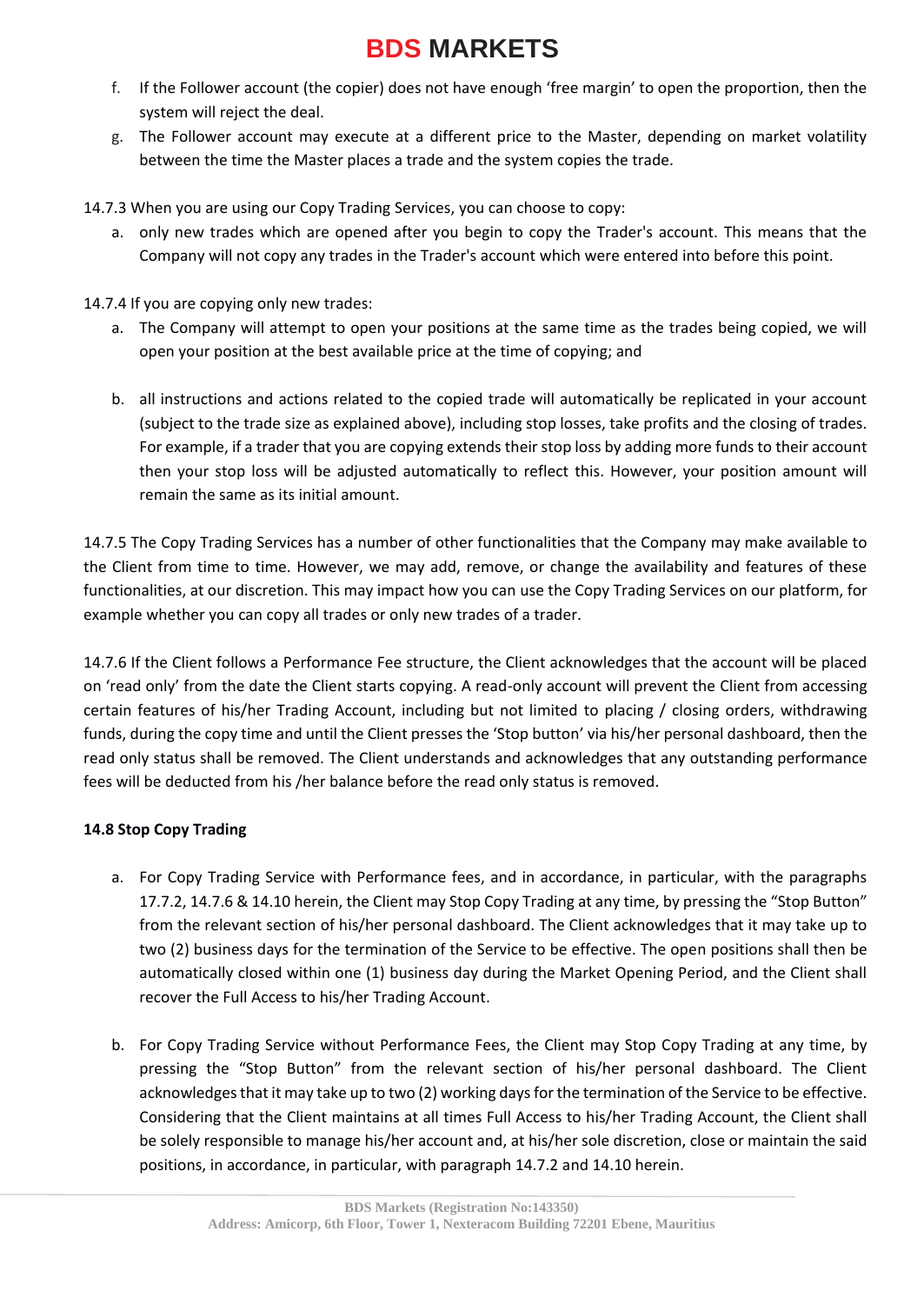f. If the Follower account (the copier) does not have enough 'free margin' to open the proportion, then the system will reject the deal.

g. The Follower account may execute at a different price to the Master, depending on market volatility between the time the Master places a trade and the system copies the trade.

14.7.3 When you are using our Copy Trading Services, you can choose to copy:

a. only new trades which are opened after you begin to copy the Trader's account. This means that the Company will not copy any trades in the Trader's account which were entered into before this point.

14.7.4 If you are copying only new trades:

a. The Company will attempt to open your positions at the same time as the trades being copied, we will open your position at the best available price at the time of copying; and

b. all instructions and actions related to the copied trade will automatically be replicated in your account (subject to the trade size as explained above), including stop losses, take profits and the closing of trades. For example, if a trader that you are copying extends their stop loss by adding more funds to their account then your stop loss will be adjusted automatically to reflect this. However, your position amount will remain the same as its initial amount.

14.7.5 The Copy Trading Services has a number of other functionalities that the Company may make available to the Client from time to time. However, we may add, remove, or change the availability and features of these functionalities, at our discretion. This may impact how you can use the Copy Trading Services on our platform, for example whether you can copy all trades or only new trades of a trader.

14.7.6 If the Client follows a Performance Fee structure, the Client acknowledges that the account will be placed on 'read only' from the date the Client starts copying. A read-only account will prevent the Client from accessing certain features of his/her Trading Account, including but not limited to placing / closing orders, withdrawing funds, during the copy time and until the Client presses the 'Stop button' via his/her personal dashboard, then the read only status shall be removed. The Client understands and acknowledges that any outstanding performance fees will be deducted from his /her balance before the read only status is removed.

**14.8 Stop Copy Trading**

a. For Copy Trading Service with Performance fees, and in accordance, in particular, with the paragraphs 17.7.2, 14.7.6 & 14.10 herein, the Client may Stop Copy Trading at any time, by pressing the "Stop Button" from the relevant section of his/her personal dashboard. The Client acknowledges that it may take up to two (2) business days for the termination of the Service to be effective. The open positions shall then be automatically closed within one (1) business day during the Market Opening Period, and the Client shall recover the Full Access to his/her Trading Account.

b. For Copy Trading Service without Performance Fees, the Client may Stop Copy Trading at any time, by pressing the "Stop Button" from the relevant section of his/her personal dashboard. The Client acknowledges that it may take up to two (2) working days for the termination of the Service to be effective. Considering that the Client maintains at all times Full Access to his/her Trading Account, the Client shall be solely responsible to manage his/her account and, at his/her sole discretion, close or maintain the said positions, in accordance, in particular, with paragraph 14.7.2 and 14.10 herein.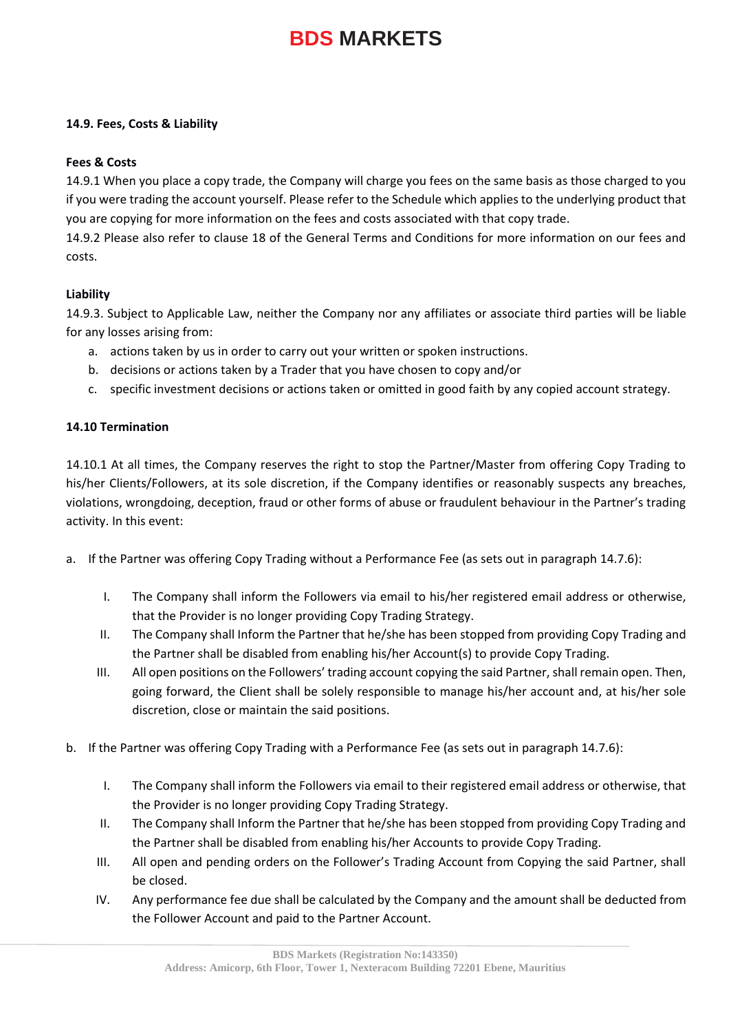**14.9. Fees, Costs & Liability**

**Fees & Costs**

14.9.1 When you place a copy trade, the Company will charge you fees on the same basis as those charged to you if you were trading the account yourself. Please refer to the Schedule which applies to the underlying product that you are copying for more information on the fees and costs associated with that copy trade.

14.9.2 Please also refer to clause 18 of the General Terms and Conditions for more information on our fees and costs.

**Liability**

14.9.3. Subject to Applicable Law, neither the Company nor any affiliates or associate third parties will be liable for any losses arising from:

a. actions taken by us in order to carry out your written or spoken instructions.
b. decisions or actions taken by a Trader that you have chosen to copy and/or
c. specific investment decisions or actions taken or omitted in good faith by any copied account strategy.

**14.10 Termination**

14.10.1 At all times, the Company reserves the right to stop the Partner/Master from offering Copy Trading to his/her Clients/Followers, at its sole discretion, if the Company identifies or reasonably suspects any breaches, violations, wrongdoing, deception, fraud or other forms of abuse or fraudulent behaviour in the Partner's trading activity. In this event:

a. If the Partner was offering Copy Trading without a Performance Fee (as sets out in paragraph 14.7.6):

   I. The Company shall inform the Followers via email to his/her registered email address or otherwise, that the Provider is no longer providing Copy Trading Strategy.
   II. The Company shall Inform the Partner that he/she has been stopped from providing Copy Trading and the Partner shall be disabled from enabling his/her Account(s) to provide Copy Trading.
   III. All open positions on the Followers' trading account copying the said Partner, shall remain open. Then, going forward, the Client shall be solely responsible to manage his/her account and, at his/her sole discretion, close or maintain the said positions.

b. If the Partner was offering Copy Trading with a Performance Fee (as sets out in paragraph 14.7.6):

   I. The Company shall inform the Followers via email to their registered email address or otherwise, that the Provider is no longer providing Copy Trading Strategy.
   II. The Company shall Inform the Partner that he/she has been stopped from providing Copy Trading and the Partner shall be disabled from enabling his/her Accounts to provide Copy Trading.
   III. All open and pending orders on the Follower's Trading Account from Copying the said Partner, shall be closed.
   IV. Any performance fee due shall be calculated by the Company and the amount shall be deducted from the Follower Account and paid to the Partner Account.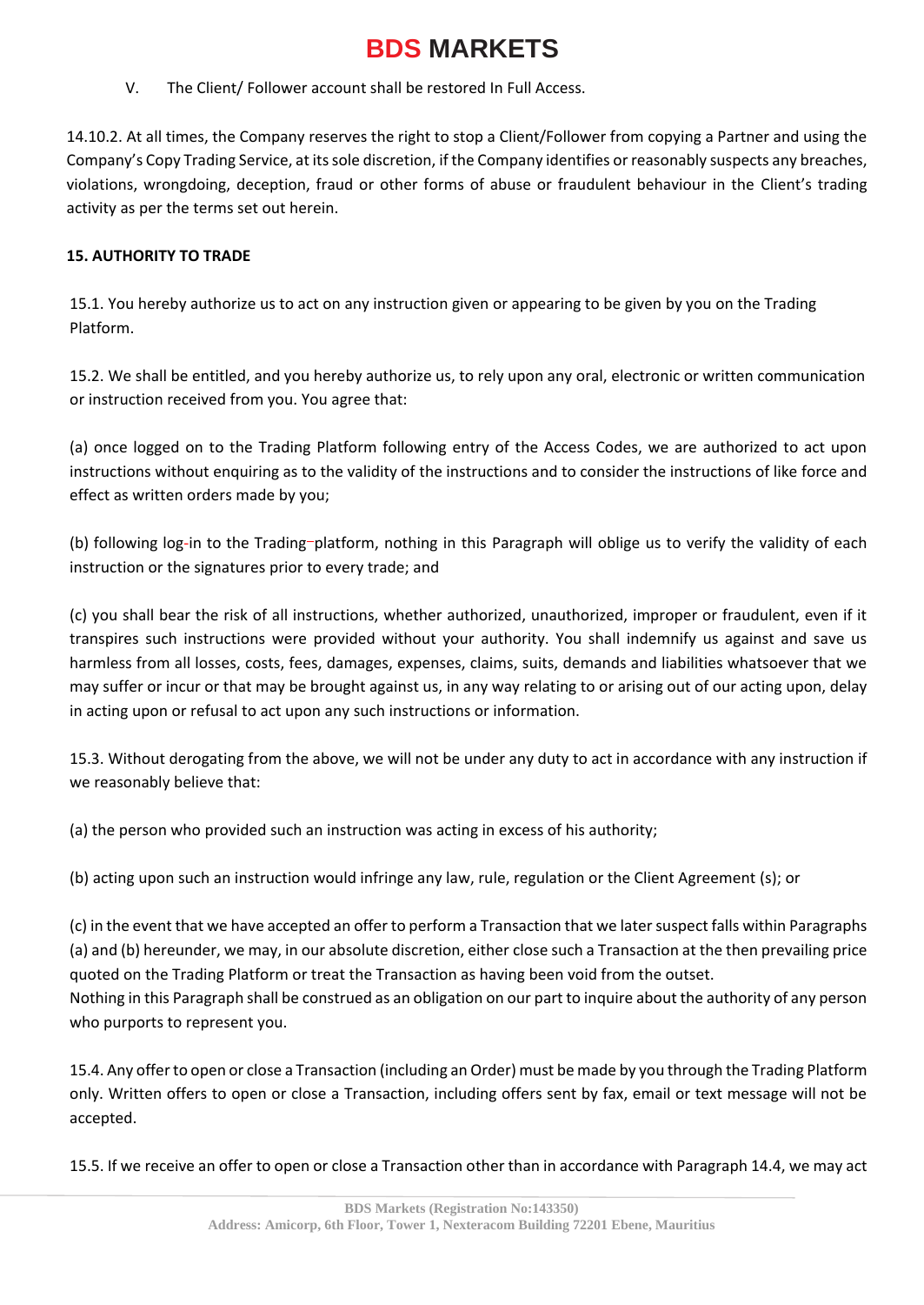V. The Client/ Follower account shall be restored In Full Access.

14.10.2. At all times, the Company reserves the right to stop a Client/Follower from copying a Partner and using the Company's Copy Trading Service, at its sole discretion, if the Company identifies or reasonably suspects any breaches, violations, wrongdoing, deception, fraud or other forms of abuse or fraudulent behaviour in the Client's trading activity as per the terms set out herein.

**15. AUTHORITY TO TRADE**

15.1. You hereby authorize us to act on any instruction given or appearing to be given by you on the Trading Platform.

15.2. We shall be entitled, and you hereby authorize us, to rely upon any oral, electronic or written communication or instruction received from you. You agree that:

(a) once logged on to the Trading Platform following entry of the Access Codes, we are authorized to act upon instructions without enquiring as to the validity of the instructions and to consider the instructions of like force and effect as written orders made by you;

(b) following log-in to the Trading-platform, nothing in this Paragraph will oblige us to verify the validity of each instruction or the signatures prior to every trade; and

(c) you shall bear the risk of all instructions, whether authorized, unauthorized, improper or fraudulent, even if it transpires such instructions were provided without your authority. You shall indemnify us against and save us harmless from all losses, costs, fees, damages, expenses, claims, suits, demands and liabilities whatsoever that we may suffer or incur or that may be brought against us, in any way relating to or arising out of our acting upon, delay in acting upon or refusal to act upon any such instructions or information.

15.3. Without derogating from the above, we will not be under any duty to act in accordance with any instruction if we reasonably believe that:

(a) the person who provided such an instruction was acting in excess of his authority;

(b) acting upon such an instruction would infringe any law, rule, regulation or the Client Agreement (s); or

(c) in the event that we have accepted an offer to perform a Transaction that we later suspect falls within Paragraphs (a) and (b) hereunder, we may, in our absolute discretion, either close such a Transaction at the then prevailing price quoted on the Trading Platform or treat the Transaction as having been void from the outset.
Nothing in this Paragraph shall be construed as an obligation on our part to inquire about the authority of any person who purports to represent you.

15.4. Any offer to open or close a Transaction (including an Order) must be made by you through the Trading Platform only. Written offers to open or close a Transaction, including offers sent by fax, email or text message will not be accepted.

15.5. If we receive an offer to open or close a Transaction other than in accordance with Paragraph 14.4, we may act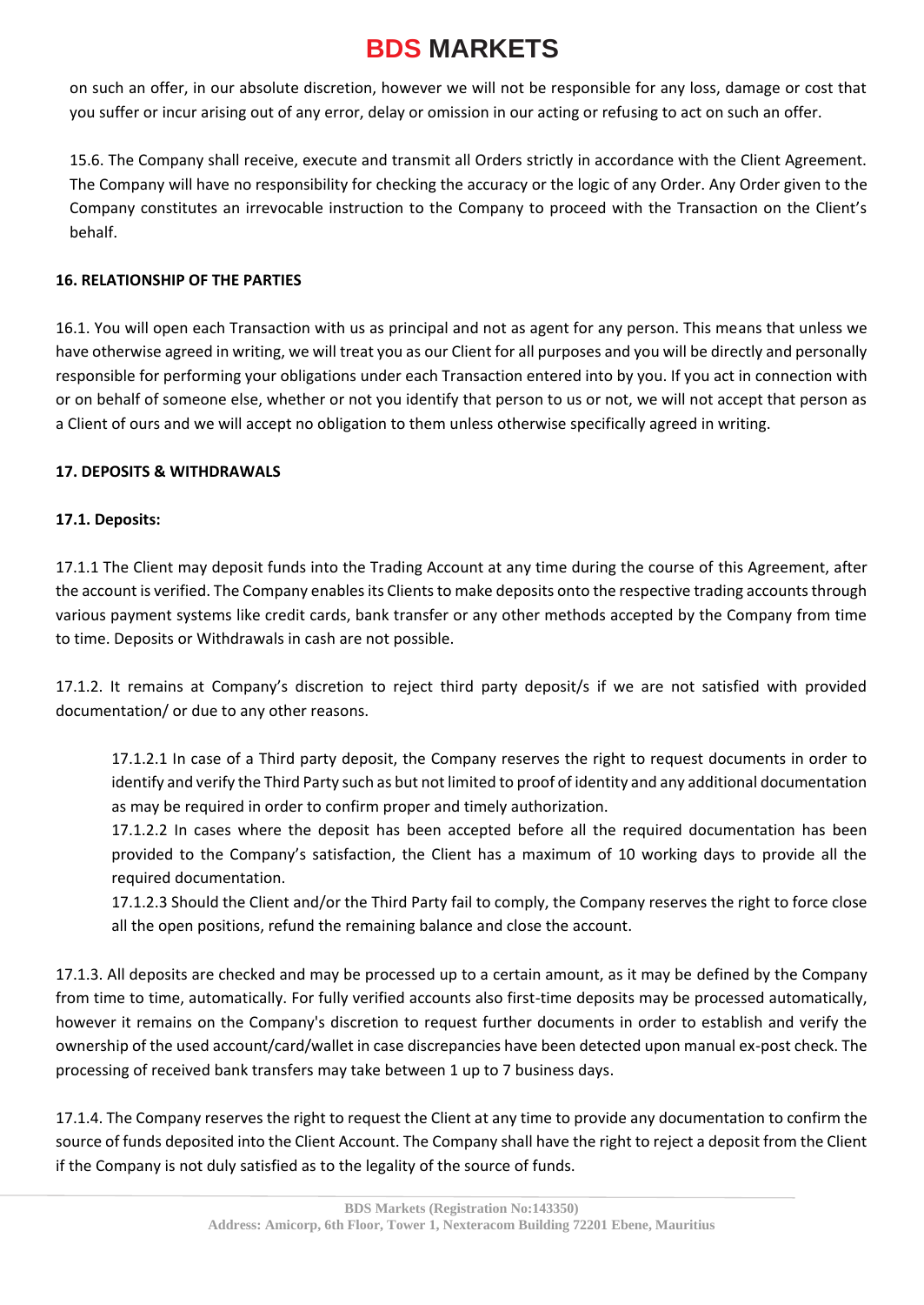on such an offer, in our absolute discretion, however we will not be responsible for any loss, damage or cost that you suffer or incur arising out of any error, delay or omission in our acting or refusing to act on such an offer.

15.6. The Company shall receive, execute and transmit all Orders strictly in accordance with the Client Agreement. The Company will have no responsibility for checking the accuracy or the logic of any Order. Any Order given to the Company constitutes an irrevocable instruction to the Company to proceed with the Transaction on the Client's behalf.

**16. RELATIONSHIP OF THE PARTIES**

16.1. You will open each Transaction with us as principal and not as agent for any person. This means that unless we have otherwise agreed in writing, we will treat you as our Client for all purposes and you will be directly and personally responsible for performing your obligations under each Transaction entered into by you. If you act in connection with or on behalf of someone else, whether or not you identify that person to us or not, we will not accept that person as a Client of ours and we will accept no obligation to them unless otherwise specifically agreed in writing.

**17. DEPOSITS & WITHDRAWALS**

**17.1. Deposits:**

17.1.1 The Client may deposit funds into the Trading Account at any time during the course of this Agreement, after the account is verified. The Company enables its Clients to make deposits onto the respective trading accounts through various payment systems like credit cards, bank transfer or any other methods accepted by the Company from time to time. Deposits or Withdrawals in cash are not possible.

17.1.2. It remains at Company's discretion to reject third party deposit/s if we are not satisfied with provided documentation/ or due to any other reasons.

> 17.1.2.1 In case of a Third party deposit, the Company reserves the right to request documents in order to identify and verify the Third Party such as but not limited to proof of identity and any additional documentation as may be required in order to confirm proper and timely authorization.
>
> 17.1.2.2 In cases where the deposit has been accepted before all the required documentation has been provided to the Company's satisfaction, the Client has a maximum of 10 working days to provide all the required documentation.
>
> 17.1.2.3 Should the Client and/or the Third Party fail to comply, the Company reserves the right to force close all the open positions, refund the remaining balance and close the account.

17.1.3. All deposits are checked and may be processed up to a certain amount, as it may be defined by the Company from time to time, automatically. For fully verified accounts also first-time deposits may be processed automatically, however it remains on the Company's discretion to request further documents in order to establish and verify the ownership of the used account/card/wallet in case discrepancies have been detected upon manual ex-post check. The processing of received bank transfers may take between 1 up to 7 business days.

17.1.4. The Company reserves the right to request the Client at any time to provide any documentation to confirm the source of funds deposited into the Client Account. The Company shall have the right to reject a deposit from the Client if the Company is not duly satisfied as to the legality of the source of funds.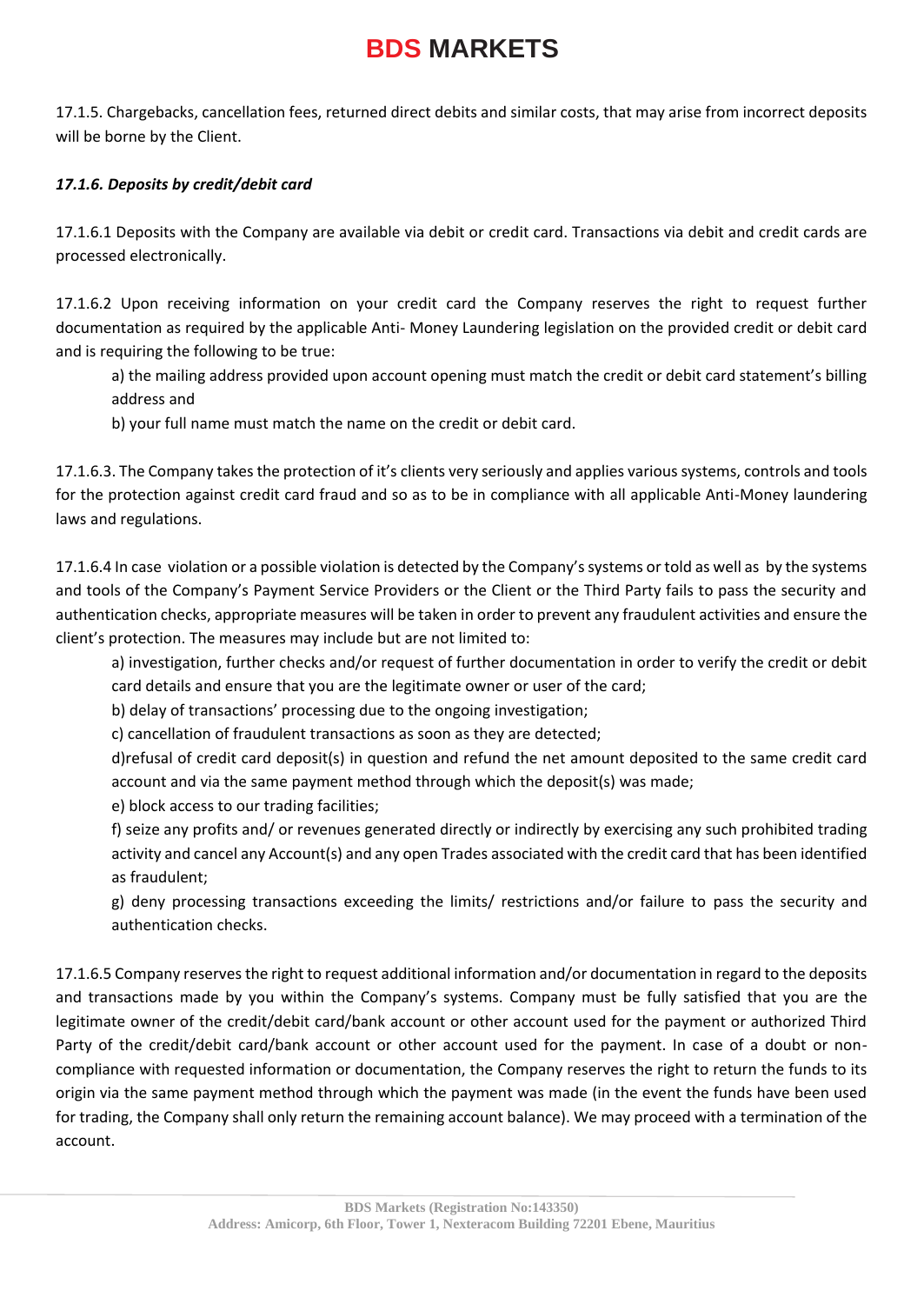17.1.5. Chargebacks, cancellation fees, returned direct debits and similar costs, that may arise from incorrect deposits will be borne by the Client.

***17.1.6. Deposits by credit/debit card***

17.1.6.1 Deposits with the Company are available via debit or credit card. Transactions via debit and credit cards are processed electronically.

17.1.6.2 Upon receiving information on your credit card the Company reserves the right to request further documentation as required by the applicable Anti- Money Laundering legislation on the provided credit or debit card and is requiring the following to be true:

a) the mailing address provided upon account opening must match the credit or debit card statement's billing address and

b) your full name must match the name on the credit or debit card.

17.1.6.3. The Company takes the protection of it's clients very seriously and applies various systems, controls and tools for the protection against credit card fraud and so as to be in compliance with all applicable Anti-Money laundering laws and regulations.

17.1.6.4 In case violation or a possible violation is detected by the Company's systems or told as well as by the systems and tools of the Company's Payment Service Providers or the Client or the Third Party fails to pass the security and authentication checks, appropriate measures will be taken in order to prevent any fraudulent activities and ensure the client's protection. The measures may include but are not limited to:

a) investigation, further checks and/or request of further documentation in order to verify the credit or debit card details and ensure that you are the legitimate owner or user of the card;

b) delay of transactions' processing due to the ongoing investigation;

c) cancellation of fraudulent transactions as soon as they are detected;

d)refusal of credit card deposit(s) in question and refund the net amount deposited to the same credit card account and via the same payment method through which the deposit(s) was made;

e) block access to our trading facilities;

f) seize any profits and/ or revenues generated directly or indirectly by exercising any such prohibited trading activity and cancel any Account(s) and any open Trades associated with the credit card that has been identified as fraudulent;

g) deny processing transactions exceeding the limits/ restrictions and/or failure to pass the security and authentication checks.

17.1.6.5 Company reserves the right to request additional information and/or documentation in regard to the deposits and transactions made by you within the Company's systems. Company must be fully satisfied that you are the legitimate owner of the credit/debit card/bank account or other account used for the payment or authorized Third Party of the credit/debit card/bank account or other account used for the payment. In case of a doubt or non-compliance with requested information or documentation, the Company reserves the right to return the funds to its origin via the same payment method through which the payment was made (in the event the funds have been used for trading, the Company shall only return the remaining account balance). We may proceed with a termination of the account.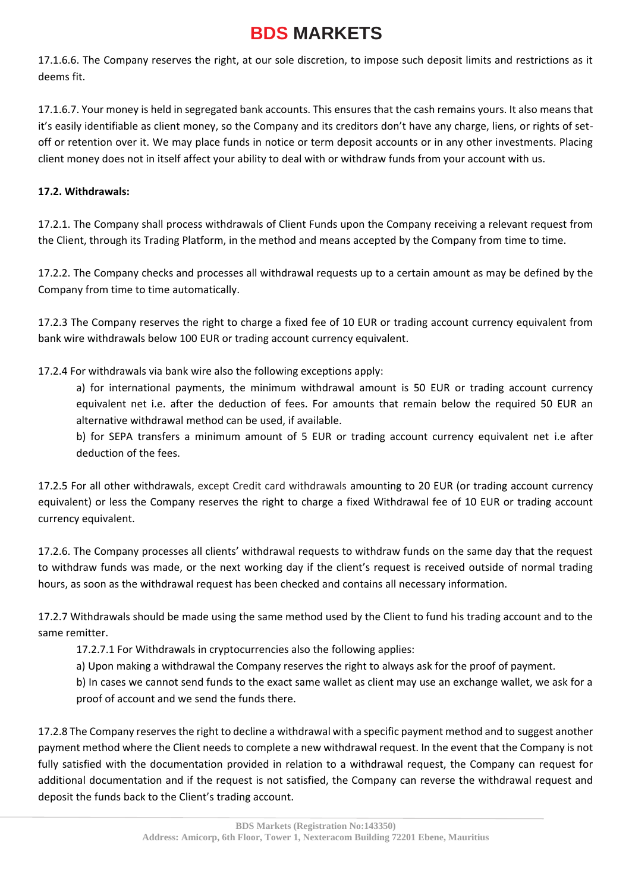17.1.6.6. The Company reserves the right, at our sole discretion, to impose such deposit limits and restrictions as it deems fit.

17.1.6.7. Your money is held in segregated bank accounts. This ensures that the cash remains yours. It also means that it's easily identifiable as client money, so the Company and its creditors don't have any charge, liens, or rights of set-off or retention over it. We may place funds in notice or term deposit accounts or in any other investments. Placing client money does not in itself affect your ability to deal with or withdraw funds from your account with us.

**17.2. Withdrawals:**

17.2.1. The Company shall process withdrawals of Client Funds upon the Company receiving a relevant request from the Client, through its Trading Platform, in the method and means accepted by the Company from time to time.

17.2.2. The Company checks and processes all withdrawal requests up to a certain amount as may be defined by the Company from time to time automatically.

17.2.3 The Company reserves the right to charge a fixed fee of 10 EUR or trading account currency equivalent from bank wire withdrawals below 100 EUR or trading account currency equivalent.

17.2.4 For withdrawals via bank wire also the following exceptions apply:

a) for international payments, the minimum withdrawal amount is 50 EUR or trading account currency equivalent net i.e. after the deduction of fees. For amounts that remain below the required 50 EUR an alternative withdrawal method can be used, if available.

b) for SEPA transfers a minimum amount of 5 EUR or trading account currency equivalent net i.e after deduction of the fees.

17.2.5 For all other withdrawals, except Credit card withdrawals amounting to 20 EUR (or trading account currency equivalent) or less the Company reserves the right to charge a fixed Withdrawal fee of 10 EUR or trading account currency equivalent.

17.2.6. The Company processes all clients' withdrawal requests to withdraw funds on the same day that the request to withdraw funds was made, or the next working day if the client's request is received outside of normal trading hours, as soon as the withdrawal request has been checked and contains all necessary information.

17.2.7 Withdrawals should be made using the same method used by the Client to fund his trading account and to the same remitter.

17.2.7.1 For Withdrawals in cryptocurrencies also the following applies:

a) Upon making a withdrawal the Company reserves the right to always ask for the proof of payment.

b) In cases we cannot send funds to the exact same wallet as client may use an exchange wallet, we ask for a proof of account and we send the funds there.

17.2.8 The Company reserves the right to decline a withdrawal with a specific payment method and to suggest another payment method where the Client needs to complete a new withdrawal request. In the event that the Company is not fully satisfied with the documentation provided in relation to a withdrawal request, the Company can request for additional documentation and if the request is not satisfied, the Company can reverse the withdrawal request and deposit the funds back to the Client's trading account.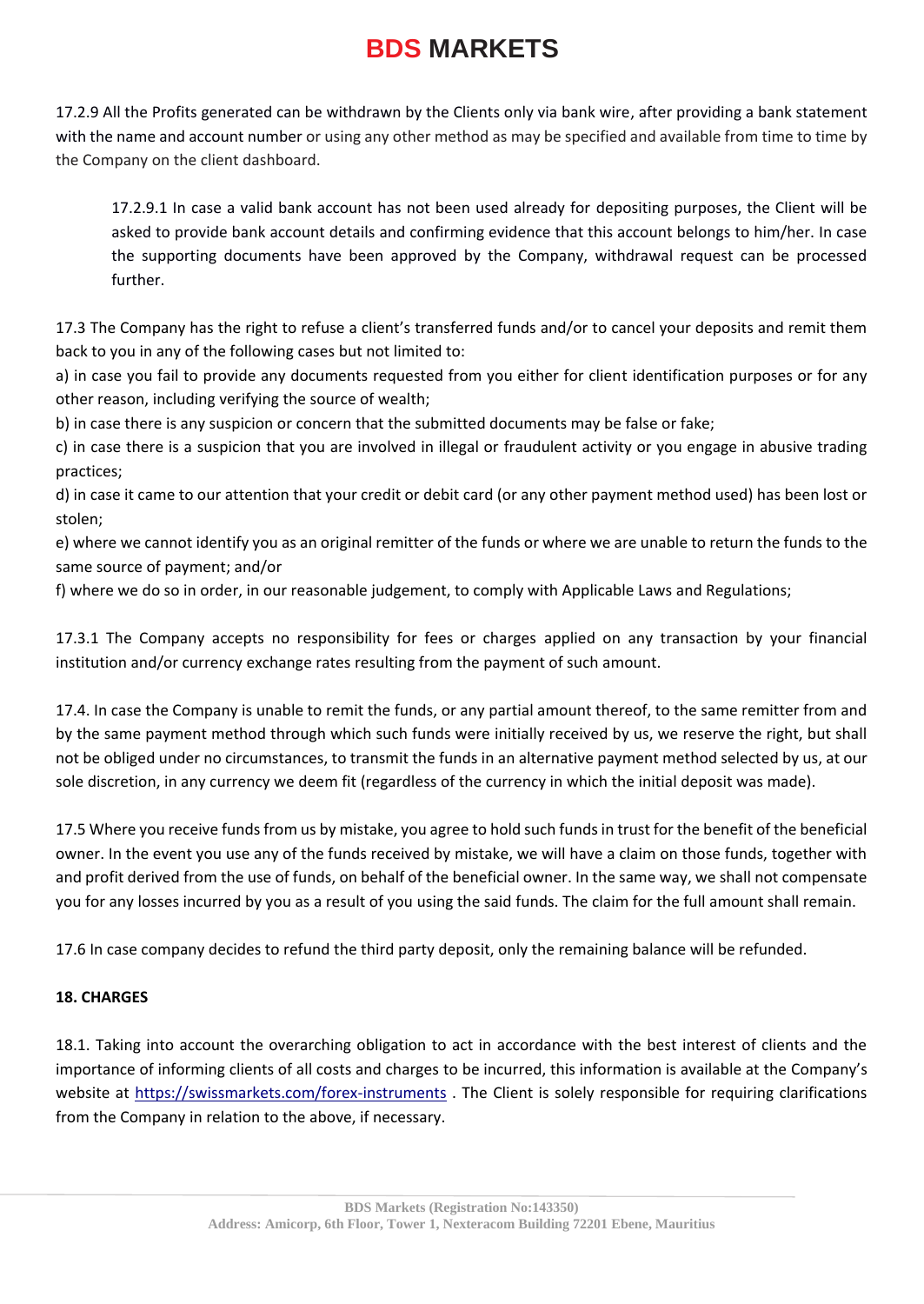17.2.9 All the Profits generated can be withdrawn by the Clients only via bank wire, after providing a bank statement with the name and account number or using any other method as may be specified and available from time to time by the Company on the client dashboard.

> 17.2.9.1 In case a valid bank account has not been used already for depositing purposes, the Client will be asked to provide bank account details and confirming evidence that this account belongs to him/her. In case the supporting documents have been approved by the Company, withdrawal request can be processed further.

17.3 The Company has the right to refuse a client's transferred funds and/or to cancel your deposits and remit them back to you in any of the following cases but not limited to:

a) in case you fail to provide any documents requested from you either for client identification purposes or for any other reason, including verifying the source of wealth;

b) in case there is any suspicion or concern that the submitted documents may be false or fake;

c) in case there is a suspicion that you are involved in illegal or fraudulent activity or you engage in abusive trading practices;

d) in case it came to our attention that your credit or debit card (or any other payment method used) has been lost or stolen;

e) where we cannot identify you as an original remitter of the funds or where we are unable to return the funds to the same source of payment; and/or

f) where we do so in order, in our reasonable judgement, to comply with Applicable Laws and Regulations;

17.3.1 The Company accepts no responsibility for fees or charges applied on any transaction by your financial institution and/or currency exchange rates resulting from the payment of such amount.

17.4. In case the Company is unable to remit the funds, or any partial amount thereof, to the same remitter from and by the same payment method through which such funds were initially received by us, we reserve the right, but shall not be obliged under no circumstances, to transmit the funds in an alternative payment method selected by us, at our sole discretion, in any currency we deem fit (regardless of the currency in which the initial deposit was made).

17.5 Where you receive funds from us by mistake, you agree to hold such funds in trust for the benefit of the beneficial owner. In the event you use any of the funds received by mistake, we will have a claim on those funds, together with and profit derived from the use of funds, on behalf of the beneficial owner. In the same way, we shall not compensate you for any losses incurred by you as a result of you using the said funds. The claim for the full amount shall remain.

17.6 In case company decides to refund the third party deposit, only the remaining balance will be refunded.

**18. CHARGES**

18.1. Taking into account the overarching obligation to act in accordance with the best interest of clients and the importance of informing clients of all costs and charges to be incurred, this information is available at the Company's website at https://swissmarkets.com/forex-instruments . The Client is solely responsible for requiring clarifications from the Company in relation to the above, if necessary.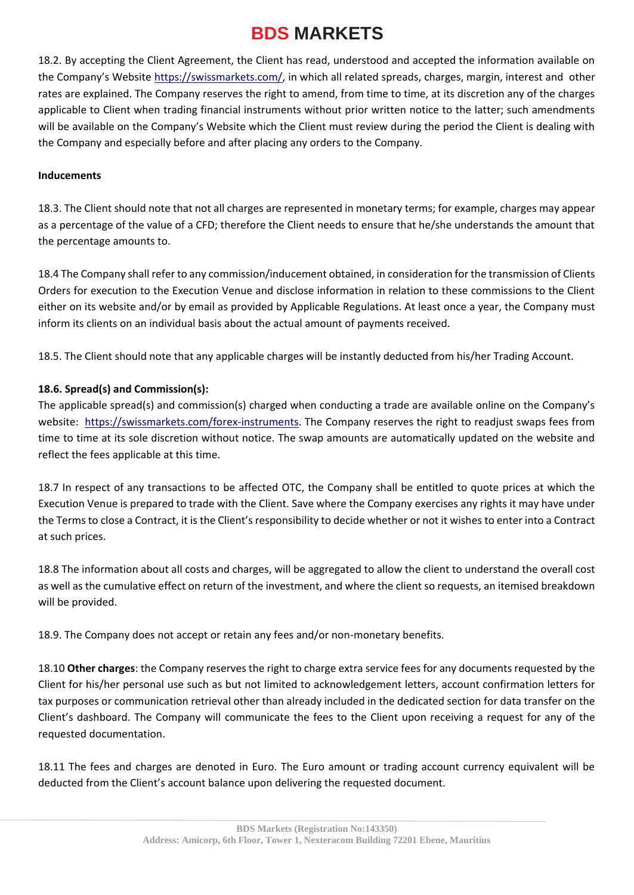18.2. By accepting the Client Agreement, the Client has read, understood and accepted the information available on the Company's Website https://swissmarkets.com/, in which all related spreads, charges, margin, interest and other rates are explained. The Company reserves the right to amend, from time to time, at its discretion any of the charges applicable to Client when trading financial instruments without prior written notice to the latter; such amendments will be available on the Company's Website which the Client must review during the period the Client is dealing with the Company and especially before and after placing any orders to the Company.

**Inducements**

18.3. The Client should note that not all charges are represented in monetary terms; for example, charges may appear as a percentage of the value of a CFD; therefore the Client needs to ensure that he/she understands the amount that the percentage amounts to.

18.4 The Company shall refer to any commission/inducement obtained, in consideration for the transmission of Clients Orders for execution to the Execution Venue and disclose information in relation to these commissions to the Client either on its website and/or by email as provided by Applicable Regulations. At least once a year, the Company must inform its clients on an individual basis about the actual amount of payments received.

18.5. The Client should note that any applicable charges will be instantly deducted from his/her Trading Account.

**18.6. Spread(s) and Commission(s):**

The applicable spread(s) and commission(s) charged when conducting a trade are available online on the Company's website: https://swissmarkets.com/forex-instruments. The Company reserves the right to readjust swaps fees from time to time at its sole discretion without notice. The swap amounts are automatically updated on the website and reflect the fees applicable at this time.

18.7 In respect of any transactions to be affected OTC, the Company shall be entitled to quote prices at which the Execution Venue is prepared to trade with the Client. Save where the Company exercises any rights it may have under the Terms to close a Contract, it is the Client's responsibility to decide whether or not it wishes to enter into a Contract at such prices.

18.8 The information about all costs and charges, will be aggregated to allow the client to understand the overall cost as well as the cumulative effect on return of the investment, and where the client so requests, an itemised breakdown will be provided.

18.9. The Company does not accept or retain any fees and/or non-monetary benefits.

18.10 **Other charges**: the Company reserves the right to charge extra service fees for any documents requested by the Client for his/her personal use such as but not limited to acknowledgement letters, account confirmation letters for tax purposes or communication retrieval other than already included in the dedicated section for data transfer on the Client's dashboard. The Company will communicate the fees to the Client upon receiving a request for any of the requested documentation.

18.11 The fees and charges are denoted in Euro. The Euro amount or trading account currency equivalent will be deducted from the Client's account balance upon delivering the requested document.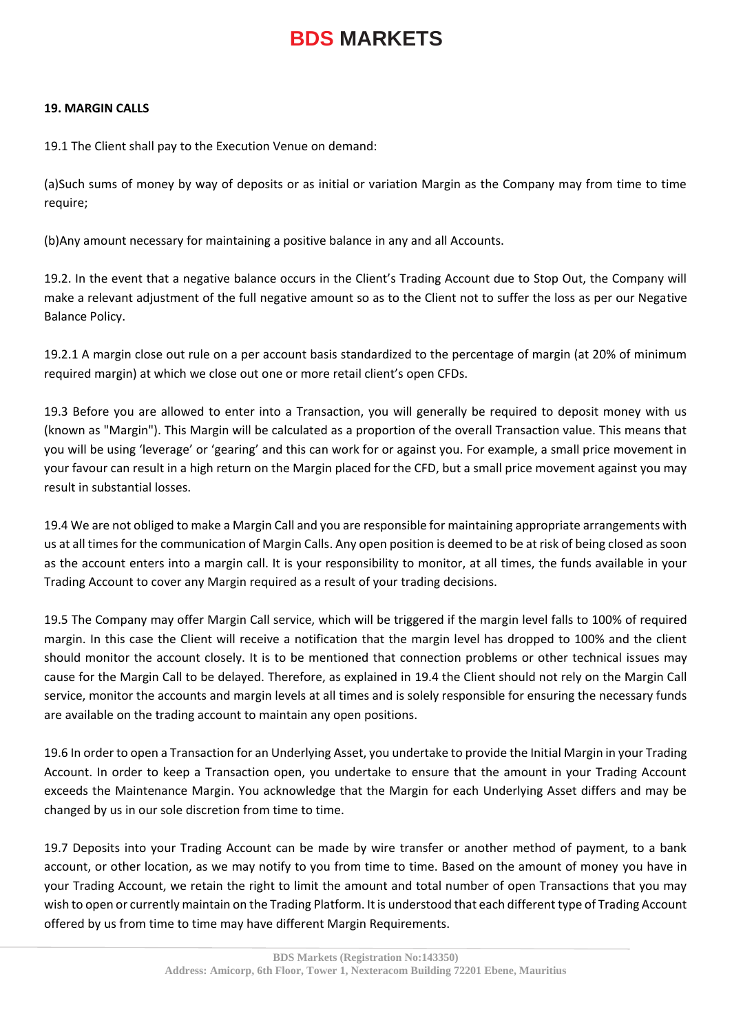**19. MARGIN CALLS**

19.1 The Client shall pay to the Execution Venue on demand:

(a)Such sums of money by way of deposits or as initial or variation Margin as the Company may from time to time require;

(b)Any amount necessary for maintaining a positive balance in any and all Accounts.

19.2. In the event that a negative balance occurs in the Client's Trading Account due to Stop Out, the Company will make a relevant adjustment of the full negative amount so as to the Client not to suffer the loss as per our Negative Balance Policy.

19.2.1 A margin close out rule on a per account basis standardized to the percentage of margin (at 20% of minimum required margin) at which we close out one or more retail client's open CFDs.

19.3 Before you are allowed to enter into a Transaction, you will generally be required to deposit money with us (known as "Margin"). This Margin will be calculated as a proportion of the overall Transaction value. This means that you will be using 'leverage' or 'gearing' and this can work for or against you. For example, a small price movement in your favour can result in a high return on the Margin placed for the CFD, but a small price movement against you may result in substantial losses.

19.4 We are not obliged to make a Margin Call and you are responsible for maintaining appropriate arrangements with us at all times for the communication of Margin Calls. Any open position is deemed to be at risk of being closed as soon as the account enters into a margin call. It is your responsibility to monitor, at all times, the funds available in your Trading Account to cover any Margin required as a result of your trading decisions.

19.5 The Company may offer Margin Call service, which will be triggered if the margin level falls to 100% of required margin. In this case the Client will receive a notification that the margin level has dropped to 100% and the client should monitor the account closely. It is to be mentioned that connection problems or other technical issues may cause for the Margin Call to be delayed. Therefore, as explained in 19.4 the Client should not rely on the Margin Call service, monitor the accounts and margin levels at all times and is solely responsible for ensuring the necessary funds are available on the trading account to maintain any open positions.

19.6 In order to open a Transaction for an Underlying Asset, you undertake to provide the Initial Margin in your Trading Account. In order to keep a Transaction open, you undertake to ensure that the amount in your Trading Account exceeds the Maintenance Margin. You acknowledge that the Margin for each Underlying Asset differs and may be changed by us in our sole discretion from time to time.

19.7 Deposits into your Trading Account can be made by wire transfer or another method of payment, to a bank account, or other location, as we may notify to you from time to time. Based on the amount of money you have in your Trading Account, we retain the right to limit the amount and total number of open Transactions that you may wish to open or currently maintain on the Trading Platform. It is understood that each different type of Trading Account offered by us from time to time may have different Margin Requirements.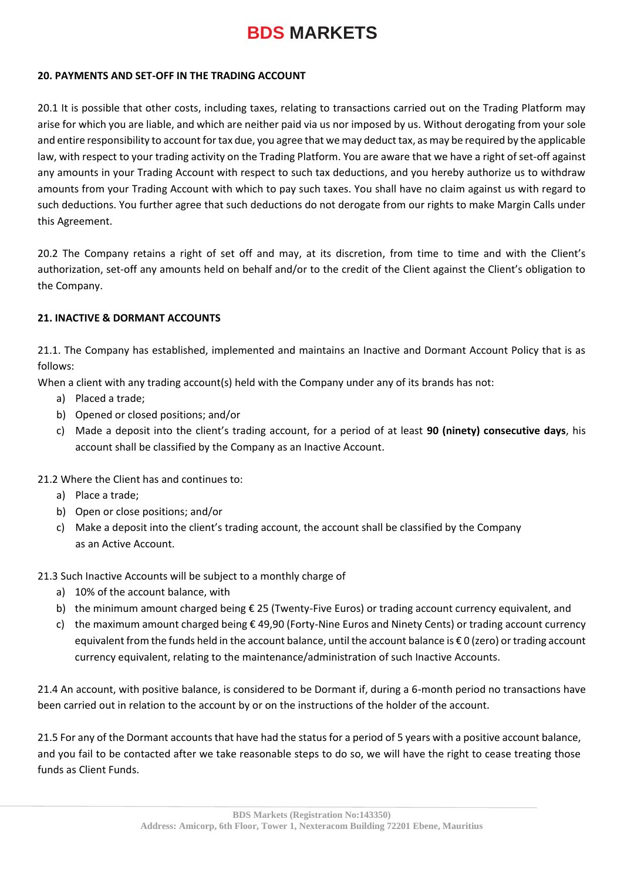#### 20. PAYMENTS AND SET-OFF IN THE TRADING ACCOUNT

20.1 It is possible that other costs, including taxes, relating to transactions carried out on the Trading Platform may arise for which you are liable, and which are neither paid via us nor imposed by us. Without derogating from your sole and entire responsibility to account for tax due, you agree that we may deduct tax, as may be required by the applicable law, with respect to your trading activity on the Trading Platform. You are aware that we have a right of set-off against any amounts in your Trading Account with respect to such tax deductions, and you hereby authorize us to withdraw amounts from your Trading Account with which to pay such taxes. You shall have no claim against us with regard to such deductions. You further agree that such deductions do not derogate from our rights to make Margin Calls under this Agreement.

20.2 The Company retains a right of set off and may, at its discretion, from time to time and with the Client's authorization, set-off any amounts held on behalf and/or to the credit of the Client against the Client's obligation to the Company.

#### 21. INACTIVE & DORMANT ACCOUNTS

21.1. The Company has established, implemented and maintains an Inactive and Dormant Account Policy that is as follows:

When a client with any trading account(s) held with the Company under any of its brands has not:

a) Placed a trade;
b) Opened or closed positions; and/or
c) Made a deposit into the client's trading account, for a period of at least **90 (ninety) consecutive days**, his account shall be classified by the Company as an Inactive Account.

21.2 Where the Client has and continues to:

a) Place a trade;
b) Open or close positions; and/or
c) Make a deposit into the client's trading account, the account shall be classified by the Company as an Active Account.

21.3 Such Inactive Accounts will be subject to a monthly charge of

a) 10% of the account balance, with
b) the minimum amount charged being € 25 (Twenty-Five Euros) or trading account currency equivalent, and
c) the maximum amount charged being € 49,90 (Forty-Nine Euros and Ninety Cents) or trading account currency equivalent from the funds held in the account balance, until the account balance is € 0 (zero) or trading account currency equivalent, relating to the maintenance/administration of such Inactive Accounts.

21.4 An account, with positive balance, is considered to be Dormant if, during a 6-month period no transactions have been carried out in relation to the account by or on the instructions of the holder of the account.

21.5 For any of the Dormant accounts that have had the status for a period of 5 years with a positive account balance, and you fail to be contacted after we take reasonable steps to do so, we will have the right to cease treating those funds as Client Funds.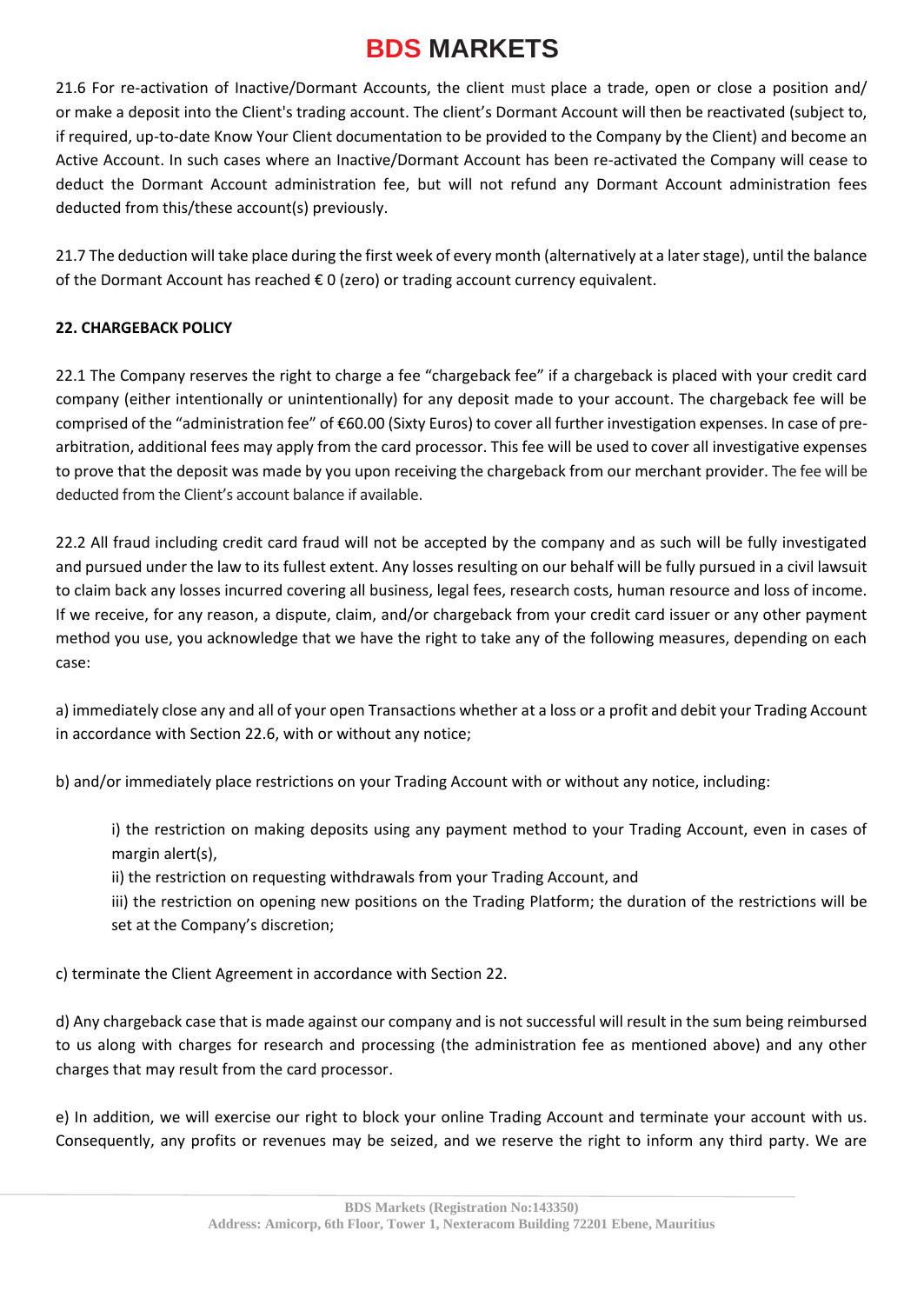21.6 For re-activation of Inactive/Dormant Accounts, the client must place a trade, open or close a position and/ or make a deposit into the Client's trading account. The client's Dormant Account will then be reactivated (subject to, if required, up-to-date Know Your Client documentation to be provided to the Company by the Client) and become an Active Account. In such cases where an Inactive/Dormant Account has been re-activated the Company will cease to deduct the Dormant Account administration fee, but will not refund any Dormant Account administration fees deducted from this/these account(s) previously.

21.7 The deduction will take place during the first week of every month (alternatively at a later stage), until the balance of the Dormant Account has reached € 0 (zero) or trading account currency equivalent.

**22. CHARGEBACK POLICY**

22.1 The Company reserves the right to charge a fee "chargeback fee" if a chargeback is placed with your credit card company (either intentionally or unintentionally) for any deposit made to your account. The chargeback fee will be comprised of the "administration fee" of €60.00 (Sixty Euros) to cover all further investigation expenses. In case of pre-arbitration, additional fees may apply from the card processor. This fee will be used to cover all investigative expenses to prove that the deposit was made by you upon receiving the chargeback from our merchant provider. The fee will be deducted from the Client's account balance if available.

22.2 All fraud including credit card fraud will not be accepted by the company and as such will be fully investigated and pursued under the law to its fullest extent. Any losses resulting on our behalf will be fully pursued in a civil lawsuit to claim back any losses incurred covering all business, legal fees, research costs, human resource and loss of income. If we receive, for any reason, a dispute, claim, and/or chargeback from your credit card issuer or any other payment method you use, you acknowledge that we have the right to take any of the following measures, depending on each case:

a) immediately close any and all of your open Transactions whether at a loss or a profit and debit your Trading Account in accordance with Section 22.6, with or without any notice;

b) and/or immediately place restrictions on your Trading Account with or without any notice, including:

i) the restriction on making deposits using any payment method to your Trading Account, even in cases of margin alert(s),
ii) the restriction on requesting withdrawals from your Trading Account, and
iii) the restriction on opening new positions on the Trading Platform; the duration of the restrictions will be set at the Company's discretion;

c) terminate the Client Agreement in accordance with Section 22.

d) Any chargeback case that is made against our company and is not successful will result in the sum being reimbursed to us along with charges for research and processing (the administration fee as mentioned above) and any other charges that may result from the card processor.

e) In addition, we will exercise our right to block your online Trading Account and terminate your account with us. Consequently, any profits or revenues may be seized, and we reserve the right to inform any third party. We are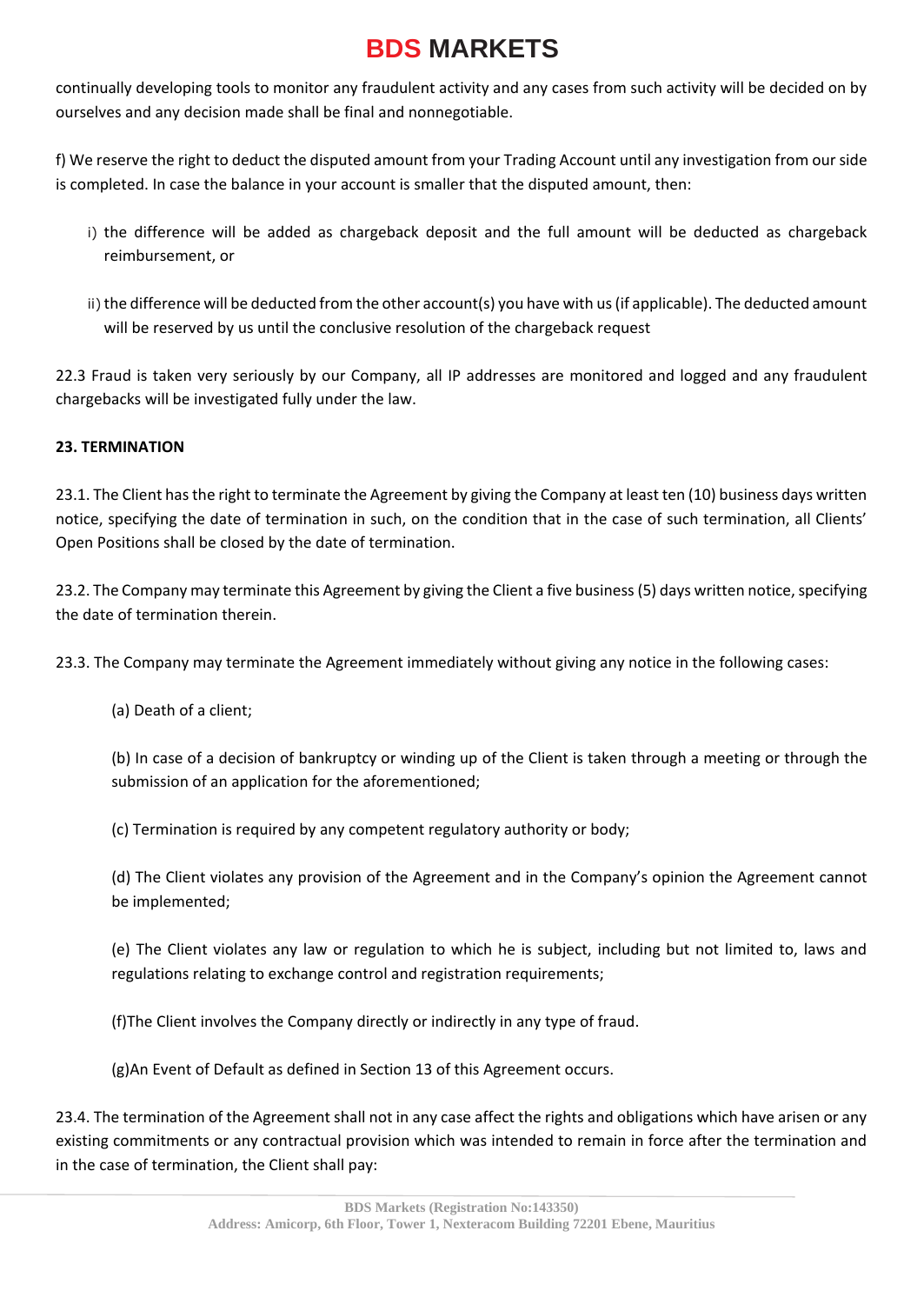continually developing tools to monitor any fraudulent activity and any cases from such activity will be decided on by ourselves and any decision made shall be final and nonnegotiable.

f) We reserve the right to deduct the disputed amount from your Trading Account until any investigation from our side is completed. In case the balance in your account is smaller that the disputed amount, then:

i) the difference will be added as chargeback deposit and the full amount will be deducted as chargeback reimbursement, or

ii) the difference will be deducted from the other account(s) you have with us (if applicable). The deducted amount will be reserved by us until the conclusive resolution of the chargeback request

22.3 Fraud is taken very seriously by our Company, all IP addresses are monitored and logged and any fraudulent chargebacks will be investigated fully under the law.

**23. TERMINATION**

23.1. The Client has the right to terminate the Agreement by giving the Company at least ten (10) business days written notice, specifying the date of termination in such, on the condition that in the case of such termination, all Clients' Open Positions shall be closed by the date of termination.

23.2. The Company may terminate this Agreement by giving the Client a five business (5) days written notice, specifying the date of termination therein.

23.3. The Company may terminate the Agreement immediately without giving any notice in the following cases:

(a) Death of a client;

(b) In case of a decision of bankruptcy or winding up of the Client is taken through a meeting or through the submission of an application for the aforementioned;

(c) Termination is required by any competent regulatory authority or body;

(d) The Client violates any provision of the Agreement and in the Company's opinion the Agreement cannot be implemented;

(e) The Client violates any law or regulation to which he is subject, including but not limited to, laws and regulations relating to exchange control and registration requirements;

(f)The Client involves the Company directly or indirectly in any type of fraud.

(g)An Event of Default as defined in Section 13 of this Agreement occurs.

23.4. The termination of the Agreement shall not in any case affect the rights and obligations which have arisen or any existing commitments or any contractual provision which was intended to remain in force after the termination and in the case of termination, the Client shall pay: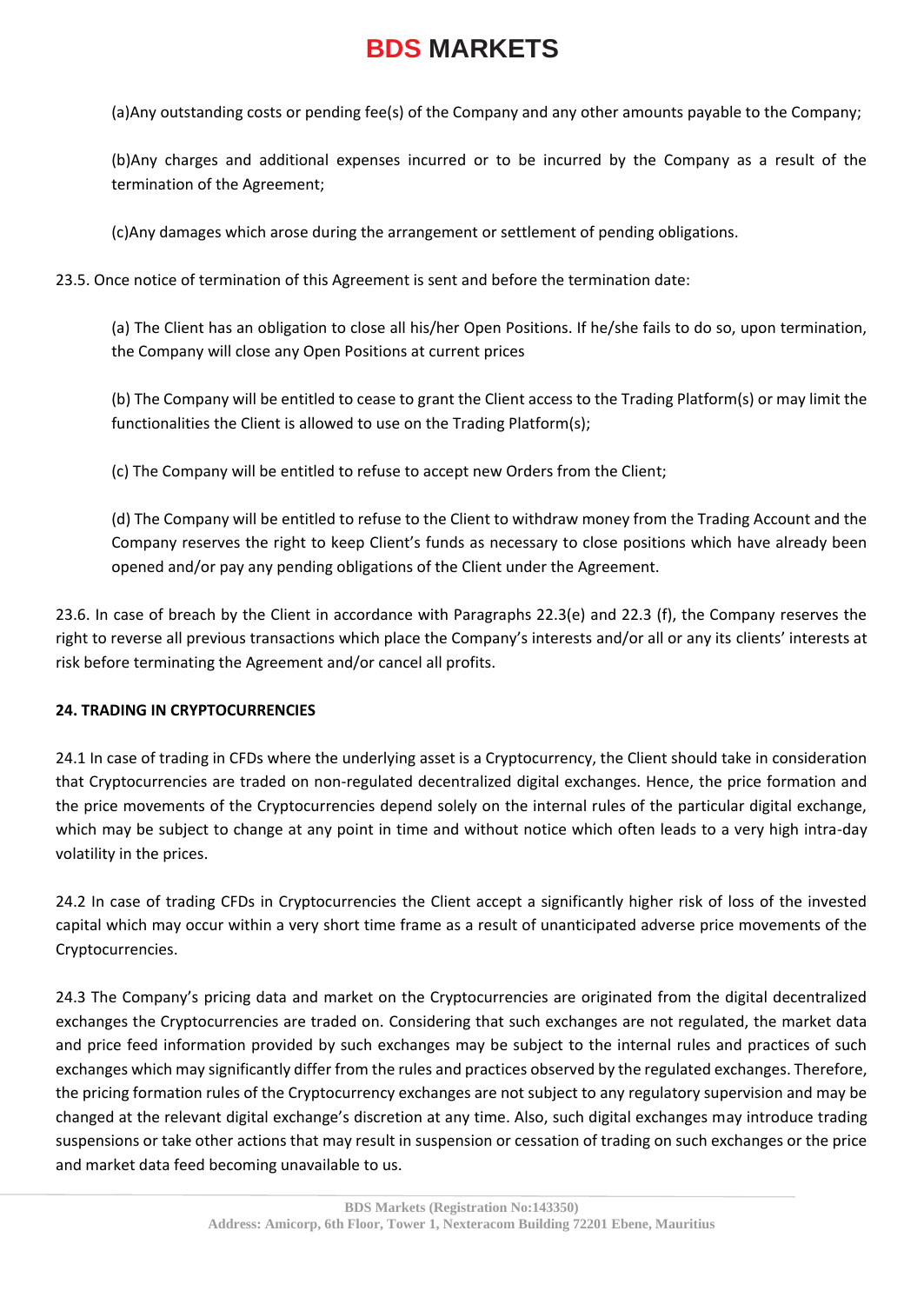(a)Any outstanding costs or pending fee(s) of the Company and any other amounts payable to the Company;

(b)Any charges and additional expenses incurred or to be incurred by the Company as a result of the termination of the Agreement;

(c)Any damages which arose during the arrangement or settlement of pending obligations.

23.5. Once notice of termination of this Agreement is sent and before the termination date:

(a) The Client has an obligation to close all his/her Open Positions. If he/she fails to do so, upon termination, the Company will close any Open Positions at current prices

(b) The Company will be entitled to cease to grant the Client access to the Trading Platform(s) or may limit the functionalities the Client is allowed to use on the Trading Platform(s);

(c) The Company will be entitled to refuse to accept new Orders from the Client;

(d) The Company will be entitled to refuse to the Client to withdraw money from the Trading Account and the Company reserves the right to keep Client's funds as necessary to close positions which have already been opened and/or pay any pending obligations of the Client under the Agreement.

23.6. In case of breach by the Client in accordance with Paragraphs 22.3(e) and 22.3 (f), the Company reserves the right to reverse all previous transactions which place the Company's interests and/or all or any its clients' interests at risk before terminating the Agreement and/or cancel all profits.

**24. TRADING IN CRYPTOCURRENCIES**

24.1 In case of trading in CFDs where the underlying asset is a Cryptocurrency, the Client should take in consideration that Cryptocurrencies are traded on non-regulated decentralized digital exchanges. Hence, the price formation and the price movements of the Cryptocurrencies depend solely on the internal rules of the particular digital exchange, which may be subject to change at any point in time and without notice which often leads to a very high intra-day volatility in the prices.

24.2 In case of trading CFDs in Cryptocurrencies the Client accept a significantly higher risk of loss of the invested capital which may occur within a very short time frame as a result of unanticipated adverse price movements of the Cryptocurrencies.

24.3 The Company's pricing data and market on the Cryptocurrencies are originated from the digital decentralized exchanges the Cryptocurrencies are traded on. Considering that such exchanges are not regulated, the market data and price feed information provided by such exchanges may be subject to the internal rules and practices of such exchanges which may significantly differ from the rules and practices observed by the regulated exchanges. Therefore, the pricing formation rules of the Cryptocurrency exchanges are not subject to any regulatory supervision and may be changed at the relevant digital exchange's discretion at any time. Also, such digital exchanges may introduce trading suspensions or take other actions that may result in suspension or cessation of trading on such exchanges or the price and market data feed becoming unavailable to us.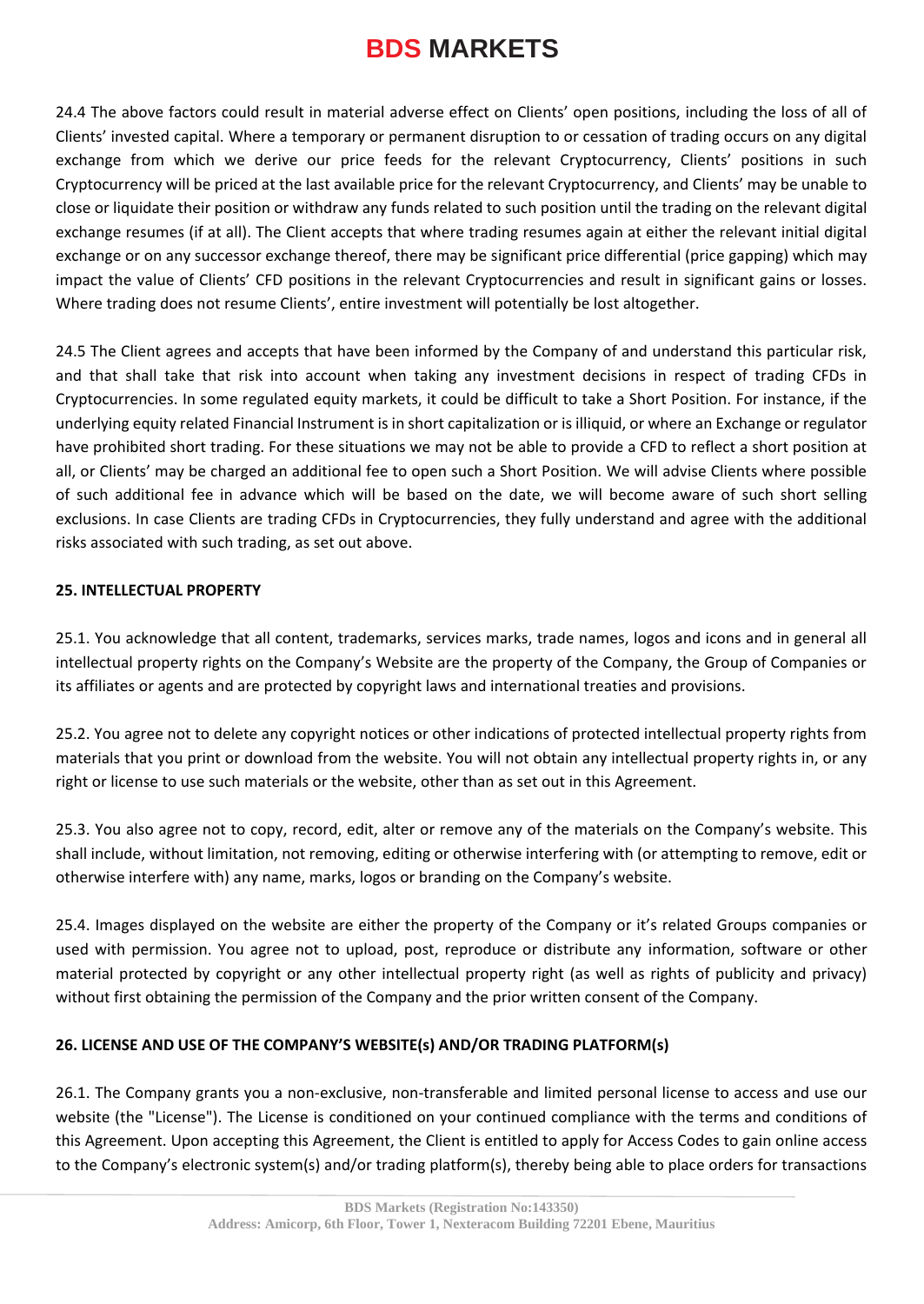24.4 The above factors could result in material adverse effect on Clients' open positions, including the loss of all of Clients' invested capital. Where a temporary or permanent disruption to or cessation of trading occurs on any digital exchange from which we derive our price feeds for the relevant Cryptocurrency, Clients' positions in such Cryptocurrency will be priced at the last available price for the relevant Cryptocurrency, and Clients' may be unable to close or liquidate their position or withdraw any funds related to such position until the trading on the relevant digital exchange resumes (if at all). The Client accepts that where trading resumes again at either the relevant initial digital exchange or on any successor exchange thereof, there may be significant price differential (price gapping) which may impact the value of Clients' CFD positions in the relevant Cryptocurrencies and result in significant gains or losses. Where trading does not resume Clients', entire investment will potentially be lost altogether.

24.5 The Client agrees and accepts that have been informed by the Company of and understand this particular risk, and that shall take that risk into account when taking any investment decisions in respect of trading CFDs in Cryptocurrencies. In some regulated equity markets, it could be difficult to take a Short Position. For instance, if the underlying equity related Financial Instrument is in short capitalization or is illiquid, or where an Exchange or regulator have prohibited short trading. For these situations we may not be able to provide a CFD to reflect a short position at all, or Clients' may be charged an additional fee to open such a Short Position. We will advise Clients where possible of such additional fee in advance which will be based on the date, we will become aware of such short selling exclusions. In case Clients are trading CFDs in Cryptocurrencies, they fully understand and agree with the additional risks associated with such trading, as set out above.

## 25. INTELLECTUAL PROPERTY

25.1. You acknowledge that all content, trademarks, services marks, trade names, logos and icons and in general all intellectual property rights on the Company's Website are the property of the Company, the Group of Companies or its affiliates or agents and are protected by copyright laws and international treaties and provisions.

25.2. You agree not to delete any copyright notices or other indications of protected intellectual property rights from materials that you print or download from the website. You will not obtain any intellectual property rights in, or any right or license to use such materials or the website, other than as set out in this Agreement.

25.3. You also agree not to copy, record, edit, alter or remove any of the materials on the Company's website. This shall include, without limitation, not removing, editing or otherwise interfering with (or attempting to remove, edit or otherwise interfere with) any name, marks, logos or branding on the Company's website.

25.4. Images displayed on the website are either the property of the Company or it's related Groups companies or used with permission. You agree not to upload, post, reproduce or distribute any information, software or other material protected by copyright or any other intellectual property right (as well as rights of publicity and privacy) without first obtaining the permission of the Company and the prior written consent of the Company.

## 26. LICENSE AND USE OF THE COMPANY'S WEBSITE(s) AND/OR TRADING PLATFORM(s)

26.1. The Company grants you a non-exclusive, non-transferable and limited personal license to access and use our website (the "License"). The License is conditioned on your continued compliance with the terms and conditions of this Agreement. Upon accepting this Agreement, the Client is entitled to apply for Access Codes to gain online access to the Company's electronic system(s) and/or trading platform(s), thereby being able to place orders for transactions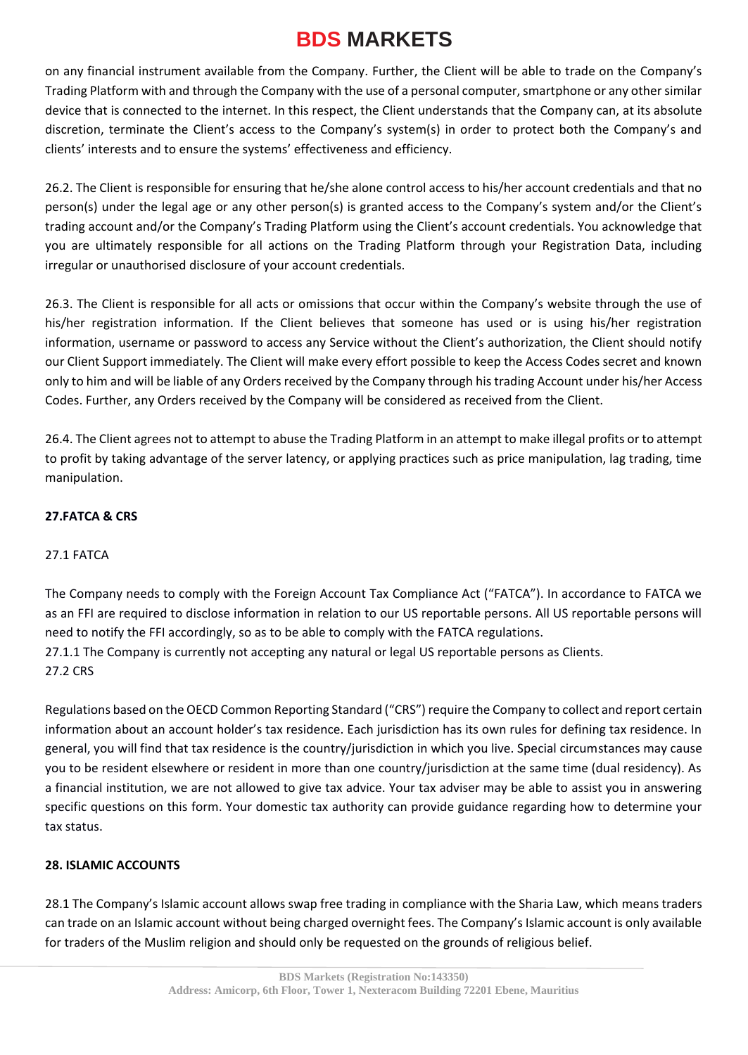on any financial instrument available from the Company. Further, the Client will be able to trade on the Company's Trading Platform with and through the Company with the use of a personal computer, smartphone or any other similar device that is connected to the internet. In this respect, the Client understands that the Company can, at its absolute discretion, terminate the Client's access to the Company's system(s) in order to protect both the Company's and clients' interests and to ensure the systems' effectiveness and efficiency.

26.2. The Client is responsible for ensuring that he/she alone control access to his/her account credentials and that no person(s) under the legal age or any other person(s) is granted access to the Company's system and/or the Client's trading account and/or the Company's Trading Platform using the Client's account credentials. You acknowledge that you are ultimately responsible for all actions on the Trading Platform through your Registration Data, including irregular or unauthorised disclosure of your account credentials.

26.3. The Client is responsible for all acts or omissions that occur within the Company's website through the use of his/her registration information. If the Client believes that someone has used or is using his/her registration information, username or password to access any Service without the Client's authorization, the Client should notify our Client Support immediately. The Client will make every effort possible to keep the Access Codes secret and known only to him and will be liable of any Orders received by the Company through his trading Account under his/her Access Codes. Further, any Orders received by the Company will be considered as received from the Client.

26.4. The Client agrees not to attempt to abuse the Trading Platform in an attempt to make illegal profits or to attempt to profit by taking advantage of the server latency, or applying practices such as price manipulation, lag trading, time manipulation.

## 27.FATCA & CRS

27.1 FATCA

The Company needs to comply with the Foreign Account Tax Compliance Act ("FATCA"). In accordance to FATCA we as an FFI are required to disclose information in relation to our US reportable persons. All US reportable persons will need to notify the FFI accordingly, so as to be able to comply with the FATCA regulations.
27.1.1 The Company is currently not accepting any natural or legal US reportable persons as Clients.
27.2 CRS

Regulations based on the OECD Common Reporting Standard ("CRS") require the Company to collect and report certain information about an account holder's tax residence. Each jurisdiction has its own rules for defining tax residence. In general, you will find that tax residence is the country/jurisdiction in which you live. Special circumstances may cause you to be resident elsewhere or resident in more than one country/jurisdiction at the same time (dual residency). As a financial institution, we are not allowed to give tax advice. Your tax adviser may be able to assist you in answering specific questions on this form. Your domestic tax authority can provide guidance regarding how to determine your tax status.

## 28. ISLAMIC ACCOUNTS

28.1 The Company's Islamic account allows swap free trading in compliance with the Sharia Law, which means traders can trade on an Islamic account without being charged overnight fees. The Company's Islamic account is only available for traders of the Muslim religion and should only be requested on the grounds of religious belief.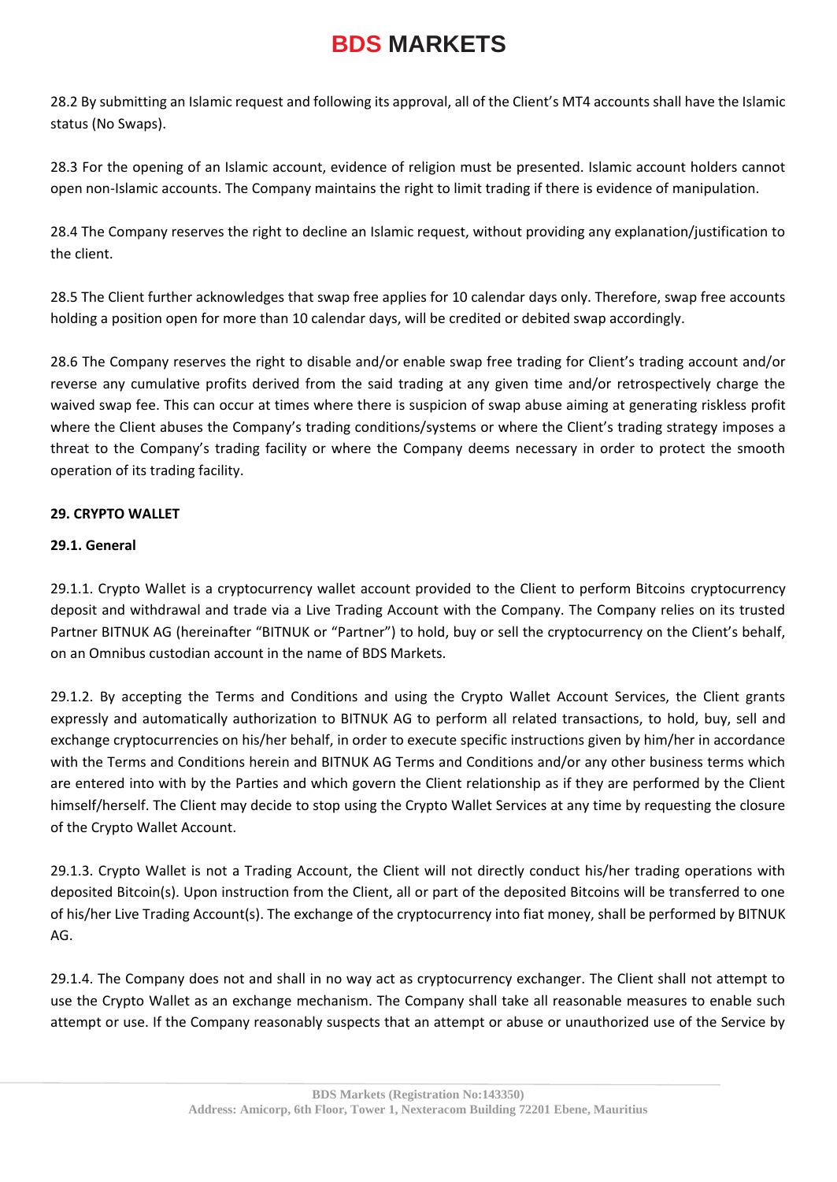28.2 By submitting an Islamic request and following its approval, all of the Client's MT4 accounts shall have the Islamic status (No Swaps).

28.3 For the opening of an Islamic account, evidence of religion must be presented. Islamic account holders cannot open non-Islamic accounts. The Company maintains the right to limit trading if there is evidence of manipulation.

28.4 The Company reserves the right to decline an Islamic request, without providing any explanation/justification to the client.

28.5 The Client further acknowledges that swap free applies for 10 calendar days only. Therefore, swap free accounts holding a position open for more than 10 calendar days, will be credited or debited swap accordingly.

28.6 The Company reserves the right to disable and/or enable swap free trading for Client's trading account and/or reverse any cumulative profits derived from the said trading at any given time and/or retrospectively charge the waived swap fee. This can occur at times where there is suspicion of swap abuse aiming at generating riskless profit where the Client abuses the Company's trading conditions/systems or where the Client's trading strategy imposes a threat to the Company's trading facility or where the Company deems necessary in order to protect the smooth operation of its trading facility.

**29. CRYPTO WALLET**

**29.1. General**

29.1.1. Crypto Wallet is a cryptocurrency wallet account provided to the Client to perform Bitcoins cryptocurrency deposit and withdrawal and trade via a Live Trading Account with the Company. The Company relies on its trusted Partner BITNUK AG (hereinafter "BITNUK or "Partner") to hold, buy or sell the cryptocurrency on the Client's behalf, on an Omnibus custodian account in the name of BDS Markets.

29.1.2. By accepting the Terms and Conditions and using the Crypto Wallet Account Services, the Client grants expressly and automatically authorization to BITNUK AG to perform all related transactions, to hold, buy, sell and exchange cryptocurrencies on his/her behalf, in order to execute specific instructions given by him/her in accordance with the Terms and Conditions herein and BITNUK AG Terms and Conditions and/or any other business terms which are entered into with by the Parties and which govern the Client relationship as if they are performed by the Client himself/herself. The Client may decide to stop using the Crypto Wallet Services at any time by requesting the closure of the Crypto Wallet Account.

29.1.3. Crypto Wallet is not a Trading Account, the Client will not directly conduct his/her trading operations with deposited Bitcoin(s). Upon instruction from the Client, all or part of the deposited Bitcoins will be transferred to one of his/her Live Trading Account(s). The exchange of the cryptocurrency into fiat money, shall be performed by BITNUK AG.

29.1.4. The Company does not and shall in no way act as cryptocurrency exchanger. The Client shall not attempt to use the Crypto Wallet as an exchange mechanism. The Company shall take all reasonable measures to enable such attempt or use. If the Company reasonably suspects that an attempt or abuse or unauthorized use of the Service by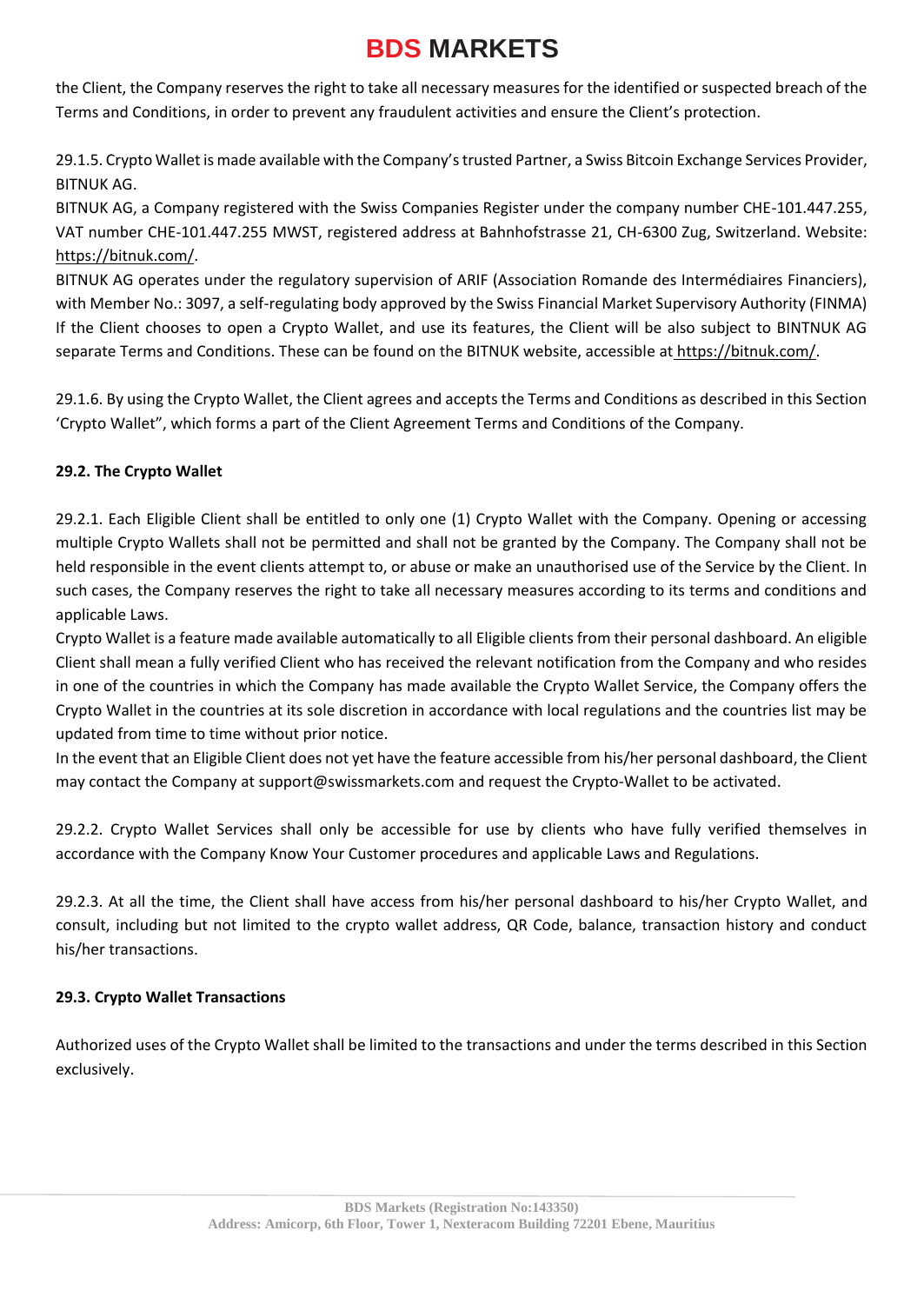the Client, the Company reserves the right to take all necessary measures for the identified or suspected breach of the Terms and Conditions, in order to prevent any fraudulent activities and ensure the Client's protection.

29.1.5. Crypto Wallet is made available with the Company's trusted Partner, a Swiss Bitcoin Exchange Services Provider, BITNUK AG.
BITNUK AG, a Company registered with the Swiss Companies Register under the company number CHE-101.447.255, VAT number CHE-101.447.255 MWST, registered address at Bahnhofstrasse 21, CH-6300 Zug, Switzerland. Website: https://bitnuk.com/.
BITNUK AG operates under the regulatory supervision of ARIF (Association Romande des Intermédiaires Financiers), with Member No.: 3097, a self-regulating body approved by the Swiss Financial Market Supervisory Authority (FINMA) If the Client chooses to open a Crypto Wallet, and use its features, the Client will be also subject to BINTNUK AG separate Terms and Conditions. These can be found on the BITNUK website, accessible at https://bitnuk.com/.

29.1.6. By using the Crypto Wallet, the Client agrees and accepts the Terms and Conditions as described in this Section 'Crypto Wallet", which forms a part of the Client Agreement Terms and Conditions of the Company.

**29.2. The Crypto Wallet**

29.2.1. Each Eligible Client shall be entitled to only one (1) Crypto Wallet with the Company. Opening or accessing multiple Crypto Wallets shall not be permitted and shall not be granted by the Company. The Company shall not be held responsible in the event clients attempt to, or abuse or make an unauthorised use of the Service by the Client. In such cases, the Company reserves the right to take all necessary measures according to its terms and conditions and applicable Laws.
Crypto Wallet is a feature made available automatically to all Eligible clients from their personal dashboard. An eligible Client shall mean a fully verified Client who has received the relevant notification from the Company and who resides in one of the countries in which the Company has made available the Crypto Wallet Service, the Company offers the Crypto Wallet in the countries at its sole discretion in accordance with local regulations and the countries list may be updated from time to time without prior notice.
In the event that an Eligible Client does not yet have the feature accessible from his/her personal dashboard, the Client may contact the Company at support@swissmarkets.com and request the Crypto-Wallet to be activated.

29.2.2. Crypto Wallet Services shall only be accessible for use by clients who have fully verified themselves in accordance with the Company Know Your Customer procedures and applicable Laws and Regulations.

29.2.3. At all the time, the Client shall have access from his/her personal dashboard to his/her Crypto Wallet, and consult, including but not limited to the crypto wallet address, QR Code, balance, transaction history and conduct his/her transactions.

**29.3. Crypto Wallet Transactions**

Authorized uses of the Crypto Wallet shall be limited to the transactions and under the terms described in this Section exclusively.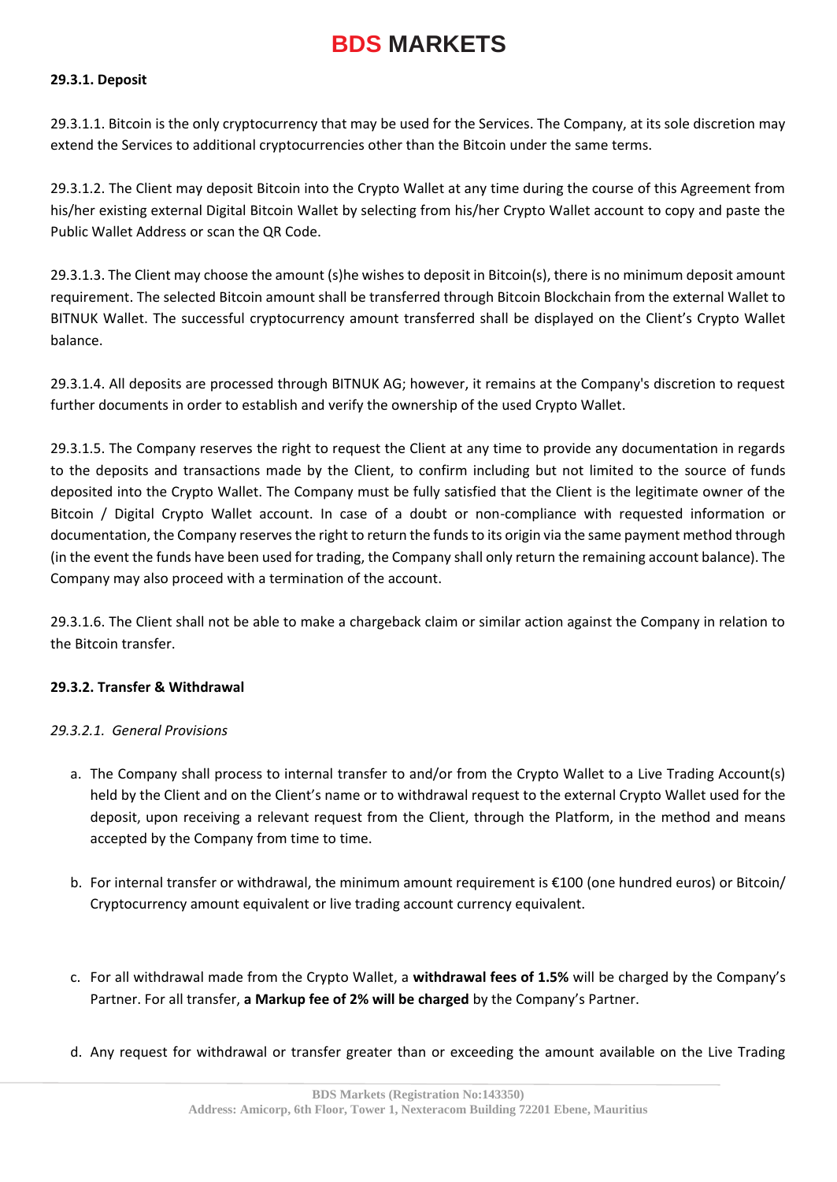#### 29.3.1. Deposit

29.3.1.1. Bitcoin is the only cryptocurrency that may be used for the Services. The Company, at its sole discretion may extend the Services to additional cryptocurrencies other than the Bitcoin under the same terms.

29.3.1.2. The Client may deposit Bitcoin into the Crypto Wallet at any time during the course of this Agreement from his/her existing external Digital Bitcoin Wallet by selecting from his/her Crypto Wallet account to copy and paste the Public Wallet Address or scan the QR Code.

29.3.1.3. The Client may choose the amount (s)he wishes to deposit in Bitcoin(s), there is no minimum deposit amount requirement. The selected Bitcoin amount shall be transferred through Bitcoin Blockchain from the external Wallet to BITNUK Wallet. The successful cryptocurrency amount transferred shall be displayed on the Client's Crypto Wallet balance.

29.3.1.4. All deposits are processed through BITNUK AG; however, it remains at the Company's discretion to request further documents in order to establish and verify the ownership of the used Crypto Wallet.

29.3.1.5. The Company reserves the right to request the Client at any time to provide any documentation in regards to the deposits and transactions made by the Client, to confirm including but not limited to the source of funds deposited into the Crypto Wallet. The Company must be fully satisfied that the Client is the legitimate owner of the Bitcoin / Digital Crypto Wallet account. In case of a doubt or non-compliance with requested information or documentation, the Company reserves the right to return the funds to its origin via the same payment method through (in the event the funds have been used for trading, the Company shall only return the remaining account balance). The Company may also proceed with a termination of the account.

29.3.1.6. The Client shall not be able to make a chargeback claim or similar action against the Company in relation to the Bitcoin transfer.

#### 29.3.2. Transfer & Withdrawal

*29.3.2.1. General Provisions*

a. The Company shall process to internal transfer to and/or from the Crypto Wallet to a Live Trading Account(s) held by the Client and on the Client's name or to withdrawal request to the external Crypto Wallet used for the deposit, upon receiving a relevant request from the Client, through the Platform, in the method and means accepted by the Company from time to time.

b. For internal transfer or withdrawal, the minimum amount requirement is €100 (one hundred euros) or Bitcoin/ Cryptocurrency amount equivalent or live trading account currency equivalent.

c. For all withdrawal made from the Crypto Wallet, a **withdrawal fees of 1.5%** will be charged by the Company's Partner. For all transfer, **a Markup fee of 2% will be charged** by the Company's Partner.

d. Any request for withdrawal or transfer greater than or exceeding the amount available on the Live Trading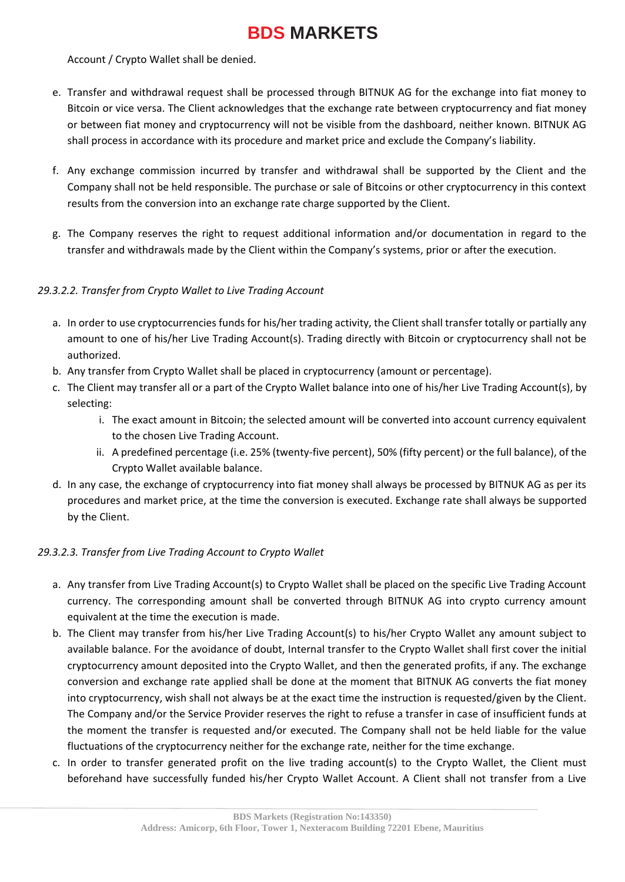Account / Crypto Wallet shall be denied.

e. Transfer and withdrawal request shall be processed through BITNUK AG for the exchange into fiat money to Bitcoin or vice versa. The Client acknowledges that the exchange rate between cryptocurrency and fiat money or between fiat money and cryptocurrency will not be visible from the dashboard, neither known. BITNUK AG shall process in accordance with its procedure and market price and exclude the Company's liability.

f. Any exchange commission incurred by transfer and withdrawal shall be supported by the Client and the Company shall not be held responsible. The purchase or sale of Bitcoins or other cryptocurrency in this context results from the conversion into an exchange rate charge supported by the Client.

g. The Company reserves the right to request additional information and/or documentation in regard to the transfer and withdrawals made by the Client within the Company's systems, prior or after the execution.

*29.3.2.2. Transfer from Crypto Wallet to Live Trading Account*

a. In order to use cryptocurrencies funds for his/her trading activity, the Client shall transfer totally or partially any amount to one of his/her Live Trading Account(s). Trading directly with Bitcoin or cryptocurrency shall not be authorized.
b. Any transfer from Crypto Wallet shall be placed in cryptocurrency (amount or percentage).
c. The Client may transfer all or a part of the Crypto Wallet balance into one of his/her Live Trading Account(s), by selecting:
   i. The exact amount in Bitcoin; the selected amount will be converted into account currency equivalent to the chosen Live Trading Account.
   ii. A predefined percentage (i.e. 25% (twenty-five percent), 50% (fifty percent) or the full balance), of the Crypto Wallet available balance.
d. In any case, the exchange of cryptocurrency into fiat money shall always be processed by BITNUK AG as per its procedures and market price, at the time the conversion is executed. Exchange rate shall always be supported by the Client.

*29.3.2.3. Transfer from Live Trading Account to Crypto Wallet*

a. Any transfer from Live Trading Account(s) to Crypto Wallet shall be placed on the specific Live Trading Account currency. The corresponding amount shall be converted through BITNUK AG into crypto currency amount equivalent at the time the execution is made.
b. The Client may transfer from his/her Live Trading Account(s) to his/her Crypto Wallet any amount subject to available balance. For the avoidance of doubt, Internal transfer to the Crypto Wallet shall first cover the initial cryptocurrency amount deposited into the Crypto Wallet, and then the generated profits, if any. The exchange conversion and exchange rate applied shall be done at the moment that BITNUK AG converts the fiat money into cryptocurrency, wish shall not always be at the exact time the instruction is requested/given by the Client. The Company and/or the Service Provider reserves the right to refuse a transfer in case of insufficient funds at the moment the transfer is requested and/or executed. The Company shall not be held liable for the value fluctuations of the cryptocurrency neither for the exchange rate, neither for the time exchange.
c. In order to transfer generated profit on the live trading account(s) to the Crypto Wallet, the Client must beforehand have successfully funded his/her Crypto Wallet Account. A Client shall not transfer from a Live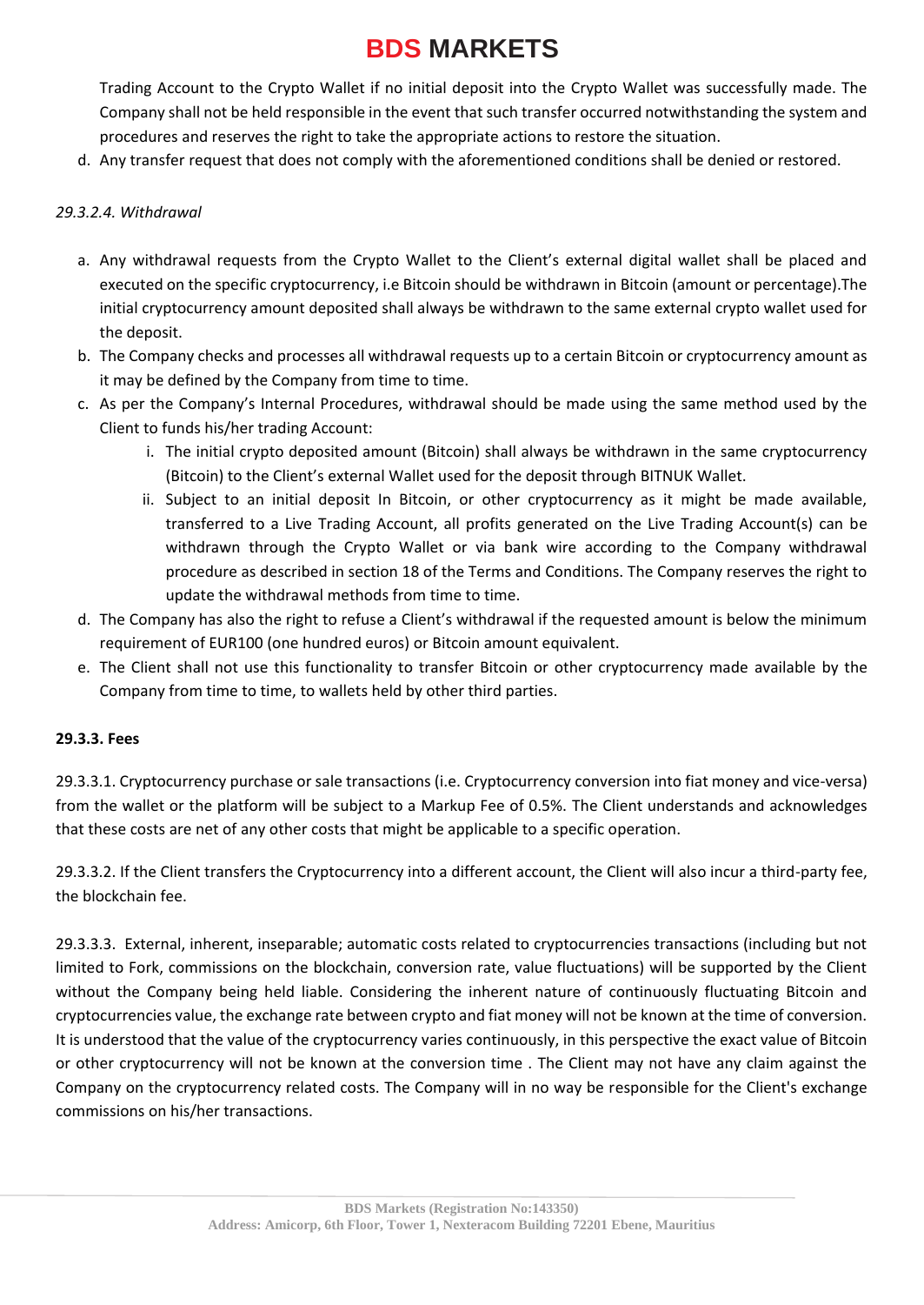Trading Account to the Crypto Wallet if no initial deposit into the Crypto Wallet was successfully made. The Company shall not be held responsible in the event that such transfer occurred notwithstanding the system and procedures and reserves the right to take the appropriate actions to restore the situation.

d. Any transfer request that does not comply with the aforementioned conditions shall be denied or restored.

*29.3.2.4. Withdrawal*

a. Any withdrawal requests from the Crypto Wallet to the Client's external digital wallet shall be placed and executed on the specific cryptocurrency, i.e Bitcoin should be withdrawn in Bitcoin (amount or percentage).The initial cryptocurrency amount deposited shall always be withdrawn to the same external crypto wallet used for the deposit.
b. The Company checks and processes all withdrawal requests up to a certain Bitcoin or cryptocurrency amount as it may be defined by the Company from time to time.
c. As per the Company's Internal Procedures, withdrawal should be made using the same method used by the Client to funds his/her trading Account:
    i. The initial crypto deposited amount (Bitcoin) shall always be withdrawn in the same cryptocurrency (Bitcoin) to the Client's external Wallet used for the deposit through BITNUK Wallet.
    ii. Subject to an initial deposit In Bitcoin, or other cryptocurrency as it might be made available, transferred to a Live Trading Account, all profits generated on the Live Trading Account(s) can be withdrawn through the Crypto Wallet or via bank wire according to the Company withdrawal procedure as described in section 18 of the Terms and Conditions. The Company reserves the right to update the withdrawal methods from time to time.
d. The Company has also the right to refuse a Client's withdrawal if the requested amount is below the minimum requirement of EUR100 (one hundred euros) or Bitcoin amount equivalent.
e. The Client shall not use this functionality to transfer Bitcoin or other cryptocurrency made available by the Company from time to time, to wallets held by other third parties.

**29.3.3. Fees**

29.3.3.1. Cryptocurrency purchase or sale transactions (i.e. Cryptocurrency conversion into fiat money and vice-versa) from the wallet or the platform will be subject to a Markup Fee of 0.5%. The Client understands and acknowledges that these costs are net of any other costs that might be applicable to a specific operation.

29.3.3.2. If the Client transfers the Cryptocurrency into a different account, the Client will also incur a third-party fee, the blockchain fee.

29.3.3.3. External, inherent, inseparable; automatic costs related to cryptocurrencies transactions (including but not limited to Fork, commissions on the blockchain, conversion rate, value fluctuations) will be supported by the Client without the Company being held liable. Considering the inherent nature of continuously fluctuating Bitcoin and cryptocurrencies value, the exchange rate between crypto and fiat money will not be known at the time of conversion. It is understood that the value of the cryptocurrency varies continuously, in this perspective the exact value of Bitcoin or other cryptocurrency will not be known at the conversion time . The Client may not have any claim against the Company on the cryptocurrency related costs. The Company will in no way be responsible for the Client's exchange commissions on his/her transactions.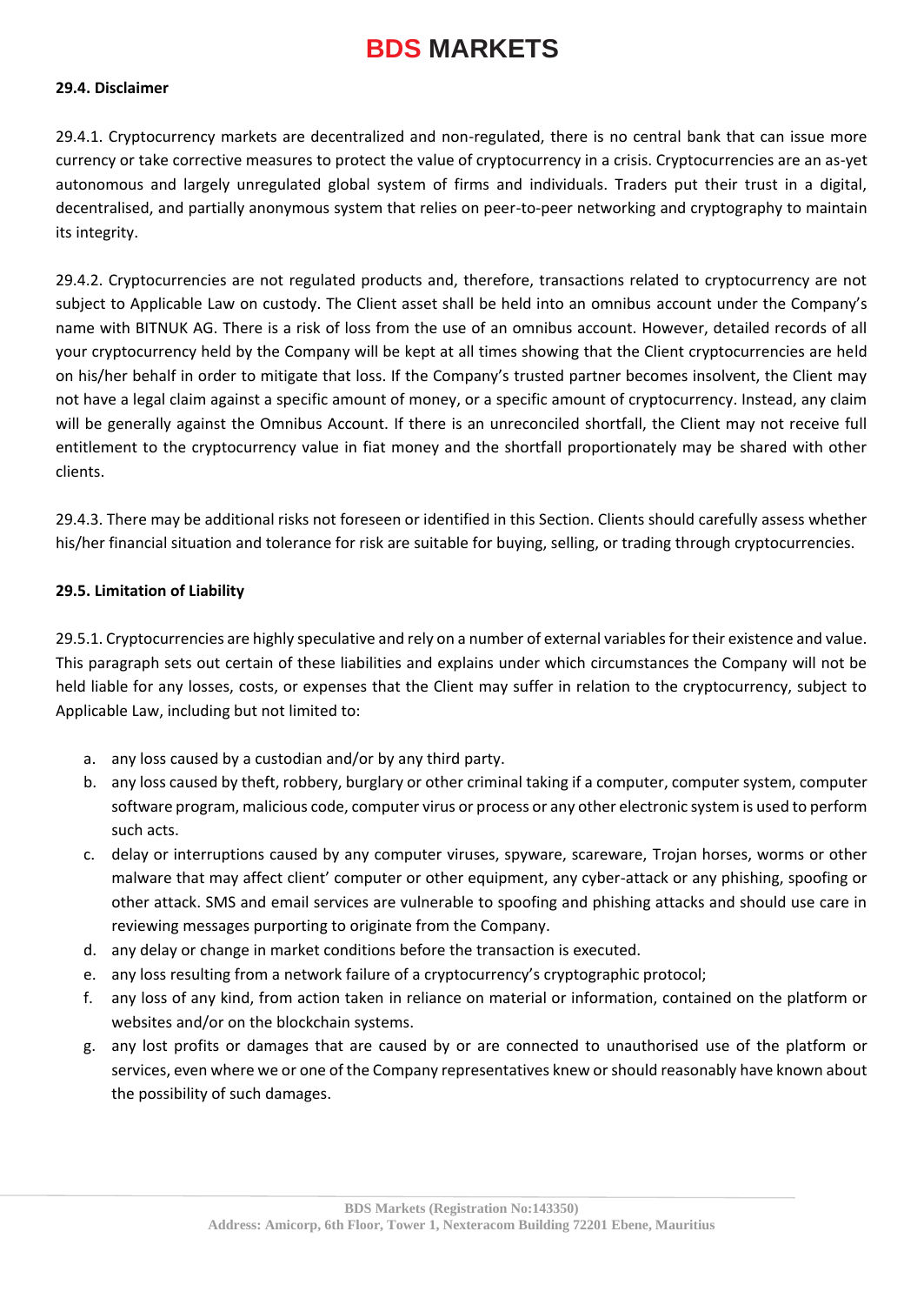**29.4. Disclaimer**

29.4.1. Cryptocurrency markets are decentralized and non-regulated, there is no central bank that can issue more currency or take corrective measures to protect the value of cryptocurrency in a crisis. Cryptocurrencies are an as-yet autonomous and largely unregulated global system of firms and individuals. Traders put their trust in a digital, decentralised, and partially anonymous system that relies on peer-to-peer networking and cryptography to maintain its integrity.

29.4.2. Cryptocurrencies are not regulated products and, therefore, transactions related to cryptocurrency are not subject to Applicable Law on custody. The Client asset shall be held into an omnibus account under the Company's name with BITNUK AG. There is a risk of loss from the use of an omnibus account. However, detailed records of all your cryptocurrency held by the Company will be kept at all times showing that the Client cryptocurrencies are held on his/her behalf in order to mitigate that loss. If the Company's trusted partner becomes insolvent, the Client may not have a legal claim against a specific amount of money, or a specific amount of cryptocurrency. Instead, any claim will be generally against the Omnibus Account. If there is an unreconciled shortfall, the Client may not receive full entitlement to the cryptocurrency value in fiat money and the shortfall proportionately may be shared with other clients.

29.4.3. There may be additional risks not foreseen or identified in this Section. Clients should carefully assess whether his/her financial situation and tolerance for risk are suitable for buying, selling, or trading through cryptocurrencies.

**29.5. Limitation of Liability**

29.5.1. Cryptocurrencies are highly speculative and rely on a number of external variables for their existence and value. This paragraph sets out certain of these liabilities and explains under which circumstances the Company will not be held liable for any losses, costs, or expenses that the Client may suffer in relation to the cryptocurrency, subject to Applicable Law, including but not limited to:

a. any loss caused by a custodian and/or by any third party.
b. any loss caused by theft, robbery, burglary or other criminal taking if a computer, computer system, computer software program, malicious code, computer virus or process or any other electronic system is used to perform such acts.
c. delay or interruptions caused by any computer viruses, spyware, scareware, Trojan horses, worms or other malware that may affect client' computer or other equipment, any cyber-attack or any phishing, spoofing or other attack. SMS and email services are vulnerable to spoofing and phishing attacks and should use care in reviewing messages purporting to originate from the Company.
d. any delay or change in market conditions before the transaction is executed.
e. any loss resulting from a network failure of a cryptocurrency's cryptographic protocol;
f. any loss of any kind, from action taken in reliance on material or information, contained on the platform or websites and/or on the blockchain systems.
g. any lost profits or damages that are caused by or are connected to unauthorised use of the platform or services, even where we or one of the Company representatives knew or should reasonably have known about the possibility of such damages.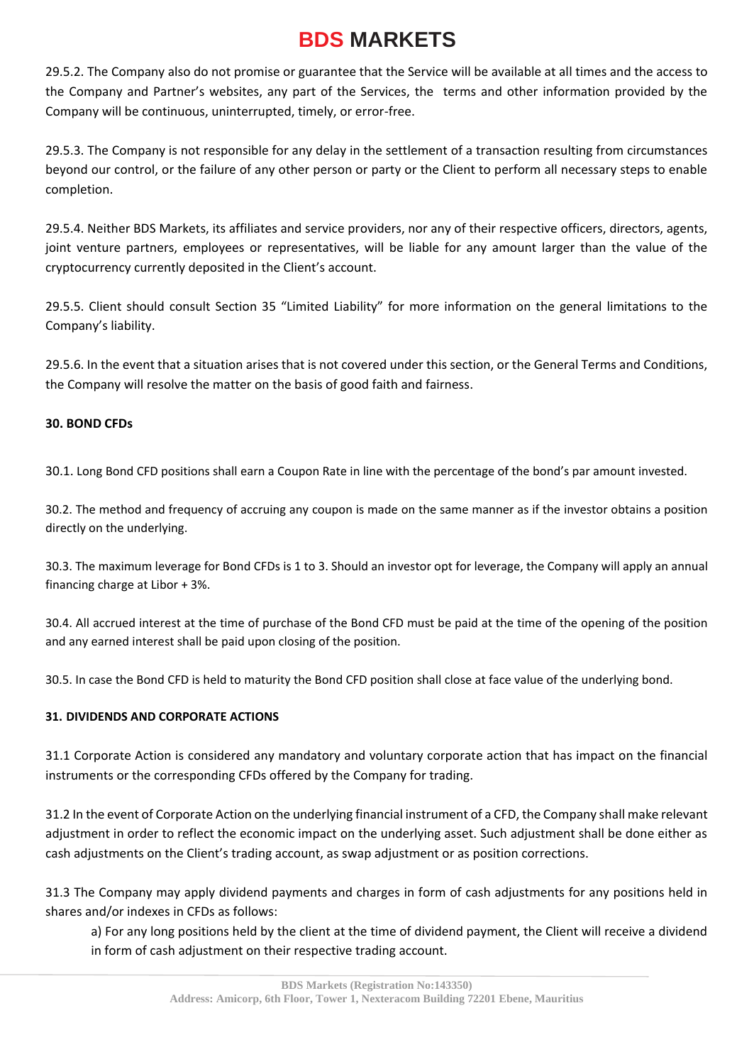29.5.2. The Company also do not promise or guarantee that the Service will be available at all times and the access to the Company and Partner's websites, any part of the Services, the terms and other information provided by the Company will be continuous, uninterrupted, timely, or error-free.

29.5.3. The Company is not responsible for any delay in the settlement of a transaction resulting from circumstances beyond our control, or the failure of any other person or party or the Client to perform all necessary steps to enable completion.

29.5.4. Neither BDS Markets, its affiliates and service providers, nor any of their respective officers, directors, agents, joint venture partners, employees or representatives, will be liable for any amount larger than the value of the cryptocurrency currently deposited in the Client's account.

29.5.5. Client should consult Section 35 "Limited Liability" for more information on the general limitations to the Company's liability.

29.5.6. In the event that a situation arises that is not covered under this section, or the General Terms and Conditions, the Company will resolve the matter on the basis of good faith and fairness.

**30. BOND CFDs**

30.1. Long Bond CFD positions shall earn a Coupon Rate in line with the percentage of the bond's par amount invested.

30.2. The method and frequency of accruing any coupon is made on the same manner as if the investor obtains a position directly on the underlying.

30.3. The maximum leverage for Bond CFDs is 1 to 3. Should an investor opt for leverage, the Company will apply an annual financing charge at Libor + 3%.

30.4. All accrued interest at the time of purchase of the Bond CFD must be paid at the time of the opening of the position and any earned interest shall be paid upon closing of the position.

30.5. In case the Bond CFD is held to maturity the Bond CFD position shall close at face value of the underlying bond.

**31. DIVIDENDS AND CORPORATE ACTIONS**

31.1 Corporate Action is considered any mandatory and voluntary corporate action that has impact on the financial instruments or the corresponding CFDs offered by the Company for trading.

31.2 In the event of Corporate Action on the underlying financial instrument of a CFD, the Company shall make relevant adjustment in order to reflect the economic impact on the underlying asset. Such adjustment shall be done either as cash adjustments on the Client's trading account, as swap adjustment or as position corrections.

31.3 The Company may apply dividend payments and charges in form of cash adjustments for any positions held in shares and/or indexes in CFDs as follows:

a) For any long positions held by the client at the time of dividend payment, the Client will receive a dividend in form of cash adjustment on their respective trading account.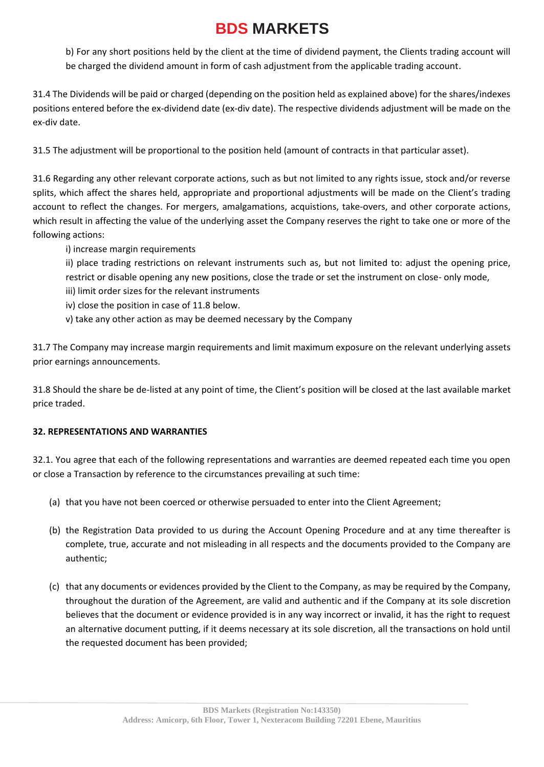b) For any short positions held by the client at the time of dividend payment, the Clients trading account will be charged the dividend amount in form of cash adjustment from the applicable trading account.

31.4 The Dividends will be paid or charged (depending on the position held as explained above) for the shares/indexes positions entered before the ex-dividend date (ex-div date). The respective dividends adjustment will be made on the ex-div date.

31.5 The adjustment will be proportional to the position held (amount of contracts in that particular asset).

31.6 Regarding any other relevant corporate actions, such as but not limited to any rights issue, stock and/or reverse splits, which affect the shares held, appropriate and proportional adjustments will be made on the Client's trading account to reflect the changes. For mergers, amalgamations, acquistions, take-overs, and other corporate actions, which result in affecting the value of the underlying asset the Company reserves the right to take one or more of the following actions:

i) increase margin requirements

ii) place trading restrictions on relevant instruments such as, but not limited to: adjust the opening price, restrict or disable opening any new positions, close the trade or set the instrument on close- only mode,

iii) limit order sizes for the relevant instruments

iv) close the position in case of 11.8 below.

v) take any other action as may be deemed necessary by the Company

31.7 The Company may increase margin requirements and limit maximum exposure on the relevant underlying assets prior earnings announcements.

31.8 Should the share be de-listed at any point of time, the Client's position will be closed at the last available market price traded.

**32. REPRESENTATIONS AND WARRANTIES**

32.1. You agree that each of the following representations and warranties are deemed repeated each time you open or close a Transaction by reference to the circumstances prevailing at such time:

(a) that you have not been coerced or otherwise persuaded to enter into the Client Agreement;

(b) the Registration Data provided to us during the Account Opening Procedure and at any time thereafter is complete, true, accurate and not misleading in all respects and the documents provided to the Company are authentic;

(c) that any documents or evidences provided by the Client to the Company, as may be required by the Company, throughout the duration of the Agreement, are valid and authentic and if the Company at its sole discretion believes that the document or evidence provided is in any way incorrect or invalid, it has the right to request an alternative document putting, if it deems necessary at its sole discretion, all the transactions on hold until the requested document has been provided;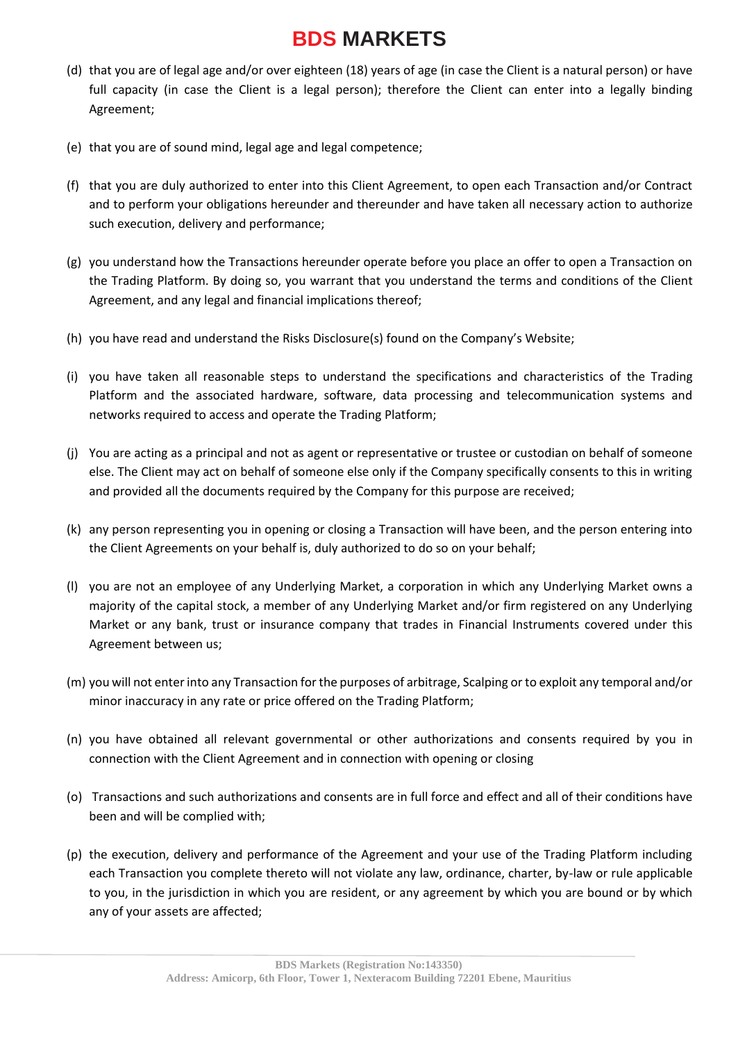(d) that you are of legal age and/or over eighteen (18) years of age (in case the Client is a natural person) or have full capacity (in case the Client is a legal person); therefore the Client can enter into a legally binding Agreement;

(e) that you are of sound mind, legal age and legal competence;

(f) that you are duly authorized to enter into this Client Agreement, to open each Transaction and/or Contract and to perform your obligations hereunder and thereunder and have taken all necessary action to authorize such execution, delivery and performance;

(g) you understand how the Transactions hereunder operate before you place an offer to open a Transaction on the Trading Platform. By doing so, you warrant that you understand the terms and conditions of the Client Agreement, and any legal and financial implications thereof;

(h) you have read and understand the Risks Disclosure(s) found on the Company's Website;

(i) you have taken all reasonable steps to understand the specifications and characteristics of the Trading Platform and the associated hardware, software, data processing and telecommunication systems and networks required to access and operate the Trading Platform;

(j) You are acting as a principal and not as agent or representative or trustee or custodian on behalf of someone else. The Client may act on behalf of someone else only if the Company specifically consents to this in writing and provided all the documents required by the Company for this purpose are received;

(k) any person representing you in opening or closing a Transaction will have been, and the person entering into the Client Agreements on your behalf is, duly authorized to do so on your behalf;

(l) you are not an employee of any Underlying Market, a corporation in which any Underlying Market owns a majority of the capital stock, a member of any Underlying Market and/or firm registered on any Underlying Market or any bank, trust or insurance company that trades in Financial Instruments covered under this Agreement between us;

(m) you will not enter into any Transaction for the purposes of arbitrage, Scalping or to exploit any temporal and/or minor inaccuracy in any rate or price offered on the Trading Platform;

(n) you have obtained all relevant governmental or other authorizations and consents required by you in connection with the Client Agreement and in connection with opening or closing

(o) Transactions and such authorizations and consents are in full force and effect and all of their conditions have been and will be complied with;

(p) the execution, delivery and performance of the Agreement and your use of the Trading Platform including each Transaction you complete thereto will not violate any law, ordinance, charter, by-law or rule applicable to you, in the jurisdiction in which you are resident, or any agreement by which you are bound or by which any of your assets are affected;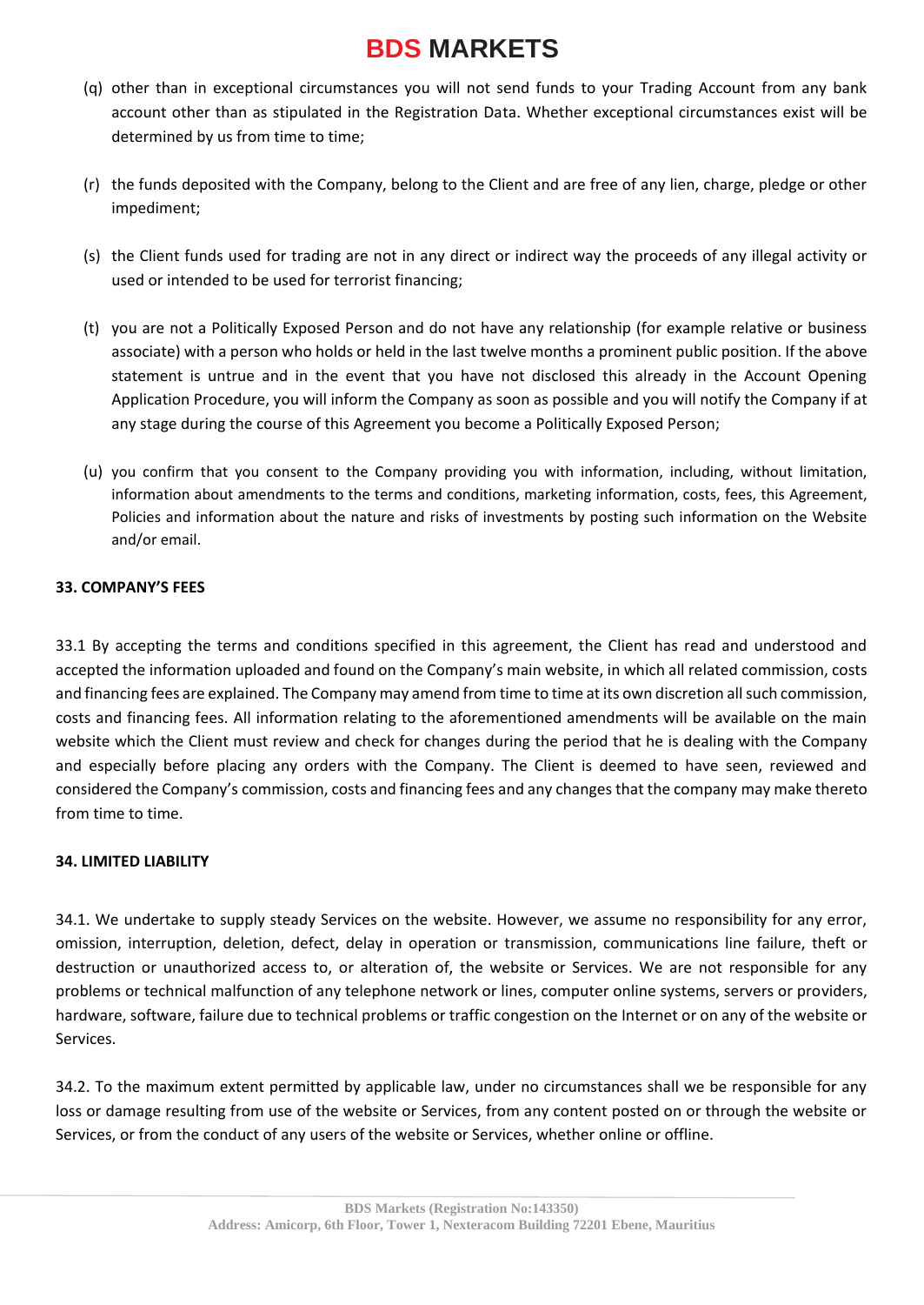(q) other than in exceptional circumstances you will not send funds to your Trading Account from any bank account other than as stipulated in the Registration Data. Whether exceptional circumstances exist will be determined by us from time to time;

(r) the funds deposited with the Company, belong to the Client and are free of any lien, charge, pledge or other impediment;

(s) the Client funds used for trading are not in any direct or indirect way the proceeds of any illegal activity or used or intended to be used for terrorist financing;

(t) you are not a Politically Exposed Person and do not have any relationship (for example relative or business associate) with a person who holds or held in the last twelve months a prominent public position. If the above statement is untrue and in the event that you have not disclosed this already in the Account Opening Application Procedure, you will inform the Company as soon as possible and you will notify the Company if at any stage during the course of this Agreement you become a Politically Exposed Person;

(u) you confirm that you consent to the Company providing you with information, including, without limitation, information about amendments to the terms and conditions, marketing information, costs, fees, this Agreement, Policies and information about the nature and risks of investments by posting such information on the Website and/or email.

**33. COMPANY'S FEES**

33.1 By accepting the terms and conditions specified in this agreement, the Client has read and understood and accepted the information uploaded and found on the Company's main website, in which all related commission, costs and financing fees are explained. The Company may amend from time to time at its own discretion all such commission, costs and financing fees. All information relating to the aforementioned amendments will be available on the main website which the Client must review and check for changes during the period that he is dealing with the Company and especially before placing any orders with the Company. The Client is deemed to have seen, reviewed and considered the Company's commission, costs and financing fees and any changes that the company may make thereto from time to time.

**34. LIMITED LIABILITY**

34.1. We undertake to supply steady Services on the website. However, we assume no responsibility for any error, omission, interruption, deletion, defect, delay in operation or transmission, communications line failure, theft or destruction or unauthorized access to, or alteration of, the website or Services. We are not responsible for any problems or technical malfunction of any telephone network or lines, computer online systems, servers or providers, hardware, software, failure due to technical problems or traffic congestion on the Internet or on any of the website or Services.

34.2. To the maximum extent permitted by applicable law, under no circumstances shall we be responsible for any loss or damage resulting from use of the website or Services, from any content posted on or through the website or Services, or from the conduct of any users of the website or Services, whether online or offline.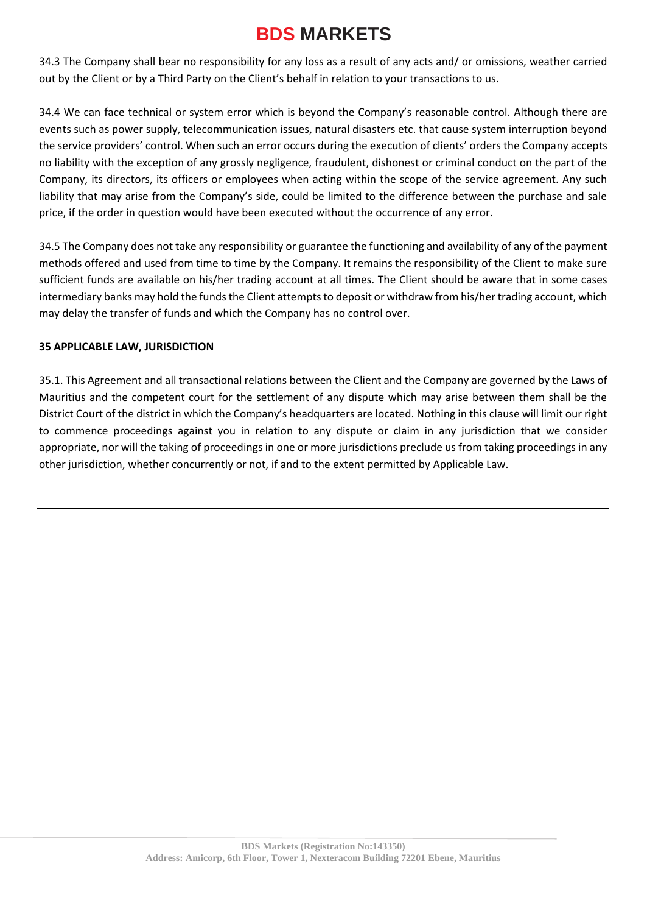34.3 The Company shall bear no responsibility for any loss as a result of any acts and/ or omissions, weather carried out by the Client or by a Third Party on the Client's behalf in relation to your transactions to us.

34.4 We can face technical or system error which is beyond the Company's reasonable control. Although there are events such as power supply, telecommunication issues, natural disasters etc. that cause system interruption beyond the service providers' control. When such an error occurs during the execution of clients' orders the Company accepts no liability with the exception of any grossly negligence, fraudulent, dishonest or criminal conduct on the part of the Company, its directors, its officers or employees when acting within the scope of the service agreement. Any such liability that may arise from the Company's side, could be limited to the difference between the purchase and sale price, if the order in question would have been executed without the occurrence of any error.

34.5 The Company does not take any responsibility or guarantee the functioning and availability of any of the payment methods offered and used from time to time by the Company. It remains the responsibility of the Client to make sure sufficient funds are available on his/her trading account at all times. The Client should be aware that in some cases intermediary banks may hold the funds the Client attempts to deposit or withdraw from his/her trading account, which may delay the transfer of funds and which the Company has no control over.

**35 APPLICABLE LAW, JURISDICTION**

35.1. This Agreement and all transactional relations between the Client and the Company are governed by the Laws of Mauritius and the competent court for the settlement of any dispute which may arise between them shall be the District Court of the district in which the Company's headquarters are located. Nothing in this clause will limit our right to commence proceedings against you in relation to any dispute or claim in any jurisdiction that we consider appropriate, nor will the taking of proceedings in one or more jurisdictions preclude us from taking proceedings in any other jurisdiction, whether concurrently or not, if and to the extent permitted by Applicable Law.